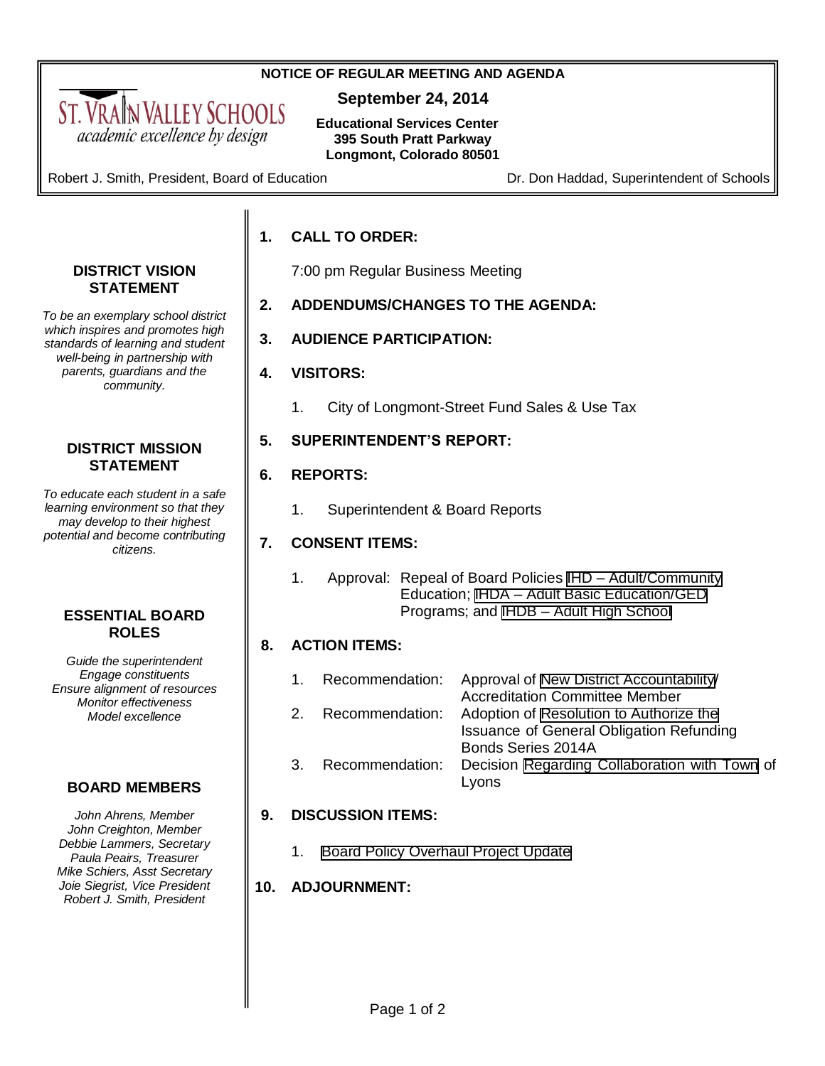**NOTICE OF REGULAR MEETING AND AGENDA**

ST. VRAIN VALLEY SCHOOLS
*academic excellence by design*

**September 24, 2014**

**Educational Services Center**
**395 South Pratt Parkway**
**Longmont, Colorado 80501**

Robert J. Smith, President, Board of Education

Dr. Don Haddad, Superintendent of Schools

### DISTRICT VISION STATEMENT

*To be an exemplary school district which inspires and promotes high standards of learning and student well-being in partnership with parents, guardians and the community.*

### DISTRICT MISSION STATEMENT

*To educate each student in a safe learning environment so that they may develop to their highest potential and become contributing citizens.*

### ESSENTIAL BOARD ROLES

*Guide the superintendent*
*Engage constituents*
*Ensure alignment of resources*
*Monitor effectiveness*
*Model excellence*

### BOARD MEMBERS

*John Ahrens, Member*
*John Creighton, Member*
*Debbie Lammers, Secretary*
*Paula Peairs, Treasurer*
*Mike Schiers, Asst Secretary*
*Joie Siegrist, Vice President*
*Robert J. Smith, President*

**1. CALL TO ORDER:**

7:00 pm Regular Business Meeting

**2. ADDENDUMS/CHANGES TO THE AGENDA:**

**3. AUDIENCE PARTICIPATION:**

**4. VISITORS:**

1. City of Longmont-Street Fund Sales & Use Tax

**5. SUPERINTENDENT'S REPORT:**

**6. REPORTS:**

1. Superintendent & Board Reports

**7. CONSENT ITEMS:**

1. Approval: Repeal of Board Policies IHD – Adult/Community Education; IHDA – Adult Basic Education/GED Programs; and IHDB – Adult High School

**8. ACTION ITEMS:**

1. Recommendation: Approval of New District Accountability/ Accreditation Committee Member
2. Recommendation: Adoption of Resolution to Authorize the Issuance of General Obligation Refunding Bonds Series 2014A
3. Recommendation: Decision Regarding Collaboration with Town of Lyons

**9. DISCUSSION ITEMS:**

1. Board Policy Overhaul Project Update

**10. ADJOURNMENT:**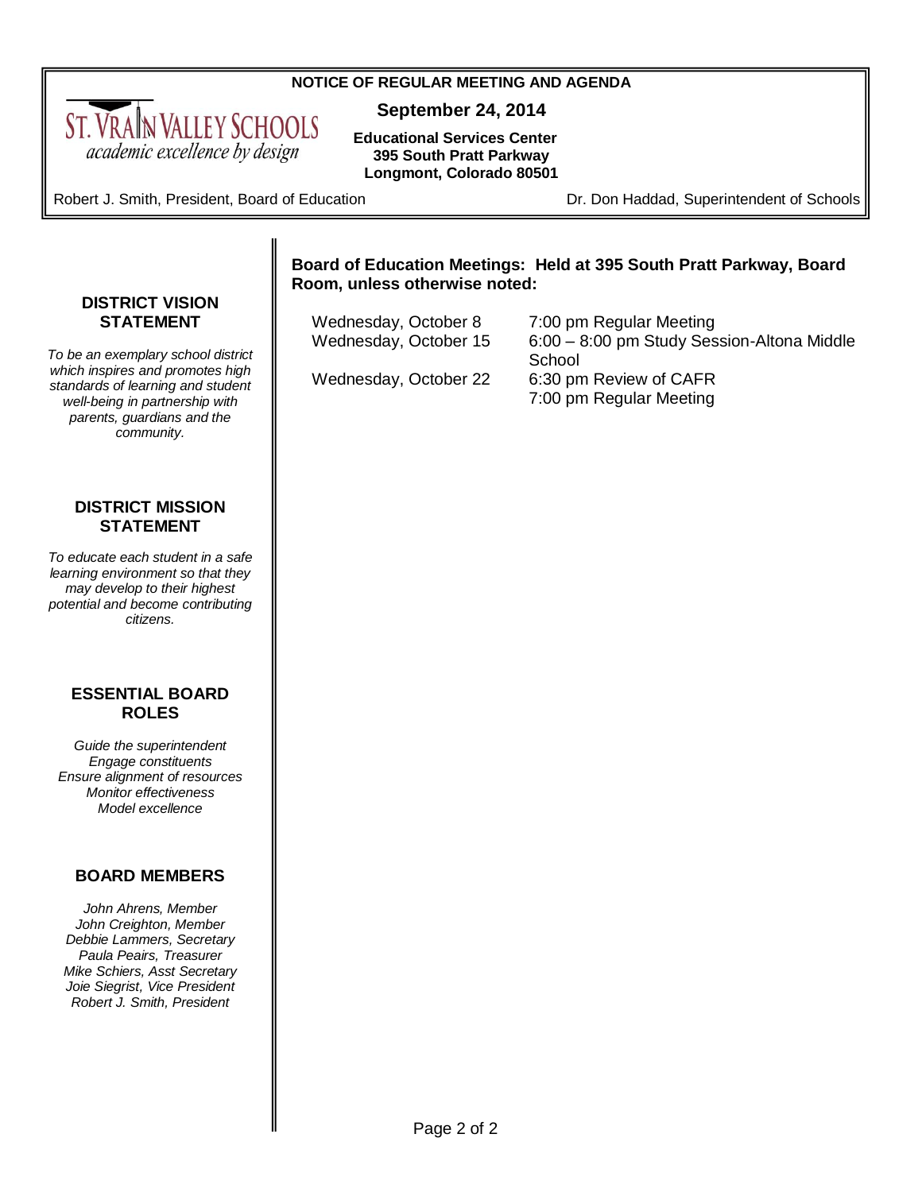**NOTICE OF REGULAR MEETING AND AGENDA**

ST. VRAIN VALLEY SCHOOLS
*academic excellence by design*

**September 24, 2014**

**Educational Services Center**
**395 South Pratt Parkway**
**Longmont, Colorado 80501**

Robert J. Smith, President, Board of Education

Dr. Don Haddad, Superintendent of Schools

### DISTRICT VISION STATEMENT

*To be an exemplary school district which inspires and promotes high standards of learning and student well-being in partnership with parents, guardians and the community.*

### DISTRICT MISSION STATEMENT

*To educate each student in a safe learning environment so that they may develop to their highest potential and become contributing citizens.*

### ESSENTIAL BOARD ROLES

*Guide the superintendent*
*Engage constituents*
*Ensure alignment of resources*
*Monitor effectiveness*
*Model excellence*

### BOARD MEMBERS

*John Ahrens, Member*
*John Creighton, Member*
*Debbie Lammers, Secretary*
*Paula Peairs, Treasurer*
*Mike Schiers, Asst Secretary*
*Joie Siegrist, Vice President*
*Robert J. Smith, President*

**Board of Education Meetings: Held at 395 South Pratt Parkway, Board Room, unless otherwise noted:**

| | |
|---|---|
| Wednesday, October 8 | 7:00 pm Regular Meeting |
| Wednesday, October 15 | 6:00 – 8:00 pm Study Session-Altona Middle School |
| Wednesday, October 22 | 6:30 pm Review of CAFR<br>7:00 pm Regular Meeting |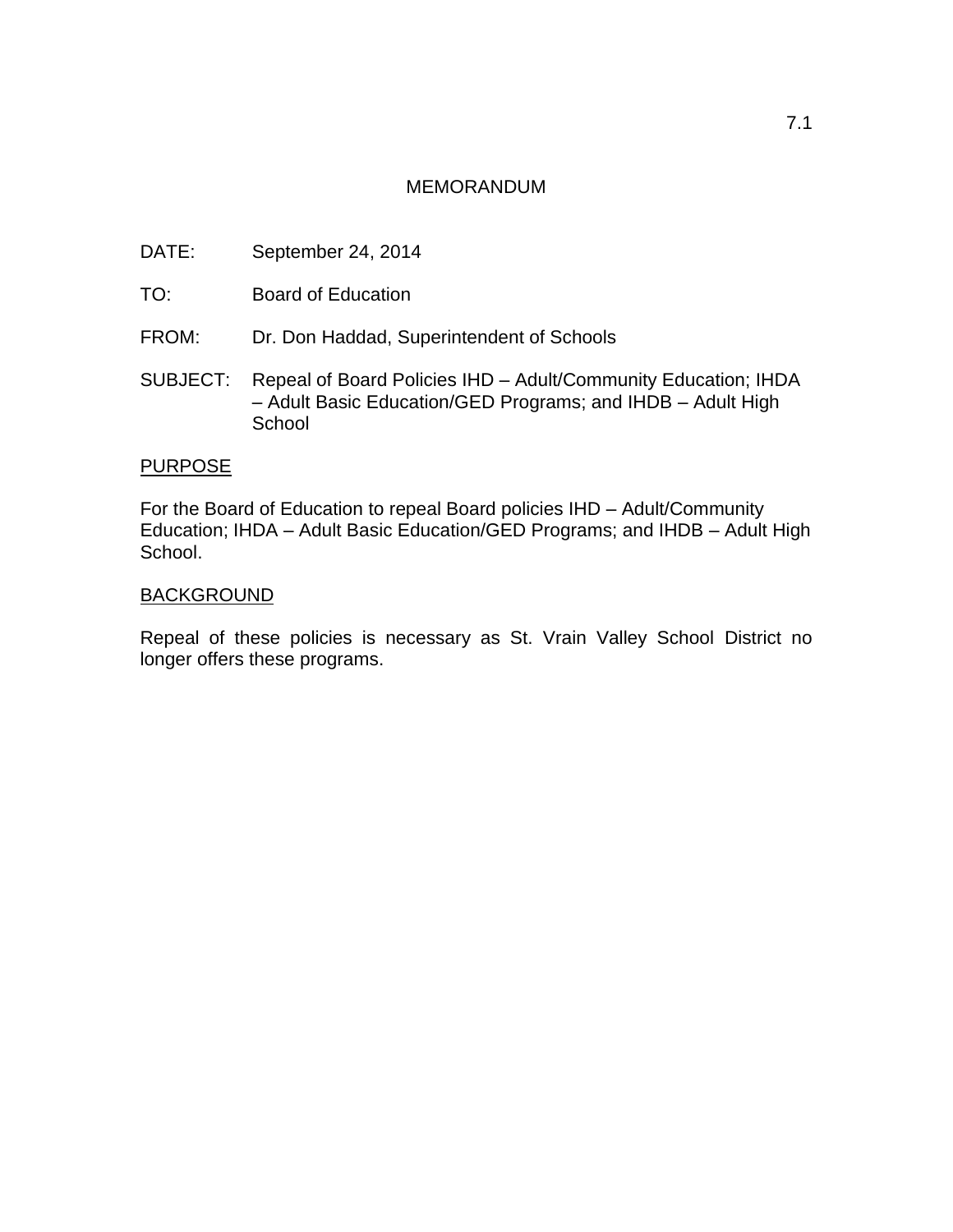7.1

# MEMORANDUM

DATE: September 24, 2014

TO: Board of Education

FROM: Dr. Don Haddad, Superintendent of Schools

SUBJECT: Repeal of Board Policies IHD – Adult/Community Education; IHDA – Adult Basic Education/GED Programs; and IHDB – Adult High School

## PURPOSE

For the Board of Education to repeal Board policies IHD – Adult/Community Education; IHDA – Adult Basic Education/GED Programs; and IHDB – Adult High School.

## BACKGROUND

Repeal of these policies is necessary as St. Vrain Valley School District no longer offers these programs.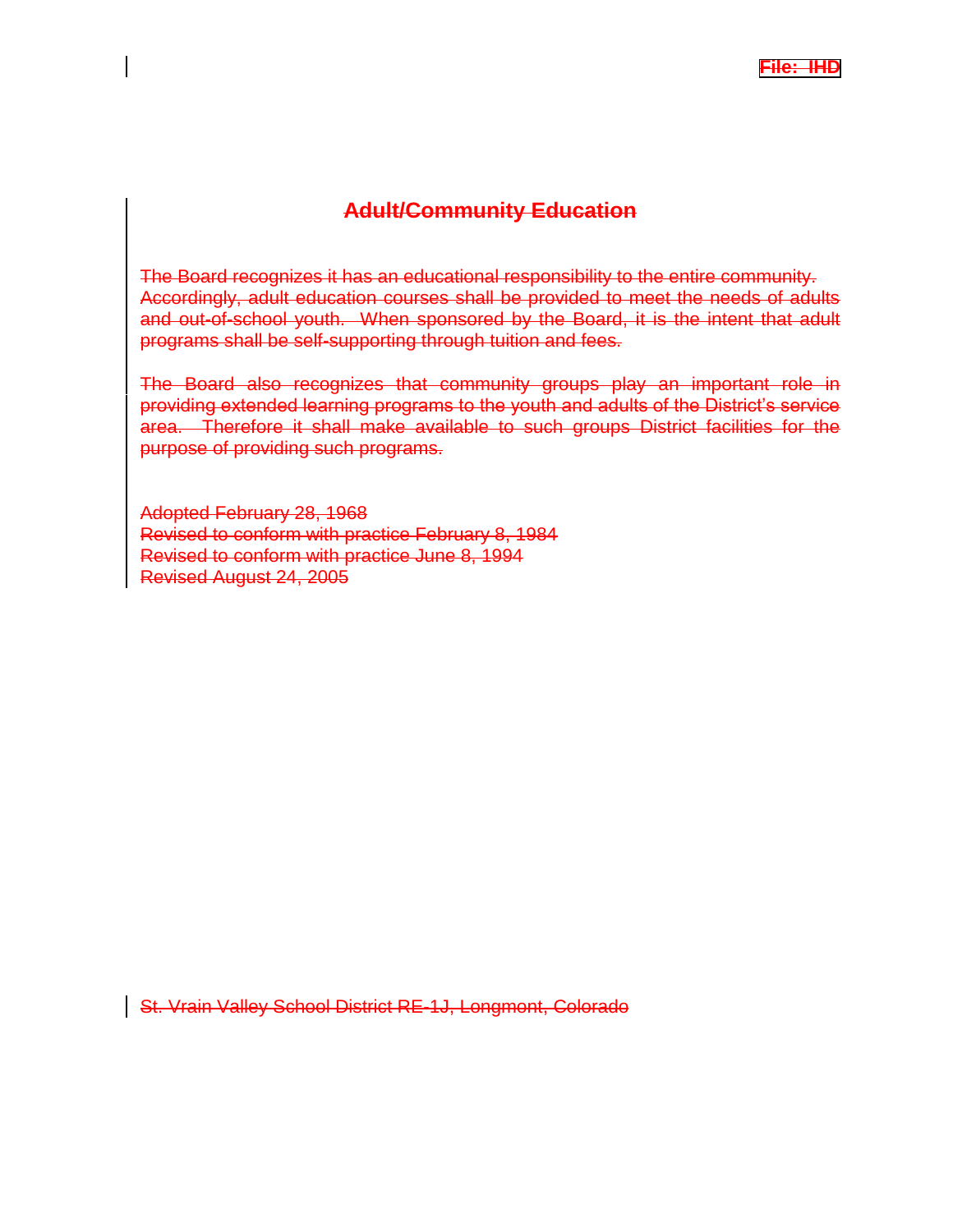~~File: IHD~~

## ~~Adult/Community Education~~

~~The Board recognizes it has an educational responsibility to the entire community. Accordingly, adult education courses shall be provided to meet the needs of adults and out-of-school youth. When sponsored by the Board, it is the intent that adult programs shall be self-supporting through tuition and fees.~~

~~The Board also recognizes that community groups play an important role in providing extended learning programs to the youth and adults of the District's service area. Therefore it shall make available to such groups District facilities for the purpose of providing such programs.~~

~~Adopted February 28, 1968~~
~~Revised to conform with practice February 8, 1984~~
~~Revised to conform with practice June 8, 1994~~
~~Revised August 24, 2005~~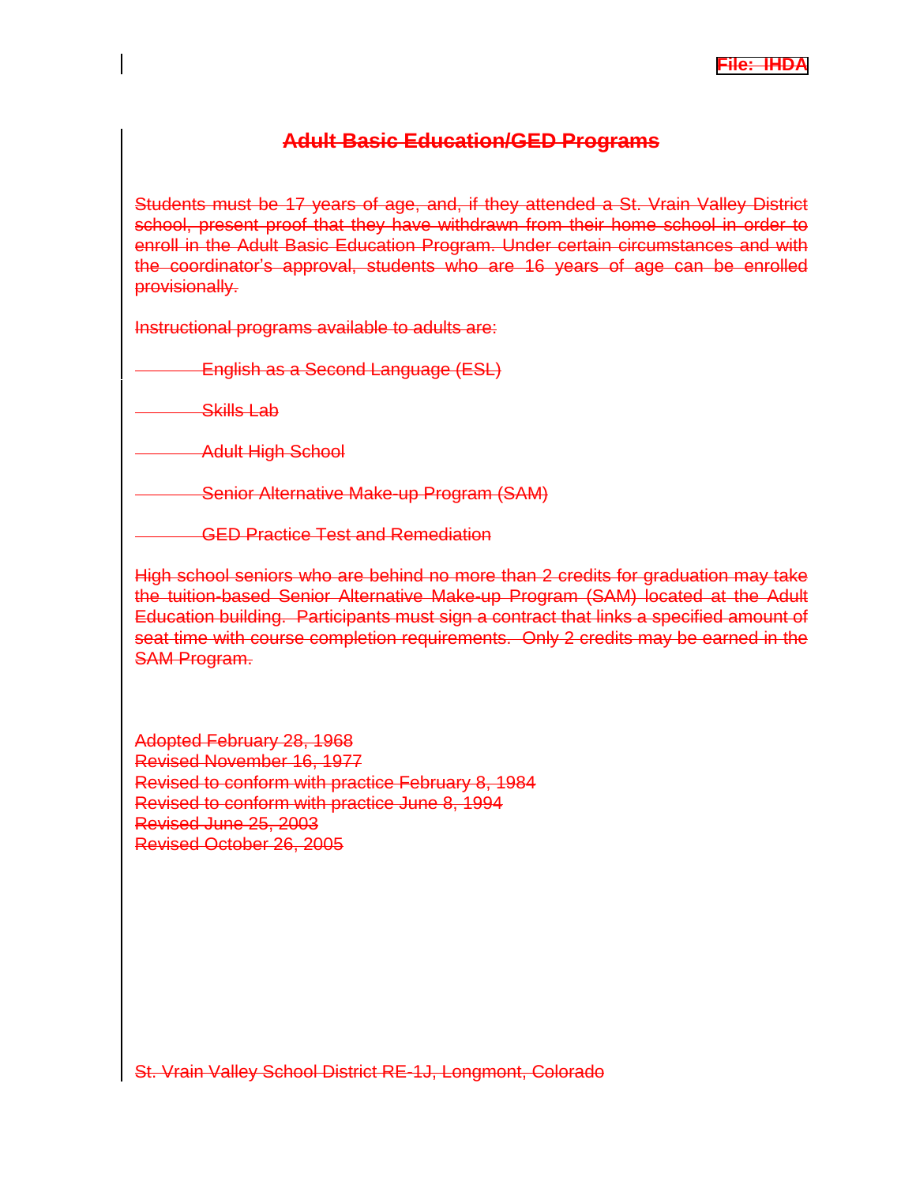File: IHDA

# Adult Basic Education/GED Programs

Students must be 17 years of age, and, if they attended a St. Vrain Valley District school, present proof that they have withdrawn from their home school in order to enroll in the Adult Basic Education Program. Under certain circumstances and with the coordinator's approval, students who are 16 years of age can be enrolled provisionally.

Instructional programs available to adults are:

- English as a Second Language (ESL)
- Skills Lab
- Adult High School
- Senior Alternative Make-up Program (SAM)
- GED Practice Test and Remediation

High school seniors who are behind no more than 2 credits for graduation may take the tuition-based Senior Alternative Make-up Program (SAM) located at the Adult Education building. Participants must sign a contract that links a specified amount of seat time with course completion requirements. Only 2 credits may be earned in the SAM Program.

Adopted February 28, 1968
Revised November 16, 1977
Revised to conform with practice February 8, 1984
Revised to conform with practice June 8, 1994
Revised June 25, 2003
Revised October 26, 2005

St. Vrain Valley School District RE-1J, Longmont, Colorado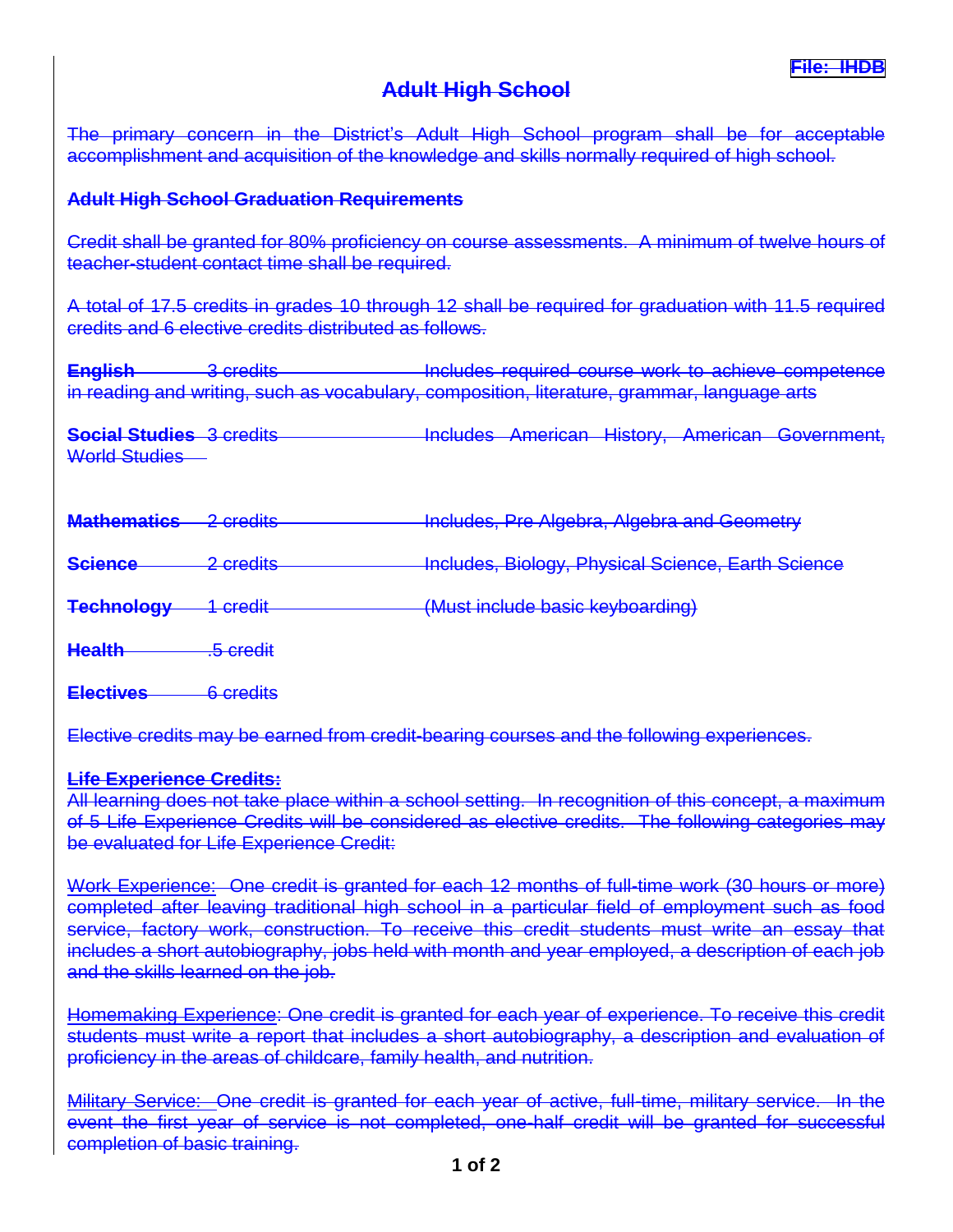~~**File: IHDB**~~

# ~~Adult High School~~

~~The primary concern in the District's Adult High School program shall be for acceptable accomplishment and acquisition of the knowledge and skills normally required of high school.~~

## ~~Adult High School Graduation Requirements~~

~~Credit shall be granted for 80% proficiency on course assessments. A minimum of twelve hours of teacher-student contact time shall be required.~~

~~A total of 17.5 credits in grades 10 through 12 shall be required for graduation with 11.5 required credits and 6 elective credits distributed as follows.~~

| Subject | Credits | Description |
|---|---|---|
| ~~**English**~~ | ~~3 credits~~ | ~~Includes required course work to achieve competence in reading and writing, such as vocabulary, composition, literature, grammar, language arts~~ |
| ~~**Social Studies**~~ | ~~3 credits~~ | ~~Includes American History, American Government, World Studies~~ |
| ~~**Mathematics**~~ | ~~2 credits~~ | ~~Includes, Pre Algebra, Algebra and Geometry~~ |
| ~~**Science**~~ | ~~2 credits~~ | ~~Includes, Biology, Physical Science, Earth Science~~ |
| ~~**Technology**~~ | ~~1 credit~~ | ~~(Must include basic keyboarding)~~ |
| ~~**Health**~~ | ~~.5 credit~~ | |
| ~~**Electives**~~ | ~~6 credits~~ | |

~~Elective credits may be earned from credit-bearing courses and the following experiences.~~

### ~~Life Experience Credits:~~

~~All learning does not take place within a school setting. In recognition of this concept, a maximum of 5 Life Experience Credits will be considered as elective credits. The following categories may be evaluated for Life Experience Credit:~~

~~Work Experience: One credit is granted for each 12 months of full-time work (30 hours or more) completed after leaving traditional high school in a particular field of employment such as food service, factory work, construction. To receive this credit students must write an essay that includes a short autobiography, jobs held with month and year employed, a description of each job and the skills learned on the job.~~

~~Homemaking Experience: One credit is granted for each year of experience. To receive this credit students must write a report that includes a short autobiography, a description and evaluation of proficiency in the areas of childcare, family health, and nutrition.~~

~~Military Service: One credit is granted for each year of active, full-time, military service. In the event the first year of service is not completed, one-half credit will be granted for successful completion of basic training.~~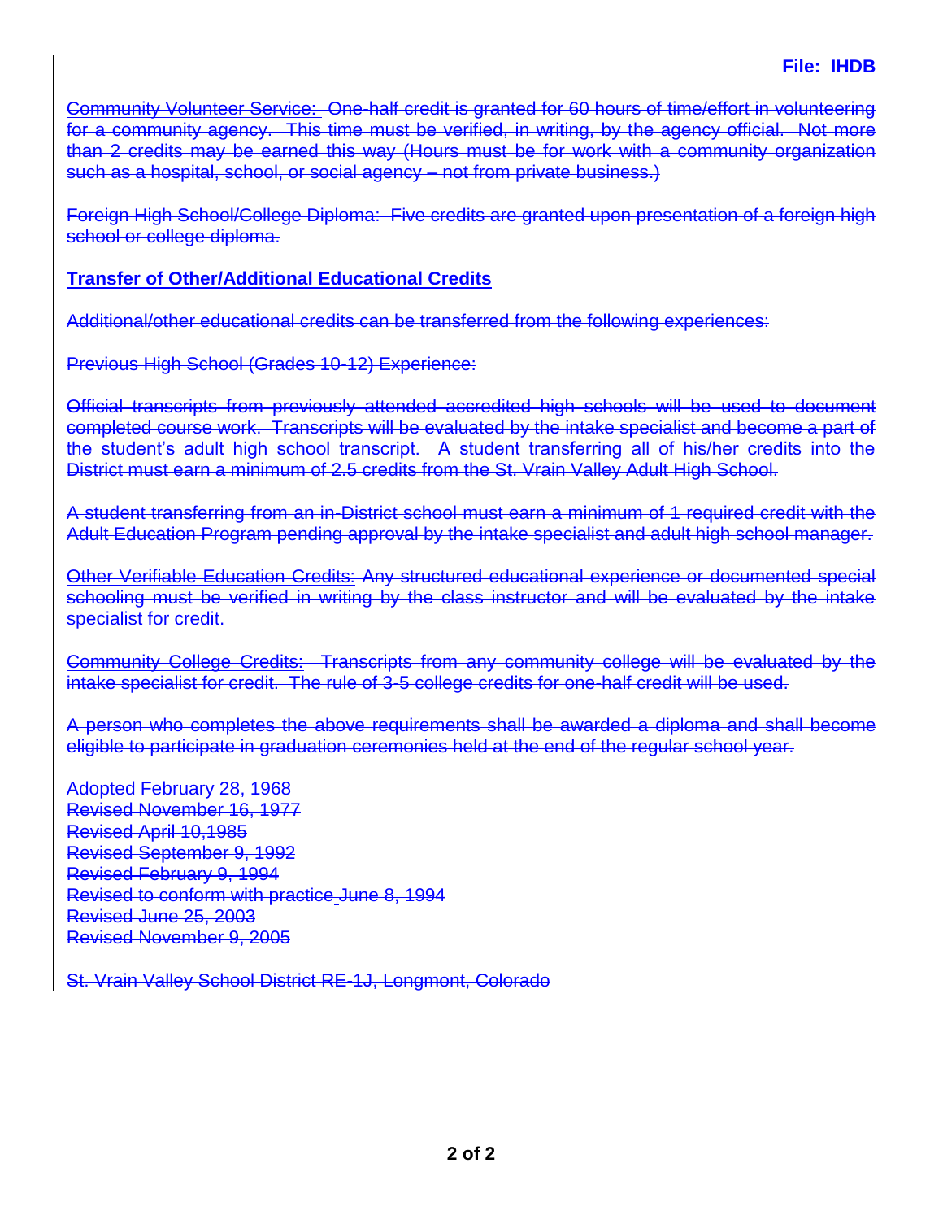~~File: IHDB~~

~~Community Volunteer Service: One-half credit is granted for 60 hours of time/effort in volunteering for a community agency. This time must be verified, in writing, by the agency official. Not more than 2 credits may be earned this way (Hours must be for work with a community organization such as a hospital, school, or social agency – not from private business.)~~

~~Foreign High School/College Diploma: Five credits are granted upon presentation of a foreign high school or college diploma.~~

**~~Transfer of Other/Additional Educational Credits~~**

~~Additional/other educational credits can be transferred from the following experiences:~~

~~Previous High School (Grades 10-12) Experience:~~

~~Official transcripts from previously attended accredited high schools will be used to document completed course work. Transcripts will be evaluated by the intake specialist and become a part of the student's adult high school transcript. A student transferring all of his/her credits into the District must earn a minimum of 2.5 credits from the St. Vrain Valley Adult High School.~~

~~A student transferring from an in-District school must earn a minimum of 1 required credit with the Adult Education Program pending approval by the intake specialist and adult high school manager.~~

~~Other Verifiable Education Credits: Any structured educational experience or documented special schooling must be verified in writing by the class instructor and will be evaluated by the intake specialist for credit.~~

~~Community College Credits: Transcripts from any community college will be evaluated by the intake specialist for credit. The rule of 3-5 college credits for one-half credit will be used.~~

~~A person who completes the above requirements shall be awarded a diploma and shall become eligible to participate in graduation ceremonies held at the end of the regular school year.~~

~~Adopted February 28, 1968~~
~~Revised November 16, 1977~~
~~Revised April 10,1985~~
~~Revised September 9, 1992~~
~~Revised February 9, 1994~~
~~Revised to conform with practice June 8, 1994~~
~~Revised June 25, 2003~~
~~Revised November 9, 2005~~

~~St. Vrain Valley School District RE-1J, Longmont, Colorado~~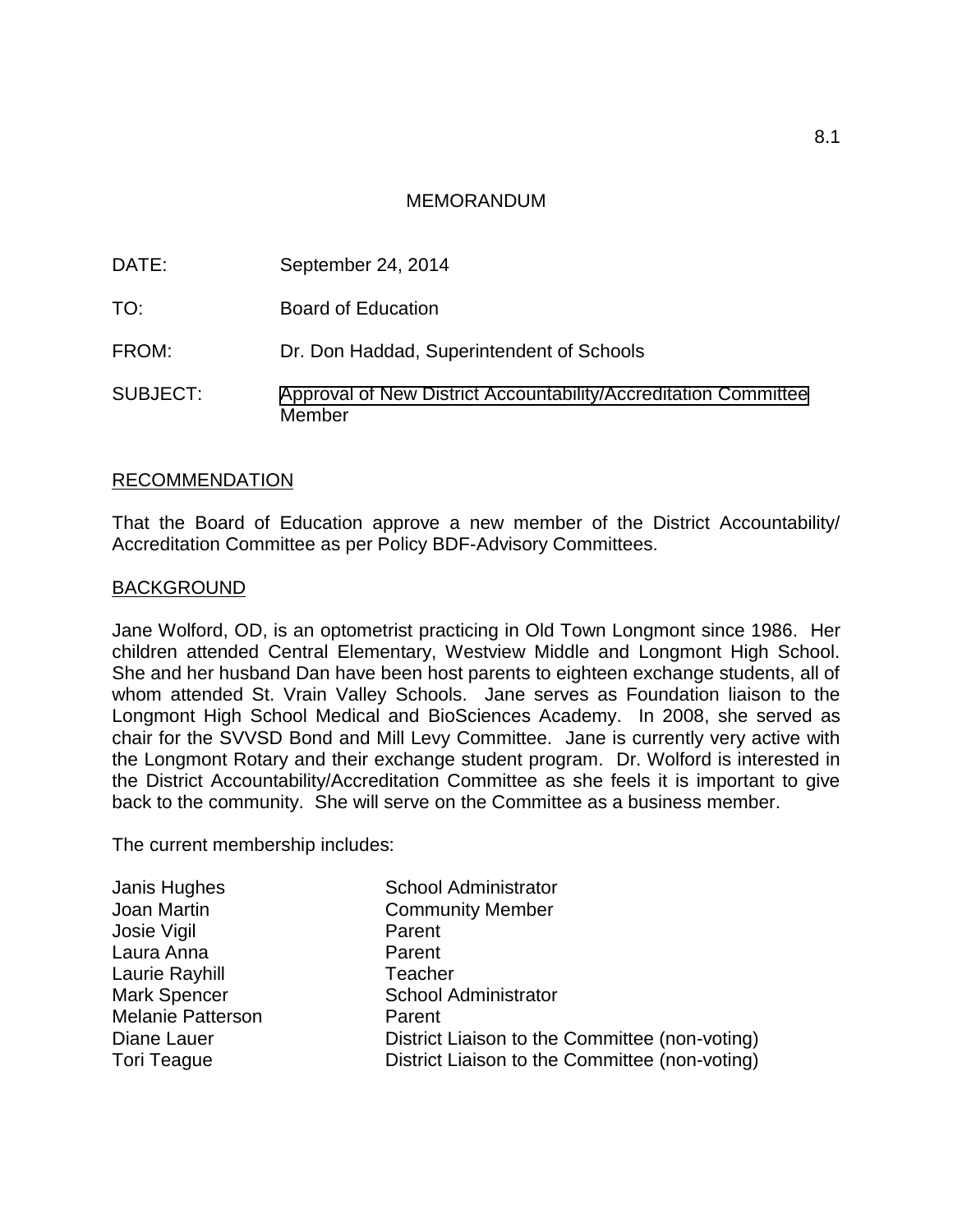# MEMORANDUM

DATE: September 24, 2014

TO: Board of Education

FROM: Dr. Don Haddad, Superintendent of Schools

SUBJECT: Approval of New District Accountability/Accreditation Committee Member

## RECOMMENDATION

That the Board of Education approve a new member of the District Accountability/ Accreditation Committee as per Policy BDF-Advisory Committees.

## BACKGROUND

Jane Wolford, OD, is an optometrist practicing in Old Town Longmont since 1986. Her children attended Central Elementary, Westview Middle and Longmont High School. She and her husband Dan have been host parents to eighteen exchange students, all of whom attended St. Vrain Valley Schools. Jane serves as Foundation liaison to the Longmont High School Medical and BioSciences Academy. In 2008, she served as chair for the SVVSD Bond and Mill Levy Committee. Jane is currently very active with the Longmont Rotary and their exchange student program. Dr. Wolford is interested in the District Accountability/Accreditation Committee as she feels it is important to give back to the community. She will serve on the Committee as a business member.

The current membership includes:

| | |
|---|---|
| Janis Hughes | School Administrator |
| Joan Martin | Community Member |
| Josie Vigil | Parent |
| Laura Anna | Parent |
| Laurie Rayhill | Teacher |
| Mark Spencer | School Administrator |
| Melanie Patterson | Parent |
| Diane Lauer | District Liaison to the Committee (non-voting) |
| Tori Teague | District Liaison to the Committee (non-voting) |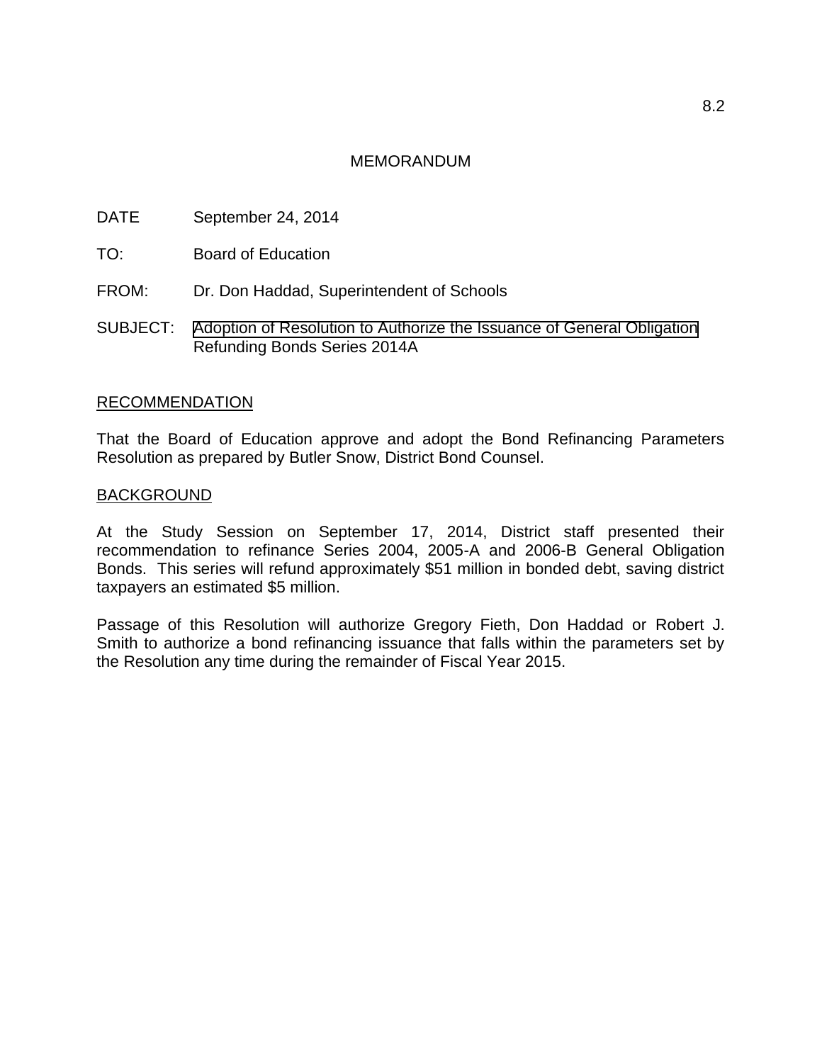8.2

# MEMORANDUM

DATE September 24, 2014

TO: Board of Education

FROM: Dr. Don Haddad, Superintendent of Schools

SUBJECT: Adoption of Resolution to Authorize the Issuance of General Obligation Refunding Bonds Series 2014A

## RECOMMENDATION

That the Board of Education approve and adopt the Bond Refinancing Parameters Resolution as prepared by Butler Snow, District Bond Counsel.

## BACKGROUND

At the Study Session on September 17, 2014, District staff presented their recommendation to refinance Series 2004, 2005-A and 2006-B General Obligation Bonds. This series will refund approximately $51 million in bonded debt, saving district taxpayers an estimated $5 million.

Passage of this Resolution will authorize Gregory Fieth, Don Haddad or Robert J. Smith to authorize a bond refinancing issuance that falls within the parameters set by the Resolution any time during the remainder of Fiscal Year 2015.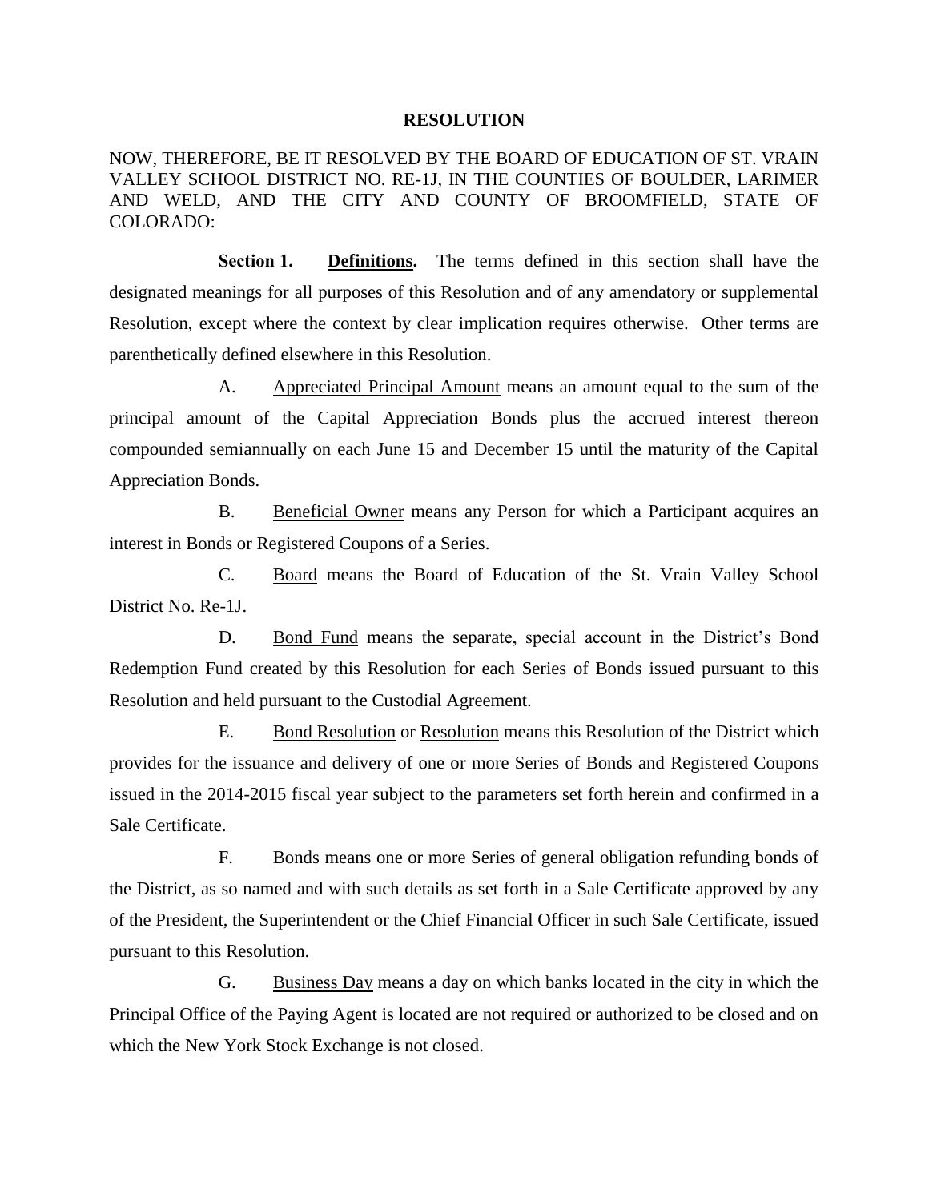**RESOLUTION**

NOW, THEREFORE, BE IT RESOLVED BY THE BOARD OF EDUCATION OF ST. VRAIN VALLEY SCHOOL DISTRICT NO. RE-1J, IN THE COUNTIES OF BOULDER, LARIMER AND WELD, AND THE CITY AND COUNTY OF BROOMFIELD, STATE OF COLORADO:

**Section 1. Definitions.** The terms defined in this section shall have the designated meanings for all purposes of this Resolution and of any amendatory or supplemental Resolution, except where the context by clear implication requires otherwise. Other terms are parenthetically defined elsewhere in this Resolution.

A. Appreciated Principal Amount means an amount equal to the sum of the principal amount of the Capital Appreciation Bonds plus the accrued interest thereon compounded semiannually on each June 15 and December 15 until the maturity of the Capital Appreciation Bonds.

B. Beneficial Owner means any Person for which a Participant acquires an interest in Bonds or Registered Coupons of a Series.

C. Board means the Board of Education of the St. Vrain Valley School District No. Re-1J.

D. Bond Fund means the separate, special account in the District's Bond Redemption Fund created by this Resolution for each Series of Bonds issued pursuant to this Resolution and held pursuant to the Custodial Agreement.

E. Bond Resolution or Resolution means this Resolution of the District which provides for the issuance and delivery of one or more Series of Bonds and Registered Coupons issued in the 2014-2015 fiscal year subject to the parameters set forth herein and confirmed in a Sale Certificate.

F. Bonds means one or more Series of general obligation refunding bonds of the District, as so named and with such details as set forth in a Sale Certificate approved by any of the President, the Superintendent or the Chief Financial Officer in such Sale Certificate, issued pursuant to this Resolution.

G. Business Day means a day on which banks located in the city in which the Principal Office of the Paying Agent is located are not required or authorized to be closed and on which the New York Stock Exchange is not closed.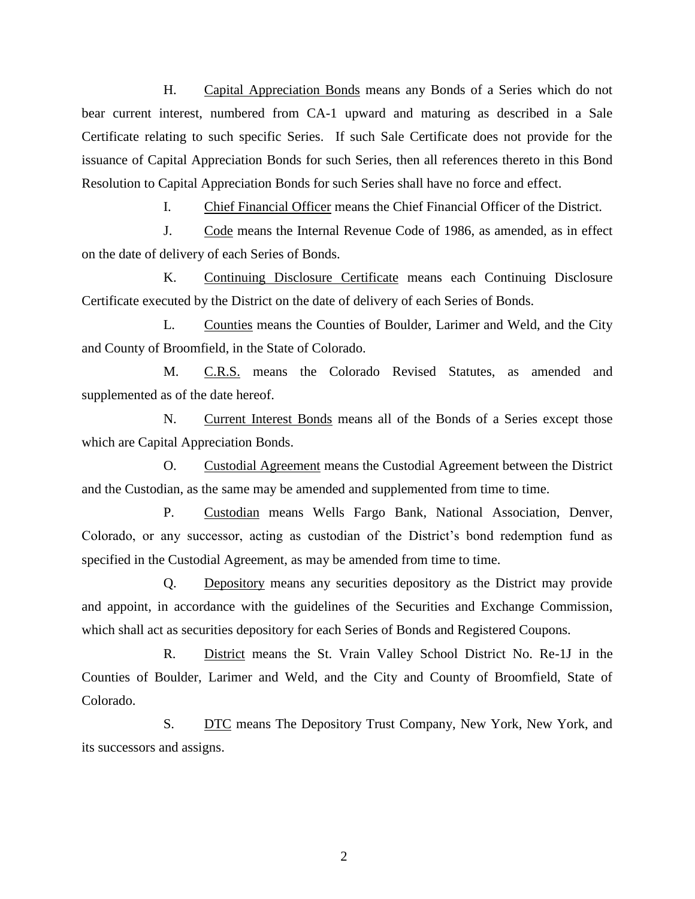H. Capital Appreciation Bonds means any Bonds of a Series which do not bear current interest, numbered from CA-1 upward and maturing as described in a Sale Certificate relating to such specific Series. If such Sale Certificate does not provide for the issuance of Capital Appreciation Bonds for such Series, then all references thereto in this Bond Resolution to Capital Appreciation Bonds for such Series shall have no force and effect.

I. Chief Financial Officer means the Chief Financial Officer of the District.

J. Code means the Internal Revenue Code of 1986, as amended, as in effect on the date of delivery of each Series of Bonds.

K. Continuing Disclosure Certificate means each Continuing Disclosure Certificate executed by the District on the date of delivery of each Series of Bonds.

L. Counties means the Counties of Boulder, Larimer and Weld, and the City and County of Broomfield, in the State of Colorado.

M. C.R.S. means the Colorado Revised Statutes, as amended and supplemented as of the date hereof.

N. Current Interest Bonds means all of the Bonds of a Series except those which are Capital Appreciation Bonds.

O. Custodial Agreement means the Custodial Agreement between the District and the Custodian, as the same may be amended and supplemented from time to time.

P. Custodian means Wells Fargo Bank, National Association, Denver, Colorado, or any successor, acting as custodian of the District's bond redemption fund as specified in the Custodial Agreement, as may be amended from time to time.

Q. Depository means any securities depository as the District may provide and appoint, in accordance with the guidelines of the Securities and Exchange Commission, which shall act as securities depository for each Series of Bonds and Registered Coupons.

R. District means the St. Vrain Valley School District No. Re-1J in the Counties of Boulder, Larimer and Weld, and the City and County of Broomfield, State of Colorado.

S. DTC means The Depository Trust Company, New York, New York, and its successors and assigns.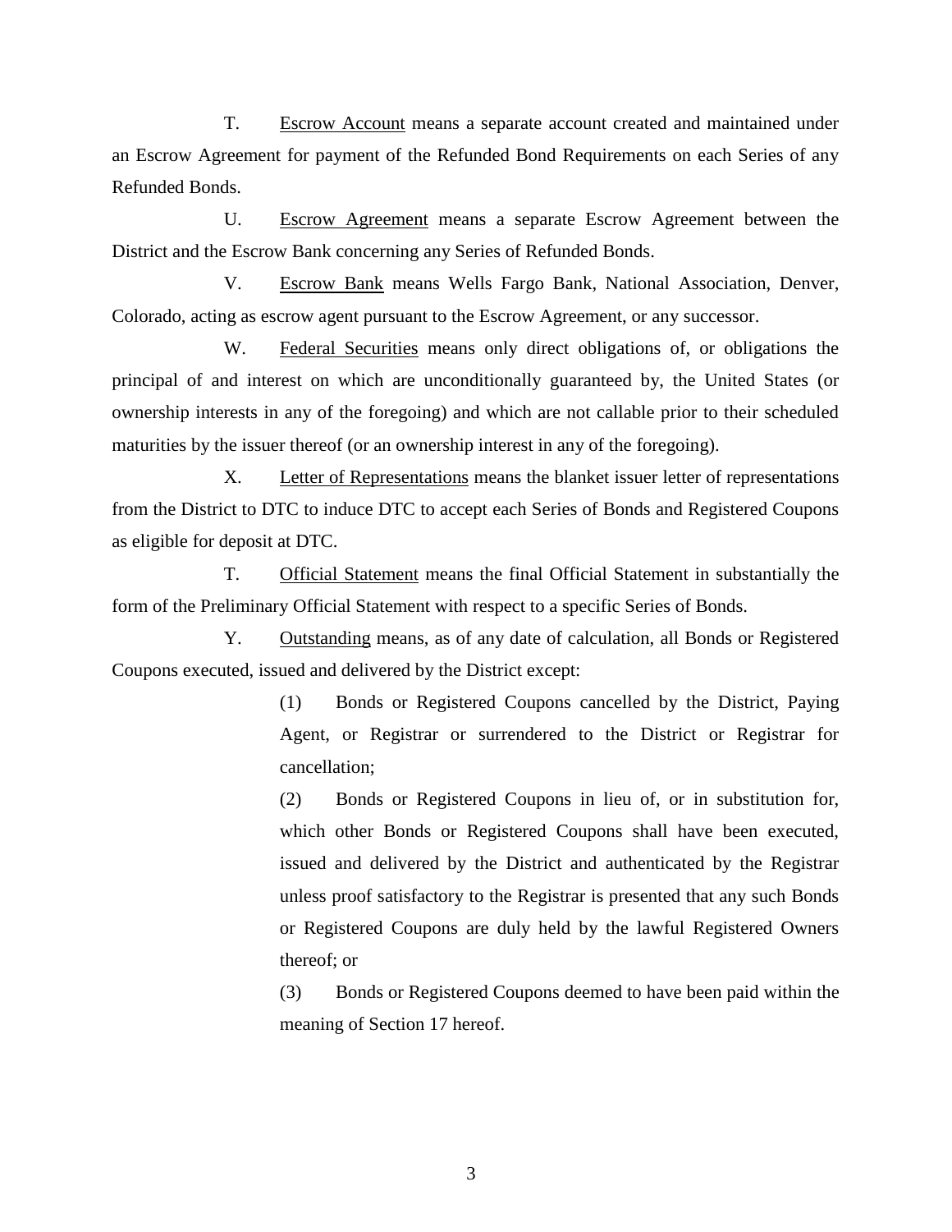T. Escrow Account means a separate account created and maintained under an Escrow Agreement for payment of the Refunded Bond Requirements on each Series of any Refunded Bonds.

U. Escrow Agreement means a separate Escrow Agreement between the District and the Escrow Bank concerning any Series of Refunded Bonds.

V. Escrow Bank means Wells Fargo Bank, National Association, Denver, Colorado, acting as escrow agent pursuant to the Escrow Agreement, or any successor.

W. Federal Securities means only direct obligations of, or obligations the principal of and interest on which are unconditionally guaranteed by, the United States (or ownership interests in any of the foregoing) and which are not callable prior to their scheduled maturities by the issuer thereof (or an ownership interest in any of the foregoing).

X. Letter of Representations means the blanket issuer letter of representations from the District to DTC to induce DTC to accept each Series of Bonds and Registered Coupons as eligible for deposit at DTC.

T. Official Statement means the final Official Statement in substantially the form of the Preliminary Official Statement with respect to a specific Series of Bonds.

Y. Outstanding means, as of any date of calculation, all Bonds or Registered Coupons executed, issued and delivered by the District except:

(1) Bonds or Registered Coupons cancelled by the District, Paying Agent, or Registrar or surrendered to the District or Registrar for cancellation;

(2) Bonds or Registered Coupons in lieu of, or in substitution for, which other Bonds or Registered Coupons shall have been executed, issued and delivered by the District and authenticated by the Registrar unless proof satisfactory to the Registrar is presented that any such Bonds or Registered Coupons are duly held by the lawful Registered Owners thereof; or

(3) Bonds or Registered Coupons deemed to have been paid within the meaning of Section 17 hereof.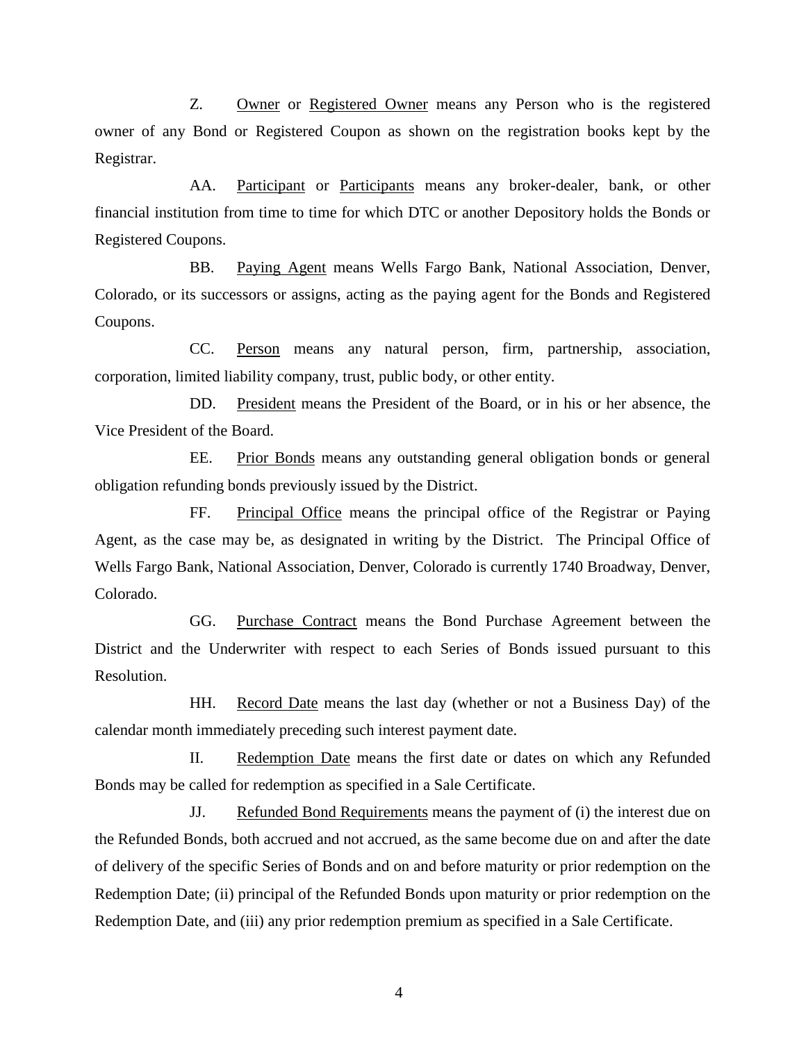Z. Owner or Registered Owner means any Person who is the registered owner of any Bond or Registered Coupon as shown on the registration books kept by the Registrar.

AA. Participant or Participants means any broker-dealer, bank, or other financial institution from time to time for which DTC or another Depository holds the Bonds or Registered Coupons.

BB. Paying Agent means Wells Fargo Bank, National Association, Denver, Colorado, or its successors or assigns, acting as the paying agent for the Bonds and Registered Coupons.

CC. Person means any natural person, firm, partnership, association, corporation, limited liability company, trust, public body, or other entity.

DD. President means the President of the Board, or in his or her absence, the Vice President of the Board.

EE. Prior Bonds means any outstanding general obligation bonds or general obligation refunding bonds previously issued by the District.

FF. Principal Office means the principal office of the Registrar or Paying Agent, as the case may be, as designated in writing by the District. The Principal Office of Wells Fargo Bank, National Association, Denver, Colorado is currently 1740 Broadway, Denver, Colorado.

GG. Purchase Contract means the Bond Purchase Agreement between the District and the Underwriter with respect to each Series of Bonds issued pursuant to this Resolution.

HH. Record Date means the last day (whether or not a Business Day) of the calendar month immediately preceding such interest payment date.

II. Redemption Date means the first date or dates on which any Refunded Bonds may be called for redemption as specified in a Sale Certificate.

JJ. Refunded Bond Requirements means the payment of (i) the interest due on the Refunded Bonds, both accrued and not accrued, as the same become due on and after the date of delivery of the specific Series of Bonds and on and before maturity or prior redemption on the Redemption Date; (ii) principal of the Refunded Bonds upon maturity or prior redemption on the Redemption Date, and (iii) any prior redemption premium as specified in a Sale Certificate.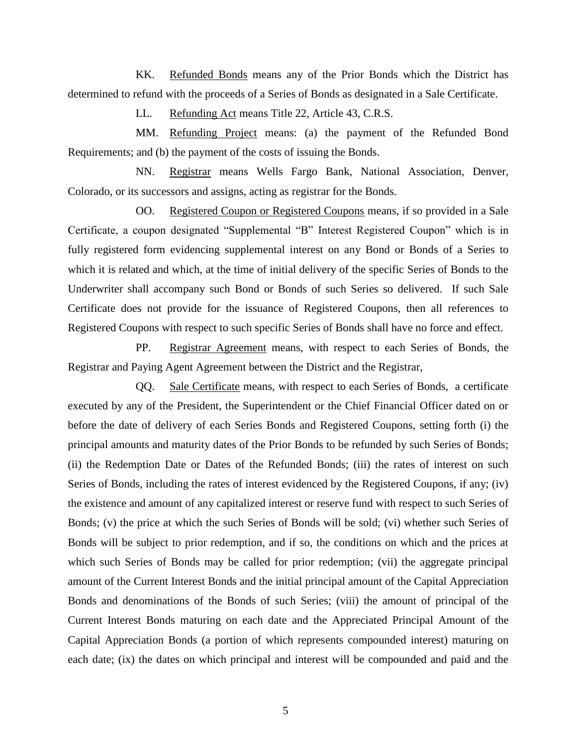KK. Refunded Bonds means any of the Prior Bonds which the District has determined to refund with the proceeds of a Series of Bonds as designated in a Sale Certificate.

LL. Refunding Act means Title 22, Article 43, C.R.S.

MM. Refunding Project means: (a) the payment of the Refunded Bond Requirements; and (b) the payment of the costs of issuing the Bonds.

NN. Registrar means Wells Fargo Bank, National Association, Denver, Colorado, or its successors and assigns, acting as registrar for the Bonds.

OO. Registered Coupon or Registered Coupons means, if so provided in a Sale Certificate, a coupon designated "Supplemental "B" Interest Registered Coupon" which is in fully registered form evidencing supplemental interest on any Bond or Bonds of a Series to which it is related and which, at the time of initial delivery of the specific Series of Bonds to the Underwriter shall accompany such Bond or Bonds of such Series so delivered. If such Sale Certificate does not provide for the issuance of Registered Coupons, then all references to Registered Coupons with respect to such specific Series of Bonds shall have no force and effect.

PP. Registrar Agreement means, with respect to each Series of Bonds, the Registrar and Paying Agent Agreement between the District and the Registrar,

QQ. Sale Certificate means, with respect to each Series of Bonds, a certificate executed by any of the President, the Superintendent or the Chief Financial Officer dated on or before the date of delivery of each Series Bonds and Registered Coupons, setting forth (i) the principal amounts and maturity dates of the Prior Bonds to be refunded by such Series of Bonds; (ii) the Redemption Date or Dates of the Refunded Bonds; (iii) the rates of interest on such Series of Bonds, including the rates of interest evidenced by the Registered Coupons, if any; (iv) the existence and amount of any capitalized interest or reserve fund with respect to such Series of Bonds; (v) the price at which the such Series of Bonds will be sold; (vi) whether such Series of Bonds will be subject to prior redemption, and if so, the conditions on which and the prices at which such Series of Bonds may be called for prior redemption; (vii) the aggregate principal amount of the Current Interest Bonds and the initial principal amount of the Capital Appreciation Bonds and denominations of the Bonds of such Series; (viii) the amount of principal of the Current Interest Bonds maturing on each date and the Appreciated Principal Amount of the Capital Appreciation Bonds (a portion of which represents compounded interest) maturing on each date; (ix) the dates on which principal and interest will be compounded and paid and the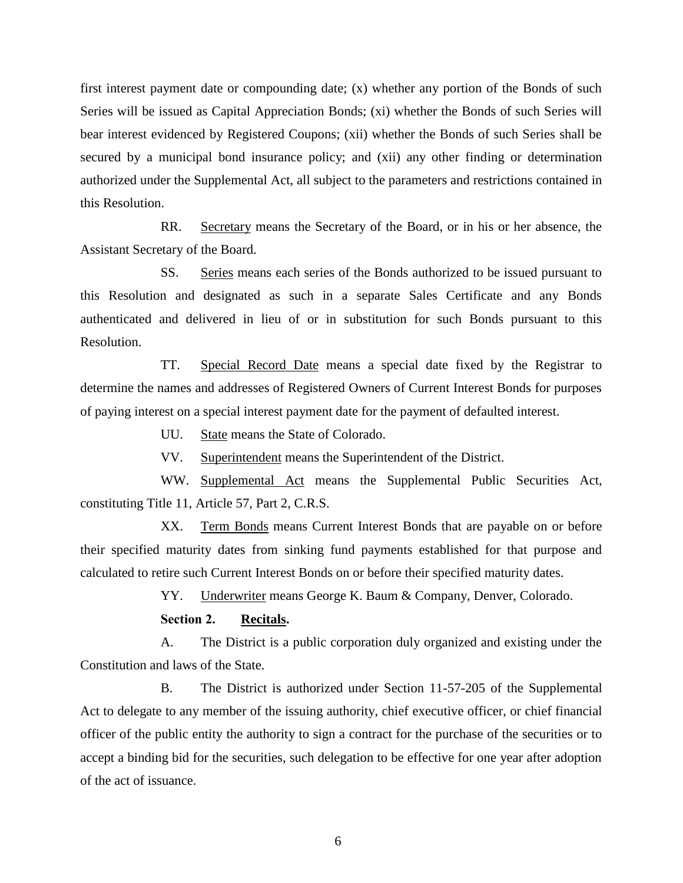first interest payment date or compounding date; (x) whether any portion of the Bonds of such Series will be issued as Capital Appreciation Bonds; (xi) whether the Bonds of such Series will bear interest evidenced by Registered Coupons; (xii) whether the Bonds of such Series shall be secured by a municipal bond insurance policy; and (xii) any other finding or determination authorized under the Supplemental Act, all subject to the parameters and restrictions contained in this Resolution.

RR. Secretary means the Secretary of the Board, or in his or her absence, the Assistant Secretary of the Board.

SS. Series means each series of the Bonds authorized to be issued pursuant to this Resolution and designated as such in a separate Sales Certificate and any Bonds authenticated and delivered in lieu of or in substitution for such Bonds pursuant to this Resolution.

TT. Special Record Date means a special date fixed by the Registrar to determine the names and addresses of Registered Owners of Current Interest Bonds for purposes of paying interest on a special interest payment date for the payment of defaulted interest.

UU. State means the State of Colorado.

VV. Superintendent means the Superintendent of the District.

WW. Supplemental Act means the Supplemental Public Securities Act, constituting Title 11, Article 57, Part 2, C.R.S.

XX. Term Bonds means Current Interest Bonds that are payable on or before their specified maturity dates from sinking fund payments established for that purpose and calculated to retire such Current Interest Bonds on or before their specified maturity dates.

YY. Underwriter means George K. Baum & Company, Denver, Colorado.

**Section 2. Recitals.**

A. The District is a public corporation duly organized and existing under the Constitution and laws of the State.

B. The District is authorized under Section 11-57-205 of the Supplemental Act to delegate to any member of the issuing authority, chief executive officer, or chief financial officer of the public entity the authority to sign a contract for the purchase of the securities or to accept a binding bid for the securities, such delegation to be effective for one year after adoption of the act of issuance.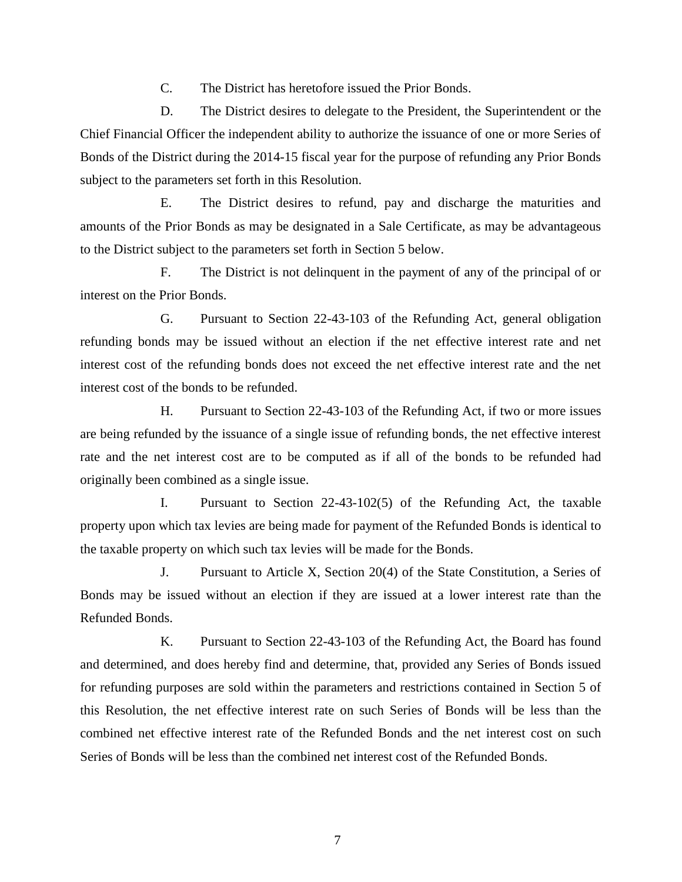C. The District has heretofore issued the Prior Bonds.

D. The District desires to delegate to the President, the Superintendent or the Chief Financial Officer the independent ability to authorize the issuance of one or more Series of Bonds of the District during the 2014-15 fiscal year for the purpose of refunding any Prior Bonds subject to the parameters set forth in this Resolution.

E. The District desires to refund, pay and discharge the maturities and amounts of the Prior Bonds as may be designated in a Sale Certificate, as may be advantageous to the District subject to the parameters set forth in Section 5 below.

F. The District is not delinquent in the payment of any of the principal of or interest on the Prior Bonds.

G. Pursuant to Section 22-43-103 of the Refunding Act, general obligation refunding bonds may be issued without an election if the net effective interest rate and net interest cost of the refunding bonds does not exceed the net effective interest rate and the net interest cost of the bonds to be refunded.

H. Pursuant to Section 22-43-103 of the Refunding Act, if two or more issues are being refunded by the issuance of a single issue of refunding bonds, the net effective interest rate and the net interest cost are to be computed as if all of the bonds to be refunded had originally been combined as a single issue.

I. Pursuant to Section 22-43-102(5) of the Refunding Act, the taxable property upon which tax levies are being made for payment of the Refunded Bonds is identical to the taxable property on which such tax levies will be made for the Bonds.

J. Pursuant to Article X, Section 20(4) of the State Constitution, a Series of Bonds may be issued without an election if they are issued at a lower interest rate than the Refunded Bonds.

K. Pursuant to Section 22-43-103 of the Refunding Act, the Board has found and determined, and does hereby find and determine, that, provided any Series of Bonds issued for refunding purposes are sold within the parameters and restrictions contained in Section 5 of this Resolution, the net effective interest rate on such Series of Bonds will be less than the combined net effective interest rate of the Refunded Bonds and the net interest cost on such Series of Bonds will be less than the combined net interest cost of the Refunded Bonds.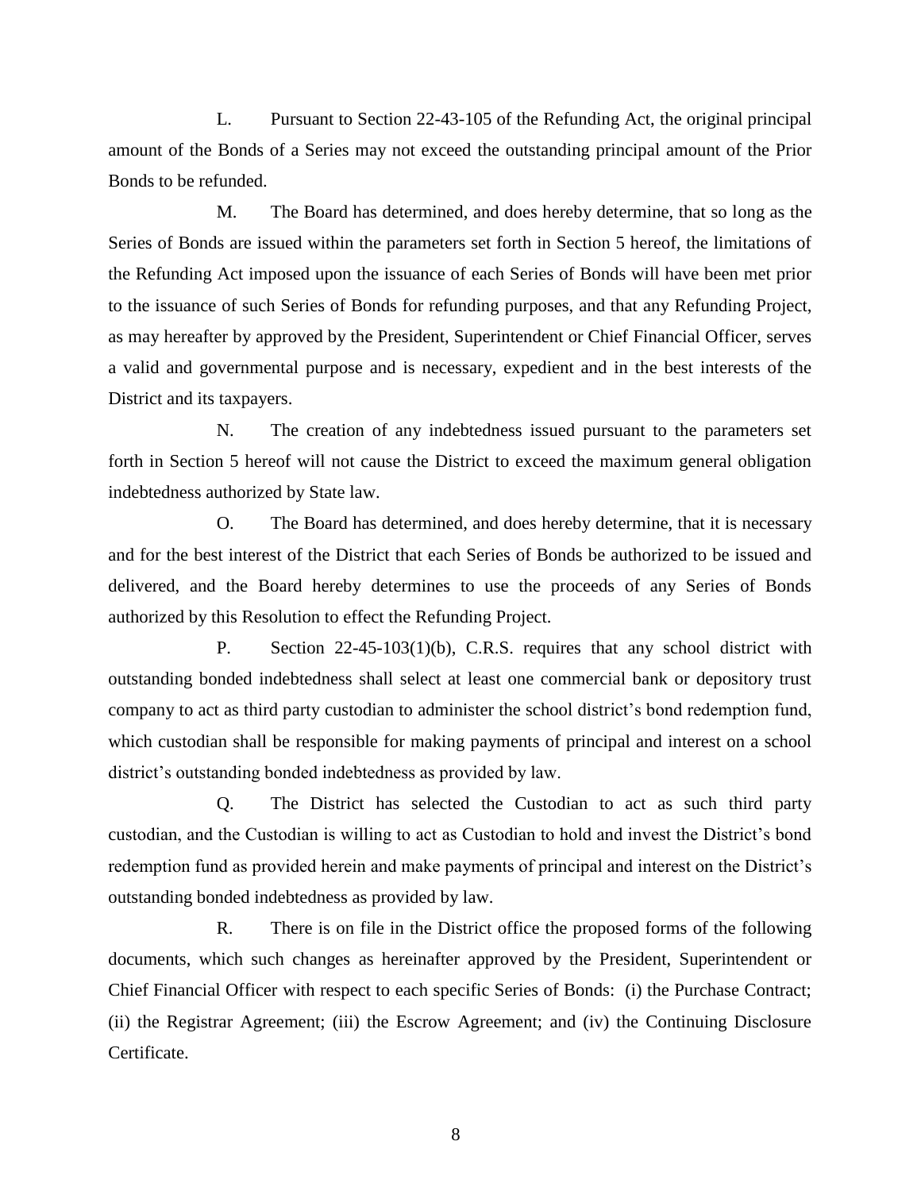L. Pursuant to Section 22-43-105 of the Refunding Act, the original principal amount of the Bonds of a Series may not exceed the outstanding principal amount of the Prior Bonds to be refunded.

M. The Board has determined, and does hereby determine, that so long as the Series of Bonds are issued within the parameters set forth in Section 5 hereof, the limitations of the Refunding Act imposed upon the issuance of each Series of Bonds will have been met prior to the issuance of such Series of Bonds for refunding purposes, and that any Refunding Project, as may hereafter by approved by the President, Superintendent or Chief Financial Officer, serves a valid and governmental purpose and is necessary, expedient and in the best interests of the District and its taxpayers.

N. The creation of any indebtedness issued pursuant to the parameters set forth in Section 5 hereof will not cause the District to exceed the maximum general obligation indebtedness authorized by State law.

O. The Board has determined, and does hereby determine, that it is necessary and for the best interest of the District that each Series of Bonds be authorized to be issued and delivered, and the Board hereby determines to use the proceeds of any Series of Bonds authorized by this Resolution to effect the Refunding Project.

P. Section 22-45-103(1)(b), C.R.S. requires that any school district with outstanding bonded indebtedness shall select at least one commercial bank or depository trust company to act as third party custodian to administer the school district's bond redemption fund, which custodian shall be responsible for making payments of principal and interest on a school district's outstanding bonded indebtedness as provided by law.

Q. The District has selected the Custodian to act as such third party custodian, and the Custodian is willing to act as Custodian to hold and invest the District's bond redemption fund as provided herein and make payments of principal and interest on the District's outstanding bonded indebtedness as provided by law.

R. There is on file in the District office the proposed forms of the following documents, which such changes as hereinafter approved by the President, Superintendent or Chief Financial Officer with respect to each specific Series of Bonds: (i) the Purchase Contract; (ii) the Registrar Agreement; (iii) the Escrow Agreement; and (iv) the Continuing Disclosure Certificate.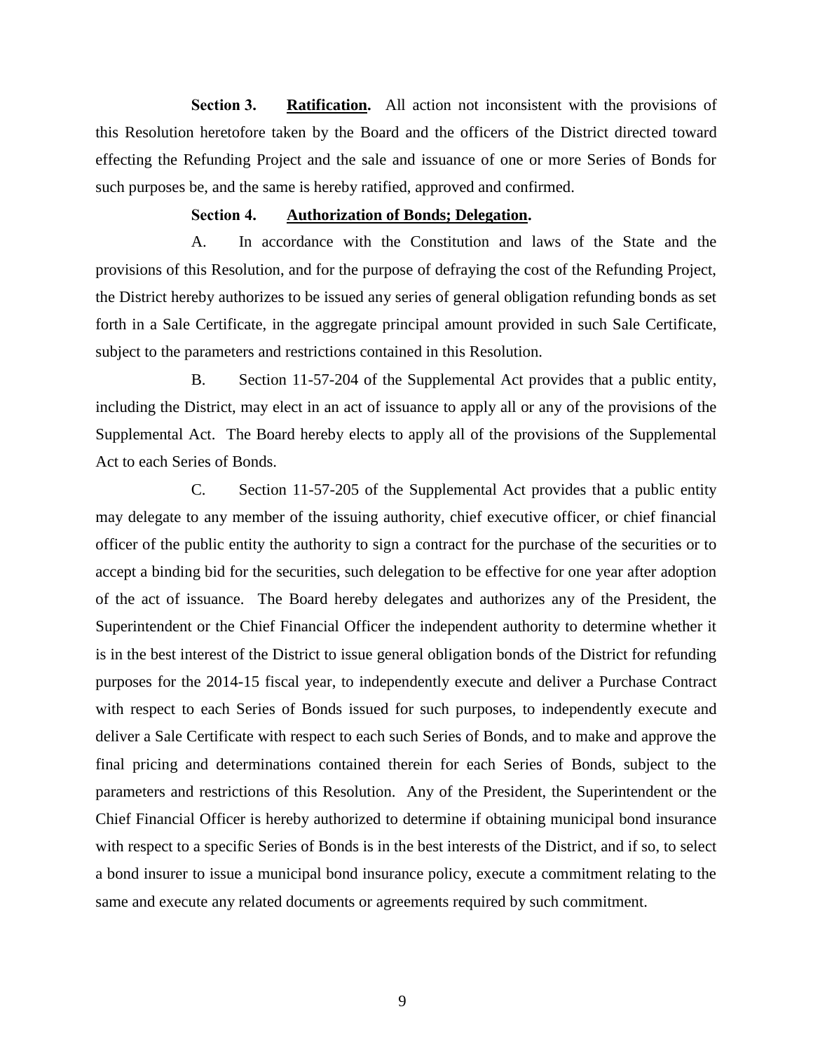**Section 3.** **<u>Ratification</u>.** All action not inconsistent with the provisions of this Resolution heretofore taken by the Board and the officers of the District directed toward effecting the Refunding Project and the sale and issuance of one or more Series of Bonds for such purposes be, and the same is hereby ratified, approved and confirmed.

**Section 4.** **<u>Authorization of Bonds; Delegation</u>.**

A. In accordance with the Constitution and laws of the State and the provisions of this Resolution, and for the purpose of defraying the cost of the Refunding Project, the District hereby authorizes to be issued any series of general obligation refunding bonds as set forth in a Sale Certificate, in the aggregate principal amount provided in such Sale Certificate, subject to the parameters and restrictions contained in this Resolution.

B. Section 11-57-204 of the Supplemental Act provides that a public entity, including the District, may elect in an act of issuance to apply all or any of the provisions of the Supplemental Act. The Board hereby elects to apply all of the provisions of the Supplemental Act to each Series of Bonds.

C. Section 11-57-205 of the Supplemental Act provides that a public entity may delegate to any member of the issuing authority, chief executive officer, or chief financial officer of the public entity the authority to sign a contract for the purchase of the securities or to accept a binding bid for the securities, such delegation to be effective for one year after adoption of the act of issuance. The Board hereby delegates and authorizes any of the President, the Superintendent or the Chief Financial Officer the independent authority to determine whether it is in the best interest of the District to issue general obligation bonds of the District for refunding purposes for the 2014-15 fiscal year, to independently execute and deliver a Purchase Contract with respect to each Series of Bonds issued for such purposes, to independently execute and deliver a Sale Certificate with respect to each such Series of Bonds, and to make and approve the final pricing and determinations contained therein for each Series of Bonds, subject to the parameters and restrictions of this Resolution. Any of the President, the Superintendent or the Chief Financial Officer is hereby authorized to determine if obtaining municipal bond insurance with respect to a specific Series of Bonds is in the best interests of the District, and if so, to select a bond insurer to issue a municipal bond insurance policy, execute a commitment relating to the same and execute any related documents or agreements required by such commitment.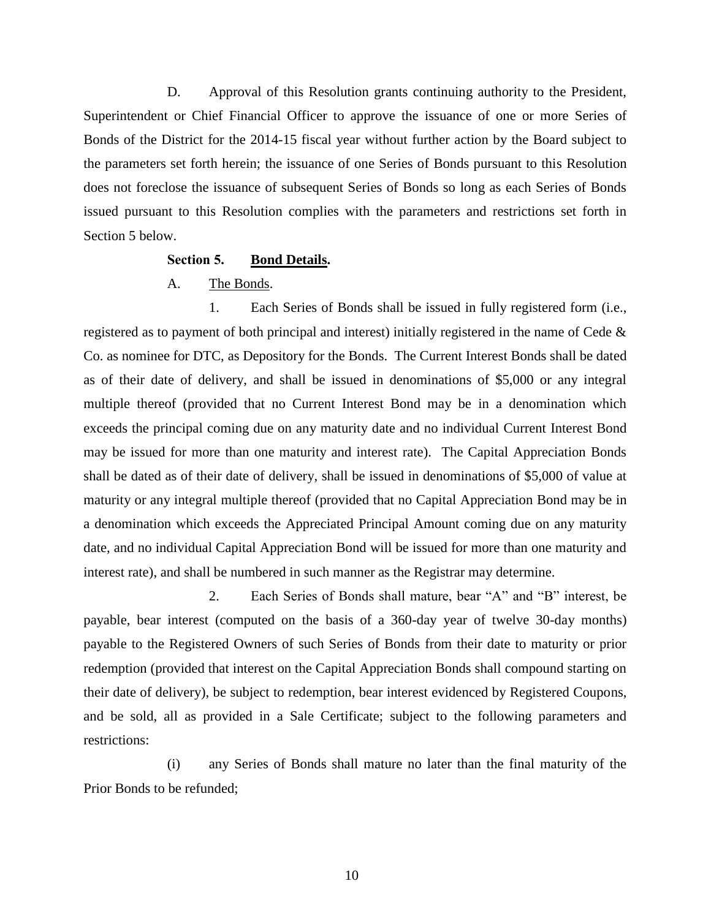D. Approval of this Resolution grants continuing authority to the President, Superintendent or Chief Financial Officer to approve the issuance of one or more Series of Bonds of the District for the 2014-15 fiscal year without further action by the Board subject to the parameters set forth herein; the issuance of one Series of Bonds pursuant to this Resolution does not foreclose the issuance of subsequent Series of Bonds so long as each Series of Bonds issued pursuant to this Resolution complies with the parameters and restrictions set forth in Section 5 below.

**Section 5. <u>Bond Details</u>.**

A. <u>The Bonds</u>.

1. Each Series of Bonds shall be issued in fully registered form (i.e., registered as to payment of both principal and interest) initially registered in the name of Cede & Co. as nominee for DTC, as Depository for the Bonds. The Current Interest Bonds shall be dated as of their date of delivery, and shall be issued in denominations of $5,000 or any integral multiple thereof (provided that no Current Interest Bond may be in a denomination which exceeds the principal coming due on any maturity date and no individual Current Interest Bond may be issued for more than one maturity and interest rate). The Capital Appreciation Bonds shall be dated as of their date of delivery, shall be issued in denominations of $5,000 of value at maturity or any integral multiple thereof (provided that no Capital Appreciation Bond may be in a denomination which exceeds the Appreciated Principal Amount coming due on any maturity date, and no individual Capital Appreciation Bond will be issued for more than one maturity and interest rate), and shall be numbered in such manner as the Registrar may determine.

2. Each Series of Bonds shall mature, bear "A" and "B" interest, be payable, bear interest (computed on the basis of a 360-day year of twelve 30-day months) payable to the Registered Owners of such Series of Bonds from their date to maturity or prior redemption (provided that interest on the Capital Appreciation Bonds shall compound starting on their date of delivery), be subject to redemption, bear interest evidenced by Registered Coupons, and be sold, all as provided in a Sale Certificate; subject to the following parameters and restrictions:

(i) any Series of Bonds shall mature no later than the final maturity of the Prior Bonds to be refunded;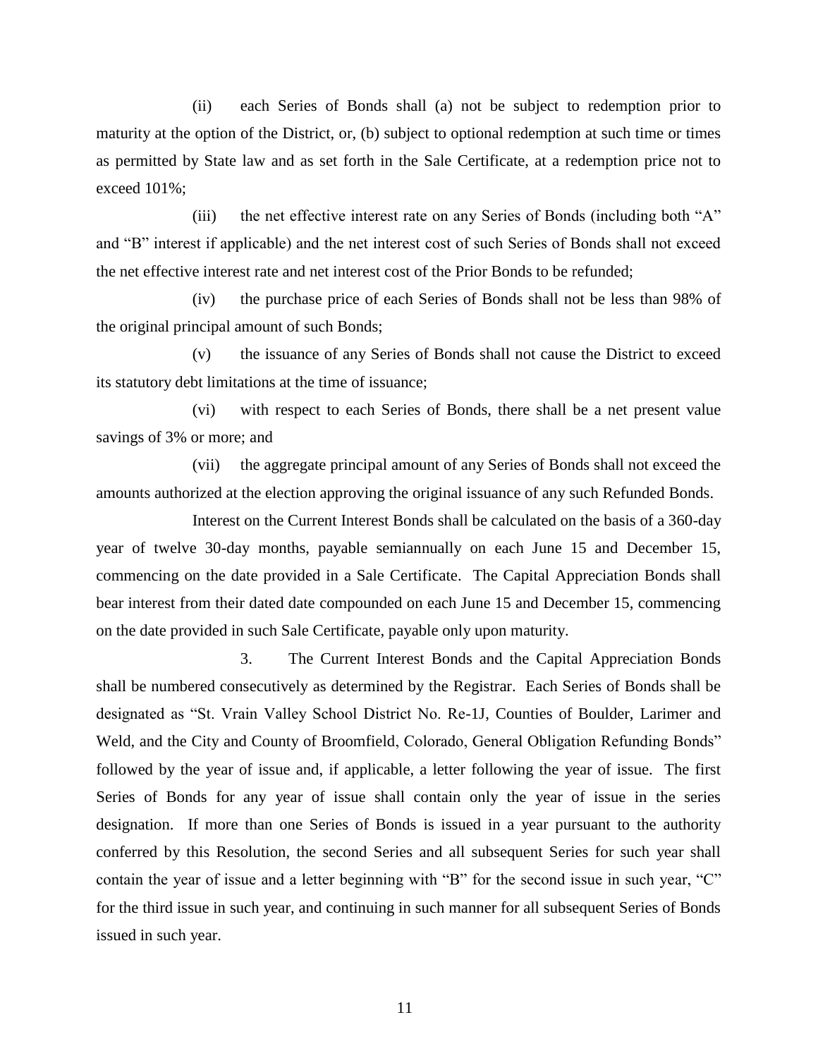(ii) each Series of Bonds shall (a) not be subject to redemption prior to maturity at the option of the District, or, (b) subject to optional redemption at such time or times as permitted by State law and as set forth in the Sale Certificate, at a redemption price not to exceed 101%;

(iii) the net effective interest rate on any Series of Bonds (including both "A" and "B" interest if applicable) and the net interest cost of such Series of Bonds shall not exceed the net effective interest rate and net interest cost of the Prior Bonds to be refunded;

(iv) the purchase price of each Series of Bonds shall not be less than 98% of the original principal amount of such Bonds;

(v) the issuance of any Series of Bonds shall not cause the District to exceed its statutory debt limitations at the time of issuance;

(vi) with respect to each Series of Bonds, there shall be a net present value savings of 3% or more; and

(vii) the aggregate principal amount of any Series of Bonds shall not exceed the amounts authorized at the election approving the original issuance of any such Refunded Bonds.

Interest on the Current Interest Bonds shall be calculated on the basis of a 360-day year of twelve 30-day months, payable semiannually on each June 15 and December 15, commencing on the date provided in a Sale Certificate. The Capital Appreciation Bonds shall bear interest from their dated date compounded on each June 15 and December 15, commencing on the date provided in such Sale Certificate, payable only upon maturity.

3. The Current Interest Bonds and the Capital Appreciation Bonds shall be numbered consecutively as determined by the Registrar. Each Series of Bonds shall be designated as "St. Vrain Valley School District No. Re-1J, Counties of Boulder, Larimer and Weld, and the City and County of Broomfield, Colorado, General Obligation Refunding Bonds" followed by the year of issue and, if applicable, a letter following the year of issue. The first Series of Bonds for any year of issue shall contain only the year of issue in the series designation. If more than one Series of Bonds is issued in a year pursuant to the authority conferred by this Resolution, the second Series and all subsequent Series for such year shall contain the year of issue and a letter beginning with "B" for the second issue in such year, "C" for the third issue in such year, and continuing in such manner for all subsequent Series of Bonds issued in such year.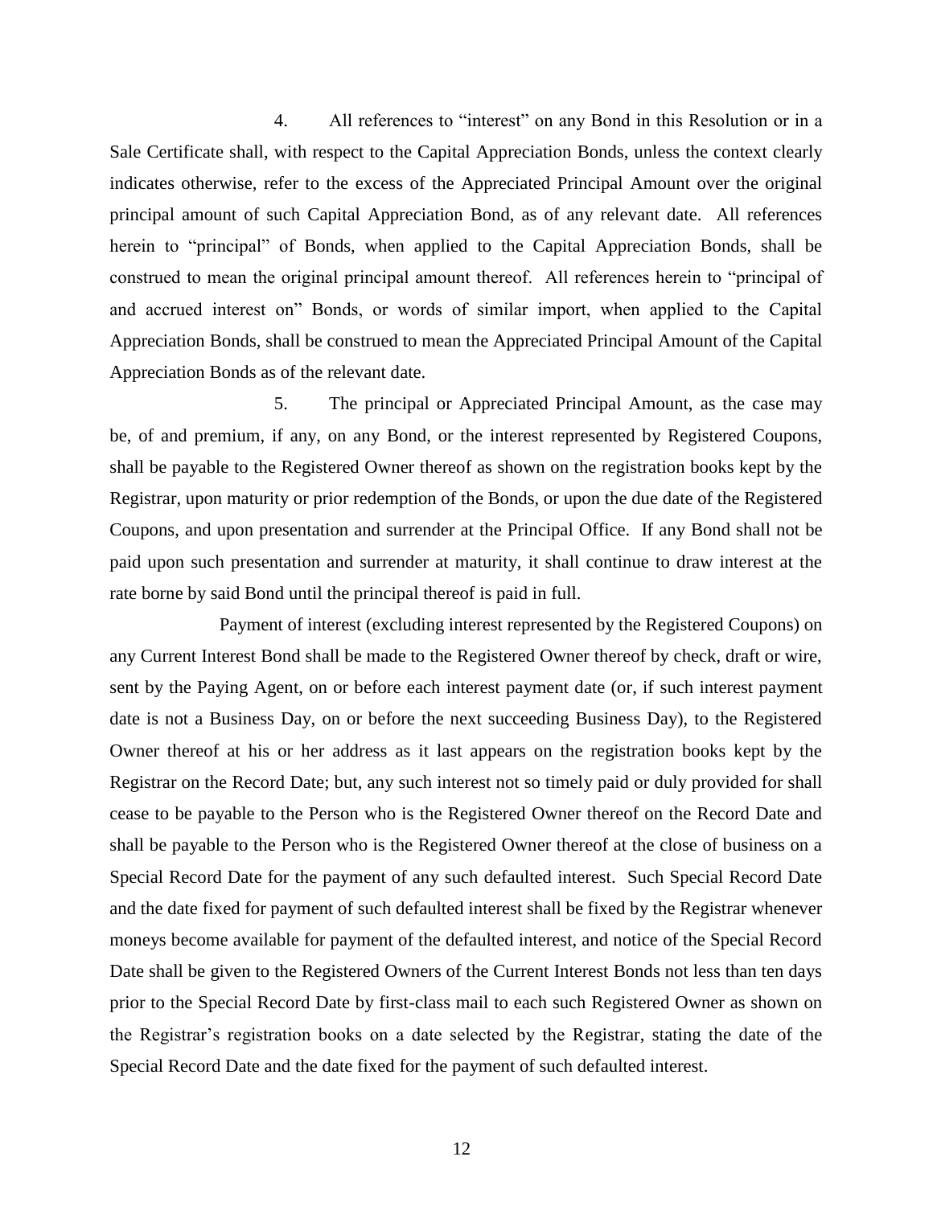4. All references to "interest" on any Bond in this Resolution or in a Sale Certificate shall, with respect to the Capital Appreciation Bonds, unless the context clearly indicates otherwise, refer to the excess of the Appreciated Principal Amount over the original principal amount of such Capital Appreciation Bond, as of any relevant date. All references herein to "principal" of Bonds, when applied to the Capital Appreciation Bonds, shall be construed to mean the original principal amount thereof. All references herein to "principal of and accrued interest on" Bonds, or words of similar import, when applied to the Capital Appreciation Bonds, shall be construed to mean the Appreciated Principal Amount of the Capital Appreciation Bonds as of the relevant date.

5. The principal or Appreciated Principal Amount, as the case may be, of and premium, if any, on any Bond, or the interest represented by Registered Coupons, shall be payable to the Registered Owner thereof as shown on the registration books kept by the Registrar, upon maturity or prior redemption of the Bonds, or upon the due date of the Registered Coupons, and upon presentation and surrender at the Principal Office. If any Bond shall not be paid upon such presentation and surrender at maturity, it shall continue to draw interest at the rate borne by said Bond until the principal thereof is paid in full.

Payment of interest (excluding interest represented by the Registered Coupons) on any Current Interest Bond shall be made to the Registered Owner thereof by check, draft or wire, sent by the Paying Agent, on or before each interest payment date (or, if such interest payment date is not a Business Day, on or before the next succeeding Business Day), to the Registered Owner thereof at his or her address as it last appears on the registration books kept by the Registrar on the Record Date; but, any such interest not so timely paid or duly provided for shall cease to be payable to the Person who is the Registered Owner thereof on the Record Date and shall be payable to the Person who is the Registered Owner thereof at the close of business on a Special Record Date for the payment of any such defaulted interest. Such Special Record Date and the date fixed for payment of such defaulted interest shall be fixed by the Registrar whenever moneys become available for payment of the defaulted interest, and notice of the Special Record Date shall be given to the Registered Owners of the Current Interest Bonds not less than ten days prior to the Special Record Date by first-class mail to each such Registered Owner as shown on the Registrar's registration books on a date selected by the Registrar, stating the date of the Special Record Date and the date fixed for the payment of such defaulted interest.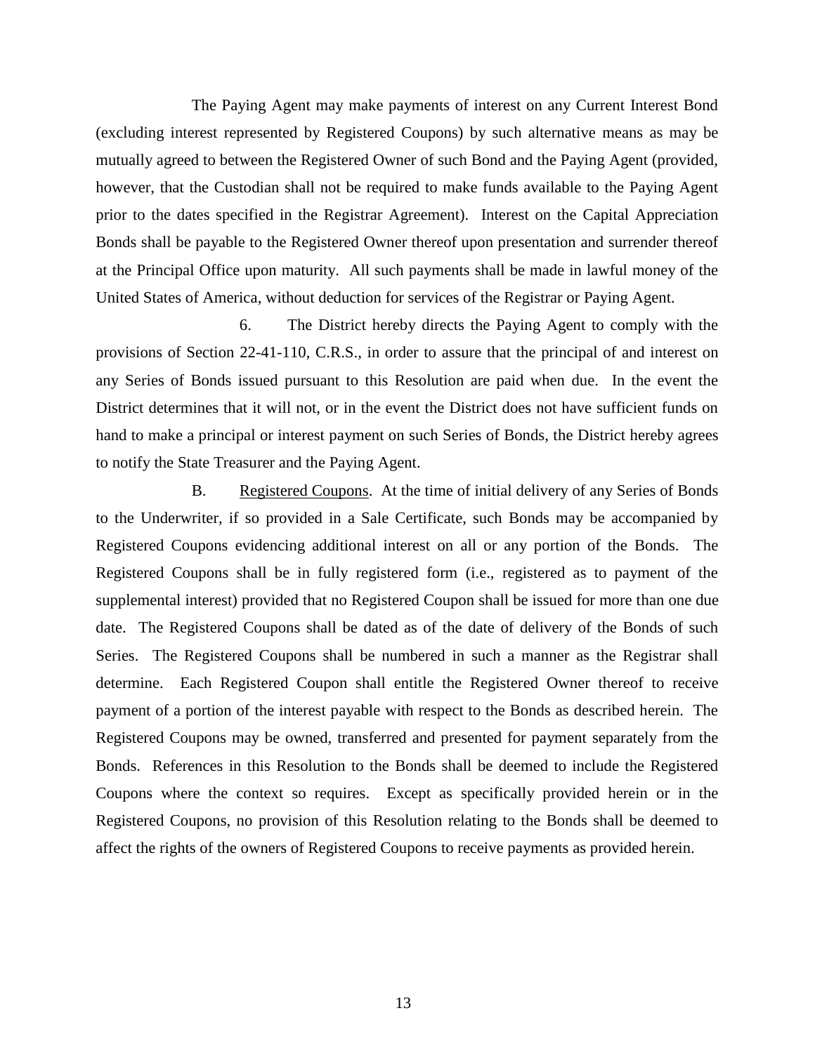The Paying Agent may make payments of interest on any Current Interest Bond (excluding interest represented by Registered Coupons) by such alternative means as may be mutually agreed to between the Registered Owner of such Bond and the Paying Agent (provided, however, that the Custodian shall not be required to make funds available to the Paying Agent prior to the dates specified in the Registrar Agreement). Interest on the Capital Appreciation Bonds shall be payable to the Registered Owner thereof upon presentation and surrender thereof at the Principal Office upon maturity. All such payments shall be made in lawful money of the United States of America, without deduction for services of the Registrar or Paying Agent.

6. The District hereby directs the Paying Agent to comply with the provisions of Section 22-41-110, C.R.S., in order to assure that the principal of and interest on any Series of Bonds issued pursuant to this Resolution are paid when due. In the event the District determines that it will not, or in the event the District does not have sufficient funds on hand to make a principal or interest payment on such Series of Bonds, the District hereby agrees to notify the State Treasurer and the Paying Agent.

B. Registered Coupons. At the time of initial delivery of any Series of Bonds to the Underwriter, if so provided in a Sale Certificate, such Bonds may be accompanied by Registered Coupons evidencing additional interest on all or any portion of the Bonds. The Registered Coupons shall be in fully registered form (i.e., registered as to payment of the supplemental interest) provided that no Registered Coupon shall be issued for more than one due date. The Registered Coupons shall be dated as of the date of delivery of the Bonds of such Series. The Registered Coupons shall be numbered in such a manner as the Registrar shall determine. Each Registered Coupon shall entitle the Registered Owner thereof to receive payment of a portion of the interest payable with respect to the Bonds as described herein. The Registered Coupons may be owned, transferred and presented for payment separately from the Bonds. References in this Resolution to the Bonds shall be deemed to include the Registered Coupons where the context so requires. Except as specifically provided herein or in the Registered Coupons, no provision of this Resolution relating to the Bonds shall be deemed to affect the rights of the owners of Registered Coupons to receive payments as provided herein.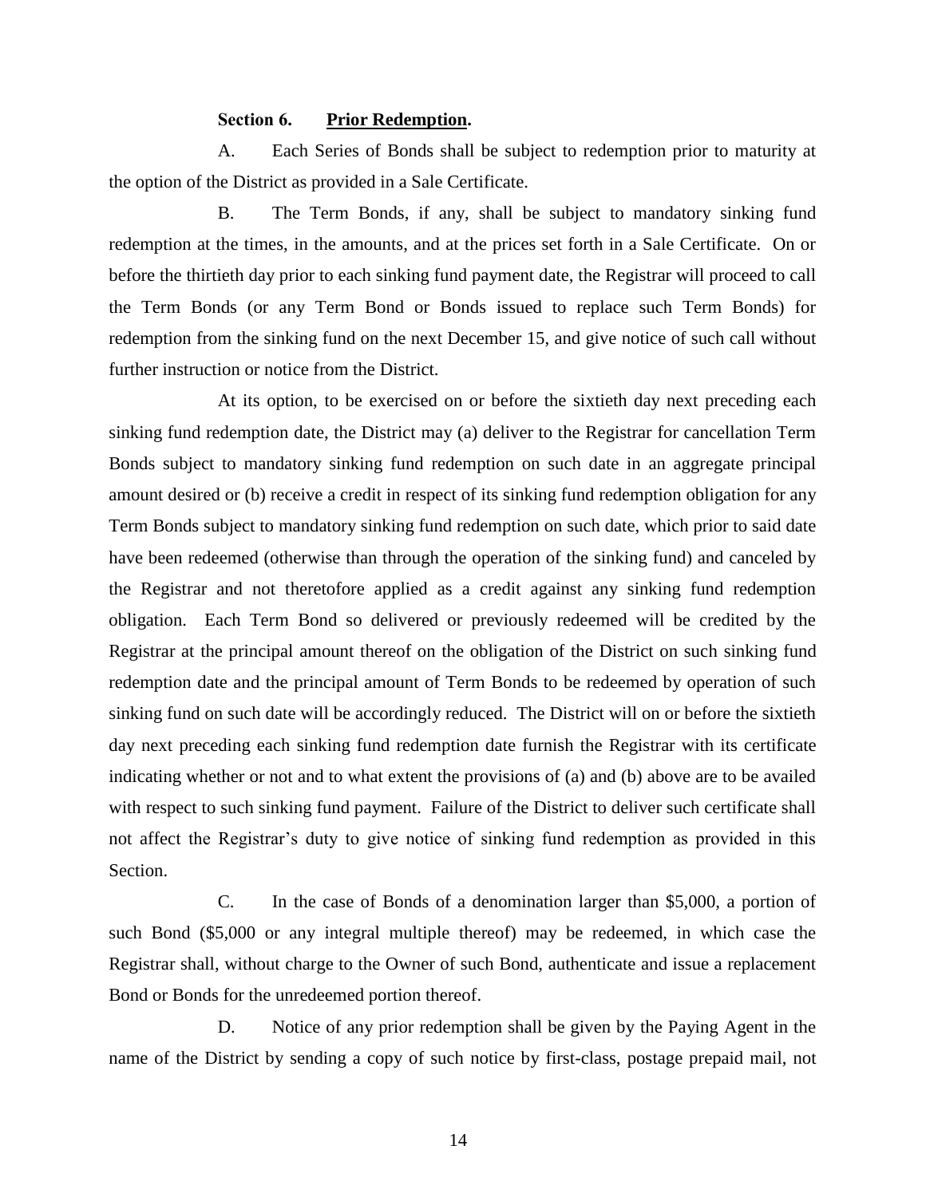**Section 6. Prior Redemption.**

A. Each Series of Bonds shall be subject to redemption prior to maturity at the option of the District as provided in a Sale Certificate.

B. The Term Bonds, if any, shall be subject to mandatory sinking fund redemption at the times, in the amounts, and at the prices set forth in a Sale Certificate. On or before the thirtieth day prior to each sinking fund payment date, the Registrar will proceed to call the Term Bonds (or any Term Bond or Bonds issued to replace such Term Bonds) for redemption from the sinking fund on the next December 15, and give notice of such call without further instruction or notice from the District.

At its option, to be exercised on or before the sixtieth day next preceding each sinking fund redemption date, the District may (a) deliver to the Registrar for cancellation Term Bonds subject to mandatory sinking fund redemption on such date in an aggregate principal amount desired or (b) receive a credit in respect of its sinking fund redemption obligation for any Term Bonds subject to mandatory sinking fund redemption on such date, which prior to said date have been redeemed (otherwise than through the operation of the sinking fund) and canceled by the Registrar and not theretofore applied as a credit against any sinking fund redemption obligation. Each Term Bond so delivered or previously redeemed will be credited by the Registrar at the principal amount thereof on the obligation of the District on such sinking fund redemption date and the principal amount of Term Bonds to be redeemed by operation of such sinking fund on such date will be accordingly reduced. The District will on or before the sixtieth day next preceding each sinking fund redemption date furnish the Registrar with its certificate indicating whether or not and to what extent the provisions of (a) and (b) above are to be availed with respect to such sinking fund payment. Failure of the District to deliver such certificate shall not affect the Registrar's duty to give notice of sinking fund redemption as provided in this Section.

C. In the case of Bonds of a denomination larger than $5,000, a portion of such Bond ($5,000 or any integral multiple thereof) may be redeemed, in which case the Registrar shall, without charge to the Owner of such Bond, authenticate and issue a replacement Bond or Bonds for the unredeemed portion thereof.

D. Notice of any prior redemption shall be given by the Paying Agent in the name of the District by sending a copy of such notice by first-class, postage prepaid mail, not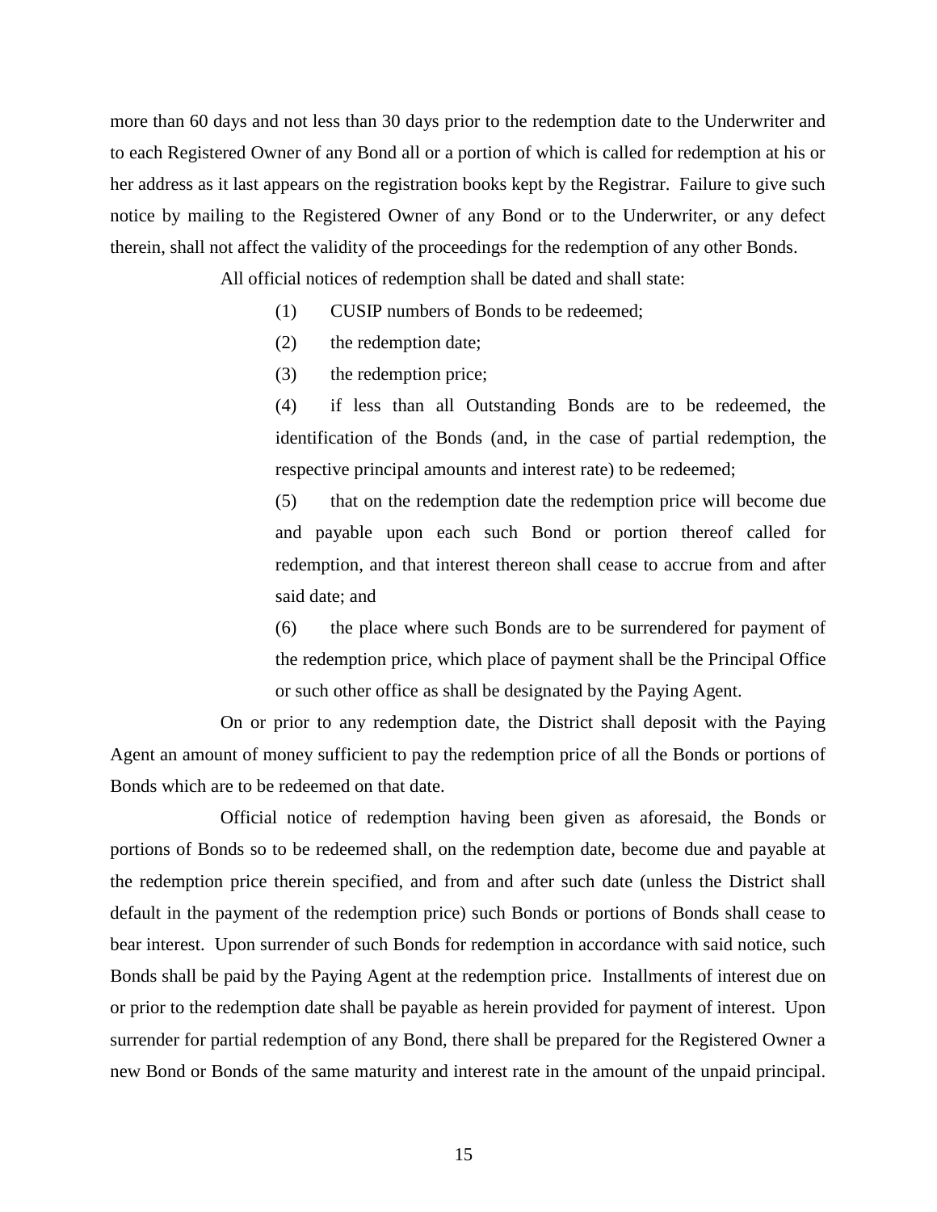more than 60 days and not less than 30 days prior to the redemption date to the Underwriter and to each Registered Owner of any Bond all or a portion of which is called for redemption at his or her address as it last appears on the registration books kept by the Registrar. Failure to give such notice by mailing to the Registered Owner of any Bond or to the Underwriter, or any defect therein, shall not affect the validity of the proceedings for the redemption of any other Bonds.

All official notices of redemption shall be dated and shall state:

(1) CUSIP numbers of Bonds to be redeemed;

(2) the redemption date;

(3) the redemption price;

(4) if less than all Outstanding Bonds are to be redeemed, the identification of the Bonds (and, in the case of partial redemption, the respective principal amounts and interest rate) to be redeemed;

(5) that on the redemption date the redemption price will become due and payable upon each such Bond or portion thereof called for redemption, and that interest thereon shall cease to accrue from and after said date; and

(6) the place where such Bonds are to be surrendered for payment of the redemption price, which place of payment shall be the Principal Office or such other office as shall be designated by the Paying Agent.

On or prior to any redemption date, the District shall deposit with the Paying Agent an amount of money sufficient to pay the redemption price of all the Bonds or portions of Bonds which are to be redeemed on that date.

Official notice of redemption having been given as aforesaid, the Bonds or portions of Bonds so to be redeemed shall, on the redemption date, become due and payable at the redemption price therein specified, and from and after such date (unless the District shall default in the payment of the redemption price) such Bonds or portions of Bonds shall cease to bear interest. Upon surrender of such Bonds for redemption in accordance with said notice, such Bonds shall be paid by the Paying Agent at the redemption price. Installments of interest due on or prior to the redemption date shall be payable as herein provided for payment of interest. Upon surrender for partial redemption of any Bond, there shall be prepared for the Registered Owner a new Bond or Bonds of the same maturity and interest rate in the amount of the unpaid principal.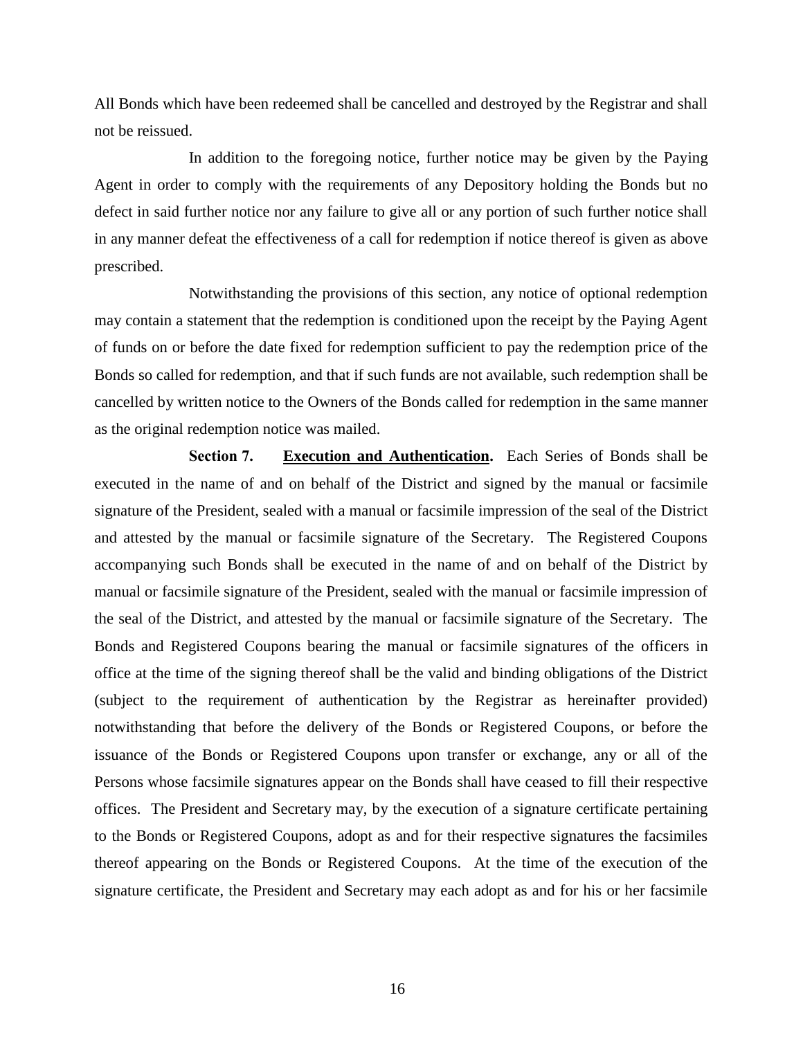All Bonds which have been redeemed shall be cancelled and destroyed by the Registrar and shall not be reissued.

In addition to the foregoing notice, further notice may be given by the Paying Agent in order to comply with the requirements of any Depository holding the Bonds but no defect in said further notice nor any failure to give all or any portion of such further notice shall in any manner defeat the effectiveness of a call for redemption if notice thereof is given as above prescribed.

Notwithstanding the provisions of this section, any notice of optional redemption may contain a statement that the redemption is conditioned upon the receipt by the Paying Agent of funds on or before the date fixed for redemption sufficient to pay the redemption price of the Bonds so called for redemption, and that if such funds are not available, such redemption shall be cancelled by written notice to the Owners of the Bonds called for redemption in the same manner as the original redemption notice was mailed.

**Section 7. Execution and Authentication.** Each Series of Bonds shall be executed in the name of and on behalf of the District and signed by the manual or facsimile signature of the President, sealed with a manual or facsimile impression of the seal of the District and attested by the manual or facsimile signature of the Secretary. The Registered Coupons accompanying such Bonds shall be executed in the name of and on behalf of the District by manual or facsimile signature of the President, sealed with the manual or facsimile impression of the seal of the District, and attested by the manual or facsimile signature of the Secretary. The Bonds and Registered Coupons bearing the manual or facsimile signatures of the officers in office at the time of the signing thereof shall be the valid and binding obligations of the District (subject to the requirement of authentication by the Registrar as hereinafter provided) notwithstanding that before the delivery of the Bonds or Registered Coupons, or before the issuance of the Bonds or Registered Coupons upon transfer or exchange, any or all of the Persons whose facsimile signatures appear on the Bonds shall have ceased to fill their respective offices. The President and Secretary may, by the execution of a signature certificate pertaining to the Bonds or Registered Coupons, adopt as and for their respective signatures the facsimiles thereof appearing on the Bonds or Registered Coupons. At the time of the execution of the signature certificate, the President and Secretary may each adopt as and for his or her facsimile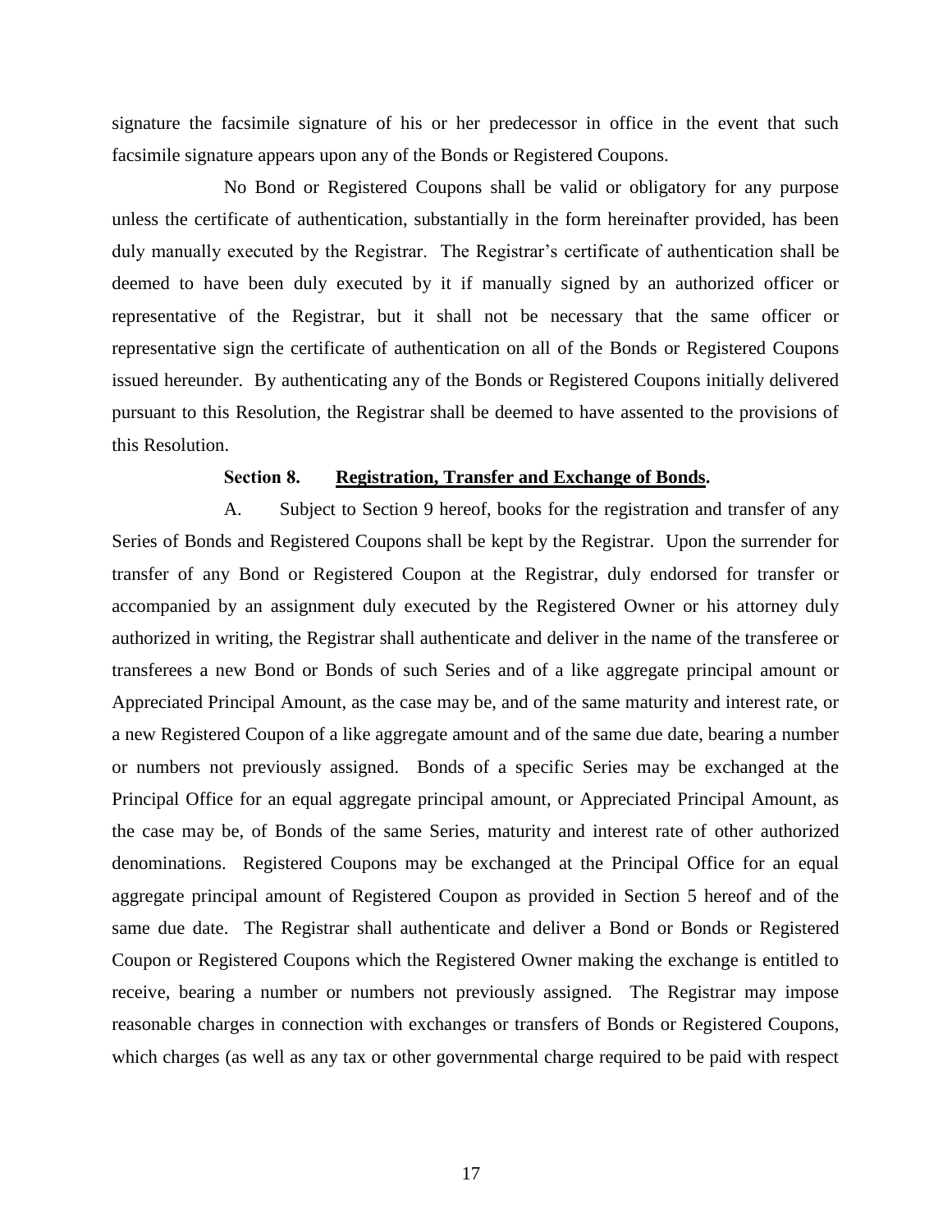signature the facsimile signature of his or her predecessor in office in the event that such facsimile signature appears upon any of the Bonds or Registered Coupons.

No Bond or Registered Coupons shall be valid or obligatory for any purpose unless the certificate of authentication, substantially in the form hereinafter provided, has been duly manually executed by the Registrar. The Registrar's certificate of authentication shall be deemed to have been duly executed by it if manually signed by an authorized officer or representative of the Registrar, but it shall not be necessary that the same officer or representative sign the certificate of authentication on all of the Bonds or Registered Coupons issued hereunder. By authenticating any of the Bonds or Registered Coupons initially delivered pursuant to this Resolution, the Registrar shall be deemed to have assented to the provisions of this Resolution.

**Section 8. <u>Registration, Transfer and Exchange of Bonds</u>.**

A. Subject to Section 9 hereof, books for the registration and transfer of any Series of Bonds and Registered Coupons shall be kept by the Registrar. Upon the surrender for transfer of any Bond or Registered Coupon at the Registrar, duly endorsed for transfer or accompanied by an assignment duly executed by the Registered Owner or his attorney duly authorized in writing, the Registrar shall authenticate and deliver in the name of the transferee or transferees a new Bond or Bonds of such Series and of a like aggregate principal amount or Appreciated Principal Amount, as the case may be, and of the same maturity and interest rate, or a new Registered Coupon of a like aggregate amount and of the same due date, bearing a number or numbers not previously assigned. Bonds of a specific Series may be exchanged at the Principal Office for an equal aggregate principal amount, or Appreciated Principal Amount, as the case may be, of Bonds of the same Series, maturity and interest rate of other authorized denominations. Registered Coupons may be exchanged at the Principal Office for an equal aggregate principal amount of Registered Coupon as provided in Section 5 hereof and of the same due date. The Registrar shall authenticate and deliver a Bond or Bonds or Registered Coupon or Registered Coupons which the Registered Owner making the exchange is entitled to receive, bearing a number or numbers not previously assigned. The Registrar may impose reasonable charges in connection with exchanges or transfers of Bonds or Registered Coupons, which charges (as well as any tax or other governmental charge required to be paid with respect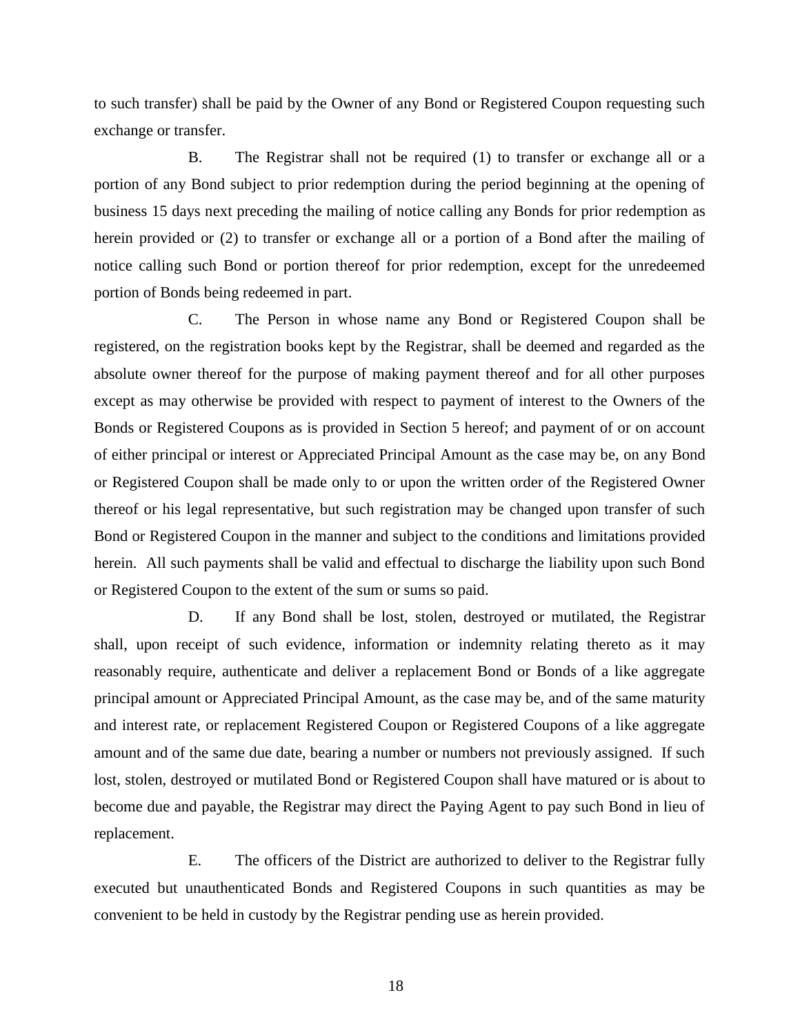to such transfer) shall be paid by the Owner of any Bond or Registered Coupon requesting such exchange or transfer.

B. The Registrar shall not be required (1) to transfer or exchange all or a portion of any Bond subject to prior redemption during the period beginning at the opening of business 15 days next preceding the mailing of notice calling any Bonds for prior redemption as herein provided or (2) to transfer or exchange all or a portion of a Bond after the mailing of notice calling such Bond or portion thereof for prior redemption, except for the unredeemed portion of Bonds being redeemed in part.

C. The Person in whose name any Bond or Registered Coupon shall be registered, on the registration books kept by the Registrar, shall be deemed and regarded as the absolute owner thereof for the purpose of making payment thereof and for all other purposes except as may otherwise be provided with respect to payment of interest to the Owners of the Bonds or Registered Coupons as is provided in Section 5 hereof; and payment of or on account of either principal or interest or Appreciated Principal Amount as the case may be, on any Bond or Registered Coupon shall be made only to or upon the written order of the Registered Owner thereof or his legal representative, but such registration may be changed upon transfer of such Bond or Registered Coupon in the manner and subject to the conditions and limitations provided herein. All such payments shall be valid and effectual to discharge the liability upon such Bond or Registered Coupon to the extent of the sum or sums so paid.

D. If any Bond shall be lost, stolen, destroyed or mutilated, the Registrar shall, upon receipt of such evidence, information or indemnity relating thereto as it may reasonably require, authenticate and deliver a replacement Bond or Bonds of a like aggregate principal amount or Appreciated Principal Amount, as the case may be, and of the same maturity and interest rate, or replacement Registered Coupon or Registered Coupons of a like aggregate amount and of the same due date, bearing a number or numbers not previously assigned. If such lost, stolen, destroyed or mutilated Bond or Registered Coupon shall have matured or is about to become due and payable, the Registrar may direct the Paying Agent to pay such Bond in lieu of replacement.

E. The officers of the District are authorized to deliver to the Registrar fully executed but unauthenticated Bonds and Registered Coupons in such quantities as may be convenient to be held in custody by the Registrar pending use as herein provided.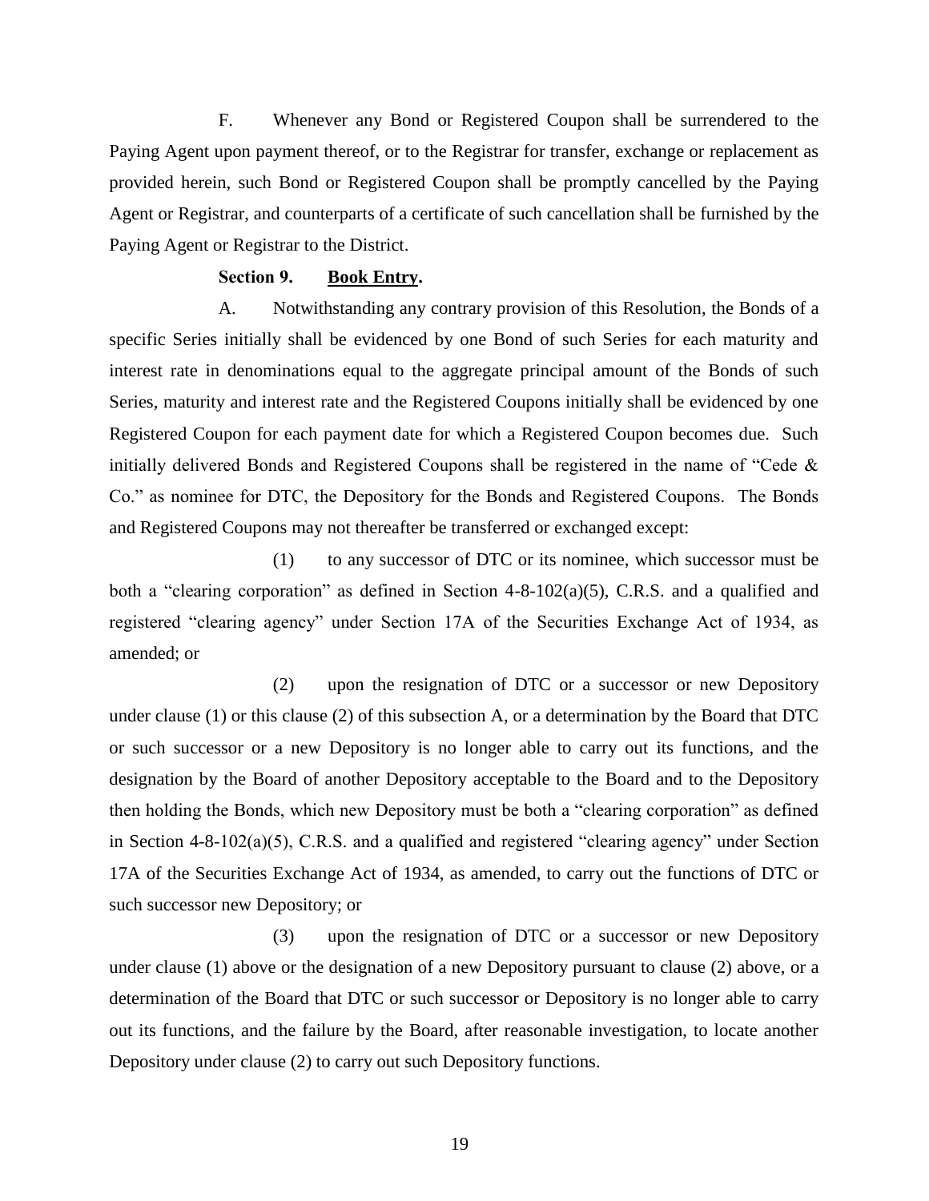F. Whenever any Bond or Registered Coupon shall be surrendered to the Paying Agent upon payment thereof, or to the Registrar for transfer, exchange or replacement as provided herein, such Bond or Registered Coupon shall be promptly cancelled by the Paying Agent or Registrar, and counterparts of a certificate of such cancellation shall be furnished by the Paying Agent or Registrar to the District.

**Section 9. Book Entry.**

A. Notwithstanding any contrary provision of this Resolution, the Bonds of a specific Series initially shall be evidenced by one Bond of such Series for each maturity and interest rate in denominations equal to the aggregate principal amount of the Bonds of such Series, maturity and interest rate and the Registered Coupons initially shall be evidenced by one Registered Coupon for each payment date for which a Registered Coupon becomes due. Such initially delivered Bonds and Registered Coupons shall be registered in the name of "Cede & Co." as nominee for DTC, the Depository for the Bonds and Registered Coupons. The Bonds and Registered Coupons may not thereafter be transferred or exchanged except:

(1) to any successor of DTC or its nominee, which successor must be both a "clearing corporation" as defined in Section 4-8-102(a)(5), C.R.S. and a qualified and registered "clearing agency" under Section 17A of the Securities Exchange Act of 1934, as amended; or

(2) upon the resignation of DTC or a successor or new Depository under clause (1) or this clause (2) of this subsection A, or a determination by the Board that DTC or such successor or a new Depository is no longer able to carry out its functions, and the designation by the Board of another Depository acceptable to the Board and to the Depository then holding the Bonds, which new Depository must be both a "clearing corporation" as defined in Section 4-8-102(a)(5), C.R.S. and a qualified and registered "clearing agency" under Section 17A of the Securities Exchange Act of 1934, as amended, to carry out the functions of DTC or such successor new Depository; or

(3) upon the resignation of DTC or a successor or new Depository under clause (1) above or the designation of a new Depository pursuant to clause (2) above, or a determination of the Board that DTC or such successor or Depository is no longer able to carry out its functions, and the failure by the Board, after reasonable investigation, to locate another Depository under clause (2) to carry out such Depository functions.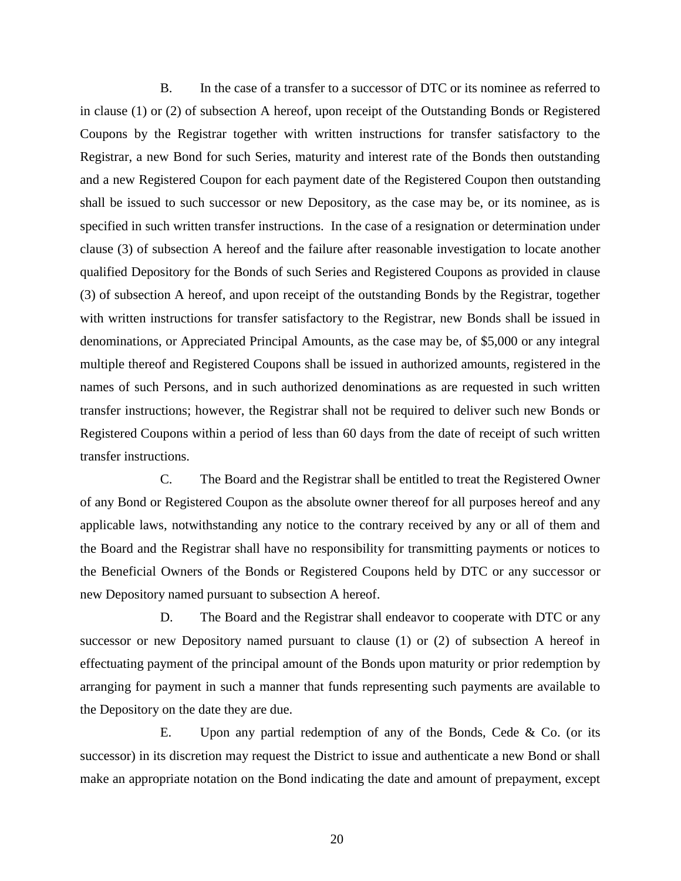B. In the case of a transfer to a successor of DTC or its nominee as referred to in clause (1) or (2) of subsection A hereof, upon receipt of the Outstanding Bonds or Registered Coupons by the Registrar together with written instructions for transfer satisfactory to the Registrar, a new Bond for such Series, maturity and interest rate of the Bonds then outstanding and a new Registered Coupon for each payment date of the Registered Coupon then outstanding shall be issued to such successor or new Depository, as the case may be, or its nominee, as is specified in such written transfer instructions. In the case of a resignation or determination under clause (3) of subsection A hereof and the failure after reasonable investigation to locate another qualified Depository for the Bonds of such Series and Registered Coupons as provided in clause (3) of subsection A hereof, and upon receipt of the outstanding Bonds by the Registrar, together with written instructions for transfer satisfactory to the Registrar, new Bonds shall be issued in denominations, or Appreciated Principal Amounts, as the case may be, of $5,000 or any integral multiple thereof and Registered Coupons shall be issued in authorized amounts, registered in the names of such Persons, and in such authorized denominations as are requested in such written transfer instructions; however, the Registrar shall not be required to deliver such new Bonds or Registered Coupons within a period of less than 60 days from the date of receipt of such written transfer instructions.

C. The Board and the Registrar shall be entitled to treat the Registered Owner of any Bond or Registered Coupon as the absolute owner thereof for all purposes hereof and any applicable laws, notwithstanding any notice to the contrary received by any or all of them and the Board and the Registrar shall have no responsibility for transmitting payments or notices to the Beneficial Owners of the Bonds or Registered Coupons held by DTC or any successor or new Depository named pursuant to subsection A hereof.

D. The Board and the Registrar shall endeavor to cooperate with DTC or any successor or new Depository named pursuant to clause (1) or (2) of subsection A hereof in effectuating payment of the principal amount of the Bonds upon maturity or prior redemption by arranging for payment in such a manner that funds representing such payments are available to the Depository on the date they are due.

E. Upon any partial redemption of any of the Bonds, Cede & Co. (or its successor) in its discretion may request the District to issue and authenticate a new Bond or shall make an appropriate notation on the Bond indicating the date and amount of prepayment, except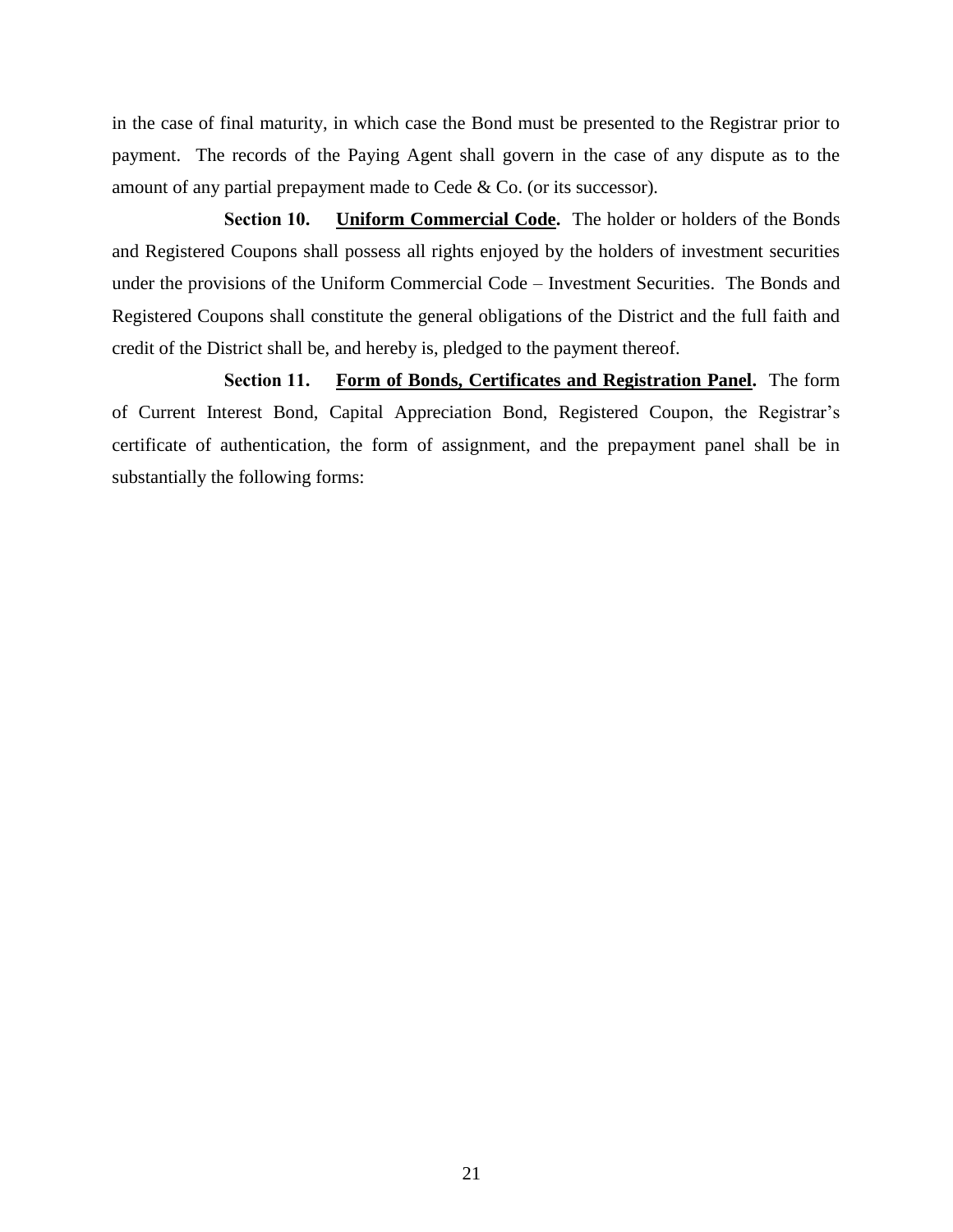in the case of final maturity, in which case the Bond must be presented to the Registrar prior to payment. The records of the Paying Agent shall govern in the case of any dispute as to the amount of any partial prepayment made to Cede & Co. (or its successor).

**Section 10.** **Uniform Commercial Code.** The holder or holders of the Bonds and Registered Coupons shall possess all rights enjoyed by the holders of investment securities under the provisions of the Uniform Commercial Code – Investment Securities. The Bonds and Registered Coupons shall constitute the general obligations of the District and the full faith and credit of the District shall be, and hereby is, pledged to the payment thereof.

**Section 11.** **Form of Bonds, Certificates and Registration Panel.** The form of Current Interest Bond, Capital Appreciation Bond, Registered Coupon, the Registrar's certificate of authentication, the form of assignment, and the prepayment panel shall be in substantially the following forms: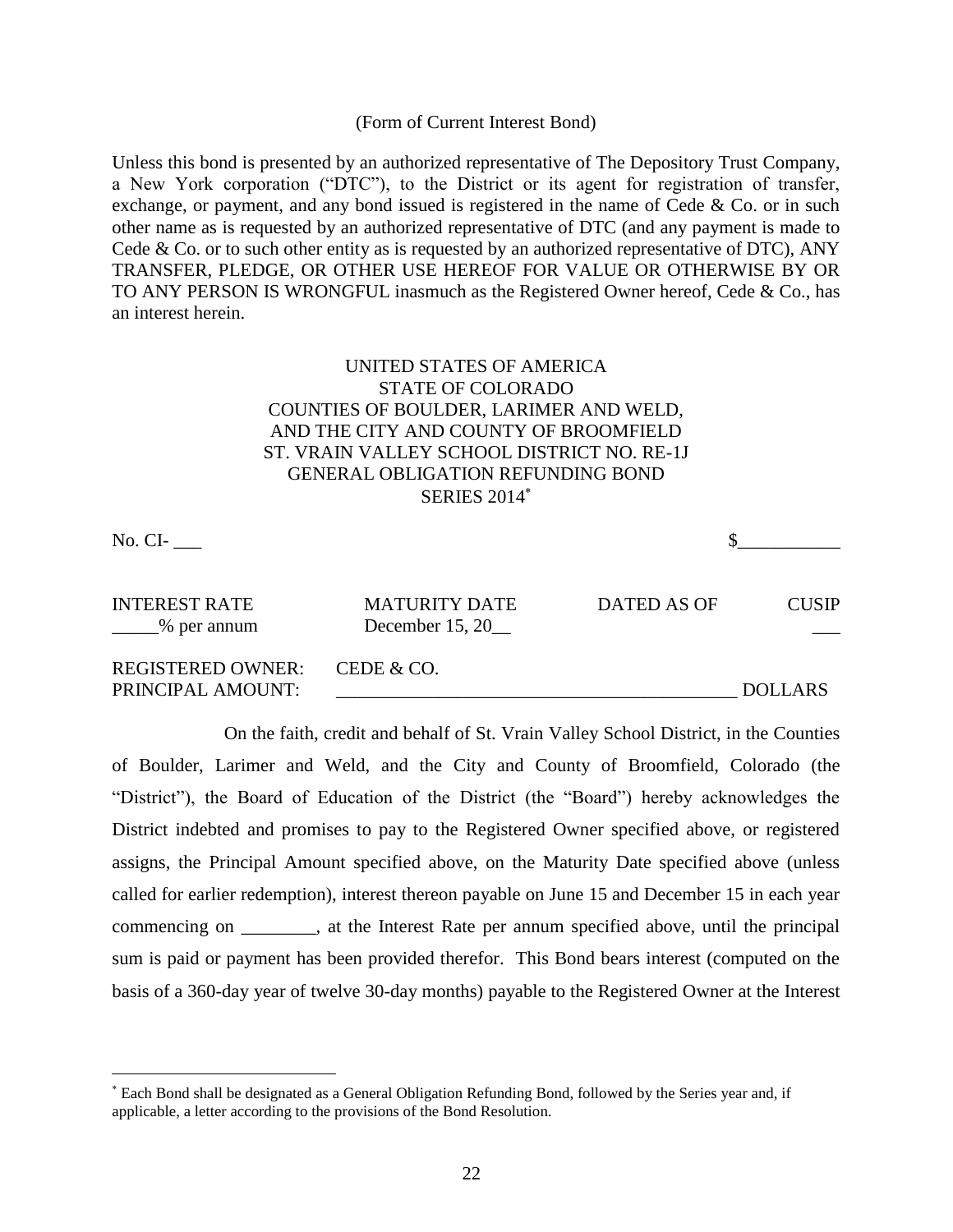(Form of Current Interest Bond)

Unless this bond is presented by an authorized representative of The Depository Trust Company, a New York corporation ("DTC"), to the District or its agent for registration of transfer, exchange, or payment, and any bond issued is registered in the name of Cede & Co. or in such other name as is requested by an authorized representative of DTC (and any payment is made to Cede & Co. or to such other entity as is requested by an authorized representative of DTC), ANY TRANSFER, PLEDGE, OR OTHER USE HEREOF FOR VALUE OR OTHERWISE BY OR TO ANY PERSON IS WRONGFUL inasmuch as the Registered Owner hereof, Cede & Co., has an interest herein.

UNITED STATES OF AMERICA
STATE OF COLORADO
COUNTIES OF BOULDER, LARIMER AND WELD,
AND THE CITY AND COUNTY OF BROOMFIELD
ST. VRAIN VALLEY SCHOOL DISTRICT NO. RE-1J
GENERAL OBLIGATION REFUNDING BOND
SERIES 2014*

No. CI- ___ $___________

| INTEREST RATE | MATURITY DATE | DATED AS OF | CUSIP |
|---|---|---|---|
| _____% per annum | December 15, 20__ | | ___ |

REGISTERED OWNER: CEDE & CO.
PRINCIPAL AMOUNT: ___________________________________________ DOLLARS

On the faith, credit and behalf of St. Vrain Valley School District, in the Counties of Boulder, Larimer and Weld, and the City and County of Broomfield, Colorado (the "District"), the Board of Education of the District (the "Board") hereby acknowledges the District indebted and promises to pay to the Registered Owner specified above, or registered assigns, the Principal Amount specified above, on the Maturity Date specified above (unless called for earlier redemption), interest thereon payable on June 15 and December 15 in each year commencing on ________, at the Interest Rate per annum specified above, until the principal sum is paid or payment has been provided therefor. This Bond bears interest (computed on the basis of a 360-day year of twelve 30-day months) payable to the Registered Owner at the Interest

* Each Bond shall be designated as a General Obligation Refunding Bond, followed by the Series year and, if applicable, a letter according to the provisions of the Bond Resolution.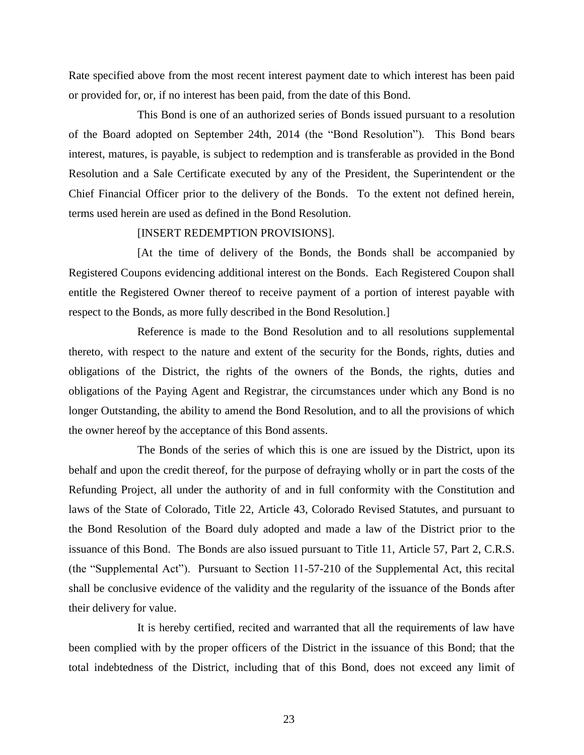Rate specified above from the most recent interest payment date to which interest has been paid or provided for, or, if no interest has been paid, from the date of this Bond.

This Bond is one of an authorized series of Bonds issued pursuant to a resolution of the Board adopted on September 24th, 2014 (the "Bond Resolution"). This Bond bears interest, matures, is payable, is subject to redemption and is transferable as provided in the Bond Resolution and a Sale Certificate executed by any of the President, the Superintendent or the Chief Financial Officer prior to the delivery of the Bonds. To the extent not defined herein, terms used herein are used as defined in the Bond Resolution.

[INSERT REDEMPTION PROVISIONS].

[At the time of delivery of the Bonds, the Bonds shall be accompanied by Registered Coupons evidencing additional interest on the Bonds. Each Registered Coupon shall entitle the Registered Owner thereof to receive payment of a portion of interest payable with respect to the Bonds, as more fully described in the Bond Resolution.]

Reference is made to the Bond Resolution and to all resolutions supplemental thereto, with respect to the nature and extent of the security for the Bonds, rights, duties and obligations of the District, the rights of the owners of the Bonds, the rights, duties and obligations of the Paying Agent and Registrar, the circumstances under which any Bond is no longer Outstanding, the ability to amend the Bond Resolution, and to all the provisions of which the owner hereof by the acceptance of this Bond assents.

The Bonds of the series of which this is one are issued by the District, upon its behalf and upon the credit thereof, for the purpose of defraying wholly or in part the costs of the Refunding Project, all under the authority of and in full conformity with the Constitution and laws of the State of Colorado, Title 22, Article 43, Colorado Revised Statutes, and pursuant to the Bond Resolution of the Board duly adopted and made a law of the District prior to the issuance of this Bond. The Bonds are also issued pursuant to Title 11, Article 57, Part 2, C.R.S. (the "Supplemental Act"). Pursuant to Section 11-57-210 of the Supplemental Act, this recital shall be conclusive evidence of the validity and the regularity of the issuance of the Bonds after their delivery for value.

It is hereby certified, recited and warranted that all the requirements of law have been complied with by the proper officers of the District in the issuance of this Bond; that the total indebtedness of the District, including that of this Bond, does not exceed any limit of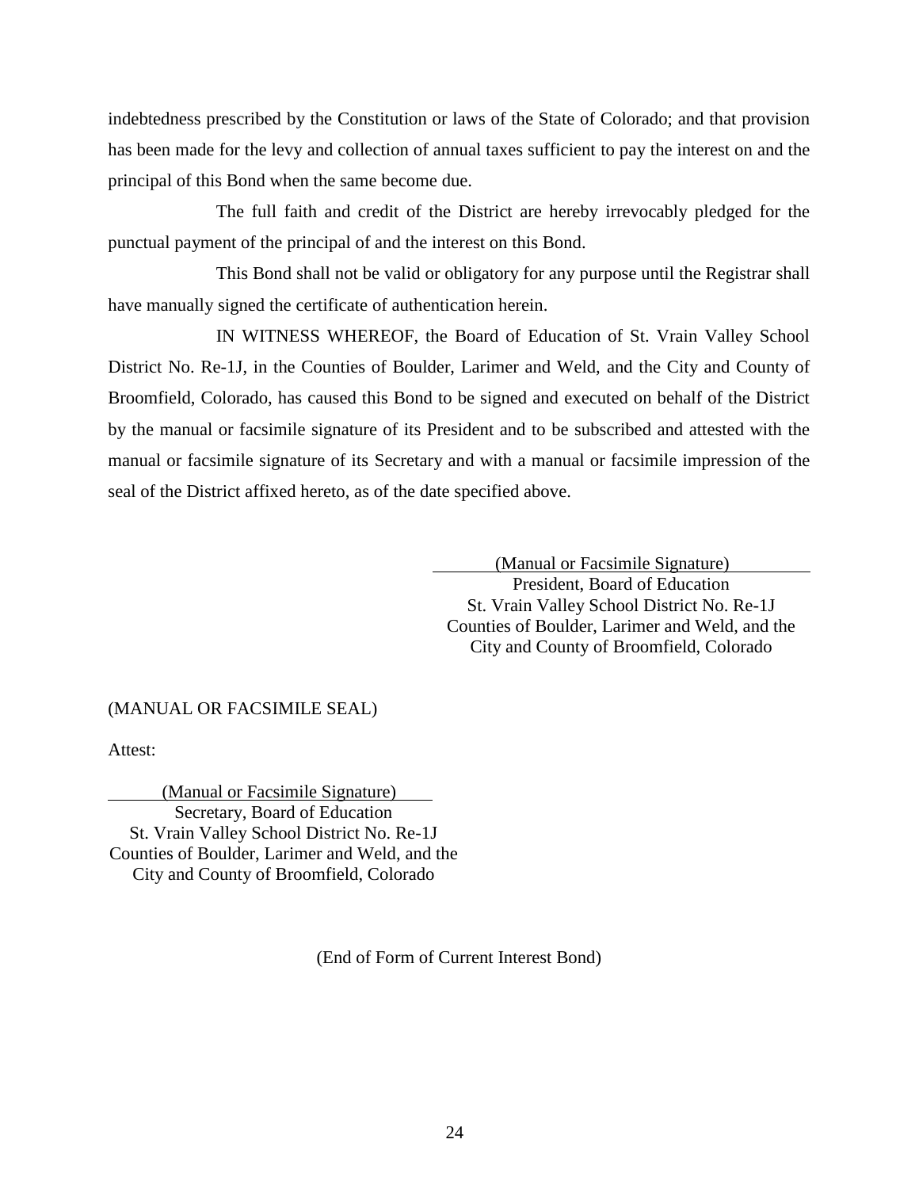indebtedness prescribed by the Constitution or laws of the State of Colorado; and that provision has been made for the levy and collection of annual taxes sufficient to pay the interest on and the principal of this Bond when the same become due.

The full faith and credit of the District are hereby irrevocably pledged for the punctual payment of the principal of and the interest on this Bond.

This Bond shall not be valid or obligatory for any purpose until the Registrar shall have manually signed the certificate of authentication herein.

IN WITNESS WHEREOF, the Board of Education of St. Vrain Valley School District No. Re-1J, in the Counties of Boulder, Larimer and Weld, and the City and County of Broomfield, Colorado, has caused this Bond to be signed and executed on behalf of the District by the manual or facsimile signature of its President and to be subscribed and attested with the manual or facsimile signature of its Secretary and with a manual or facsimile impression of the seal of the District affixed hereto, as of the date specified above.

(Manual or Facsimile Signature)
President, Board of Education
St. Vrain Valley School District No. Re-1J
Counties of Boulder, Larimer and Weld, and the
City and County of Broomfield, Colorado

(MANUAL OR FACSIMILE SEAL)

Attest:

(Manual or Facsimile Signature)
Secretary, Board of Education
St. Vrain Valley School District No. Re-1J
Counties of Boulder, Larimer and Weld, and the
City and County of Broomfield, Colorado

(End of Form of Current Interest Bond)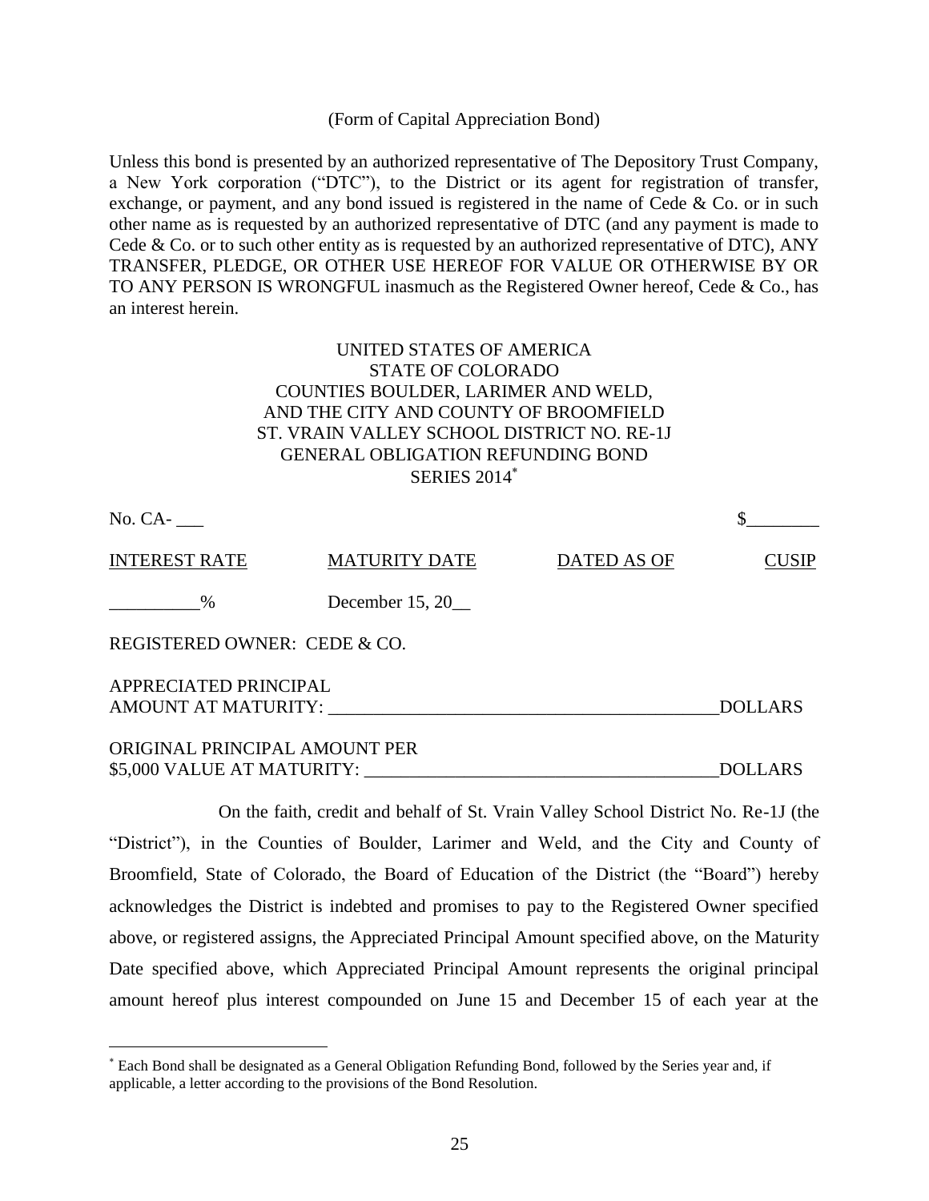(Form of Capital Appreciation Bond)

Unless this bond is presented by an authorized representative of The Depository Trust Company, a New York corporation ("DTC"), to the District or its agent for registration of transfer, exchange, or payment, and any bond issued is registered in the name of Cede & Co. or in such other name as is requested by an authorized representative of DTC (and any payment is made to Cede & Co. or to such other entity as is requested by an authorized representative of DTC), ANY TRANSFER, PLEDGE, OR OTHER USE HEREOF FOR VALUE OR OTHERWISE BY OR TO ANY PERSON IS WRONGFUL inasmuch as the Registered Owner hereof, Cede & Co., has an interest herein.

UNITED STATES OF AMERICA
STATE OF COLORADO
COUNTIES BOULDER, LARIMER AND WELD,
AND THE CITY AND COUNTY OF BROOMFIELD
ST. VRAIN VALLEY SCHOOL DISTRICT NO. RE-1J
GENERAL OBLIGATION REFUNDING BOND
SERIES 2014*

No. CA- ___ $________

| INTEREST RATE | MATURITY DATE | DATED AS OF | CUSIP |
|---|---|---|---|
| __________% | December 15, 20__ | | |

REGISTERED OWNER: CEDE & CO.

APPRECIATED PRINCIPAL
AMOUNT AT MATURITY: ___________________________________________DOLLARS

ORIGINAL PRINCIPAL AMOUNT PER
$5,000 VALUE AT MATURITY: ______________________________________DOLLARS

On the faith, credit and behalf of St. Vrain Valley School District No. Re-1J (the "District"), in the Counties of Boulder, Larimer and Weld, and the City and County of Broomfield, State of Colorado, the Board of Education of the District (the "Board") hereby acknowledges the District is indebted and promises to pay to the Registered Owner specified above, or registered assigns, the Appreciated Principal Amount specified above, on the Maturity Date specified above, which Appreciated Principal Amount represents the original principal amount hereof plus interest compounded on June 15 and December 15 of each year at the

* Each Bond shall be designated as a General Obligation Refunding Bond, followed by the Series year and, if applicable, a letter according to the provisions of the Bond Resolution.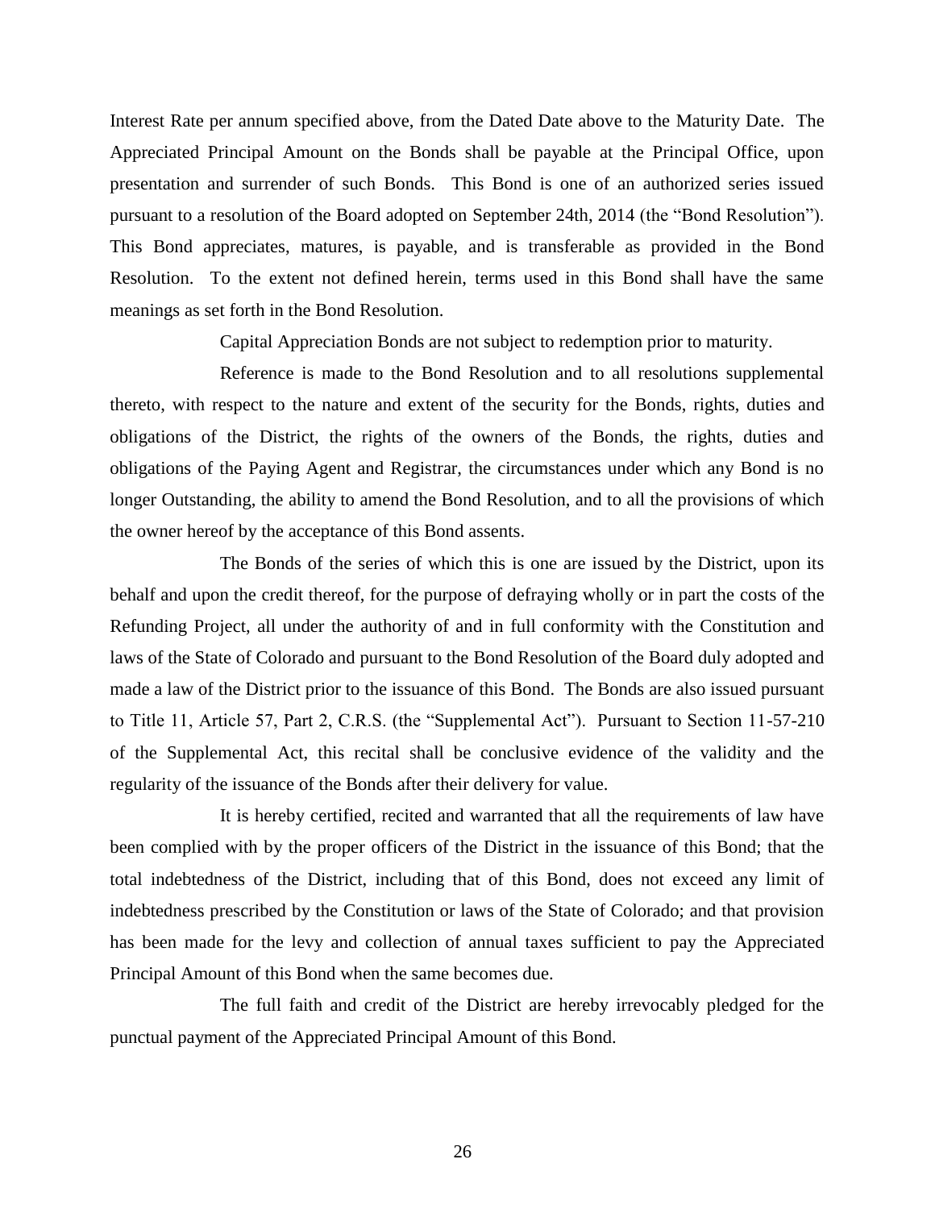Interest Rate per annum specified above, from the Dated Date above to the Maturity Date. The Appreciated Principal Amount on the Bonds shall be payable at the Principal Office, upon presentation and surrender of such Bonds. This Bond is one of an authorized series issued pursuant to a resolution of the Board adopted on September 24th, 2014 (the "Bond Resolution"). This Bond appreciates, matures, is payable, and is transferable as provided in the Bond Resolution. To the extent not defined herein, terms used in this Bond shall have the same meanings as set forth in the Bond Resolution.

Capital Appreciation Bonds are not subject to redemption prior to maturity.

Reference is made to the Bond Resolution and to all resolutions supplemental thereto, with respect to the nature and extent of the security for the Bonds, rights, duties and obligations of the District, the rights of the owners of the Bonds, the rights, duties and obligations of the Paying Agent and Registrar, the circumstances under which any Bond is no longer Outstanding, the ability to amend the Bond Resolution, and to all the provisions of which the owner hereof by the acceptance of this Bond assents.

The Bonds of the series of which this is one are issued by the District, upon its behalf and upon the credit thereof, for the purpose of defraying wholly or in part the costs of the Refunding Project, all under the authority of and in full conformity with the Constitution and laws of the State of Colorado and pursuant to the Bond Resolution of the Board duly adopted and made a law of the District prior to the issuance of this Bond. The Bonds are also issued pursuant to Title 11, Article 57, Part 2, C.R.S. (the "Supplemental Act"). Pursuant to Section 11-57-210 of the Supplemental Act, this recital shall be conclusive evidence of the validity and the regularity of the issuance of the Bonds after their delivery for value.

It is hereby certified, recited and warranted that all the requirements of law have been complied with by the proper officers of the District in the issuance of this Bond; that the total indebtedness of the District, including that of this Bond, does not exceed any limit of indebtedness prescribed by the Constitution or laws of the State of Colorado; and that provision has been made for the levy and collection of annual taxes sufficient to pay the Appreciated Principal Amount of this Bond when the same becomes due.

The full faith and credit of the District are hereby irrevocably pledged for the punctual payment of the Appreciated Principal Amount of this Bond.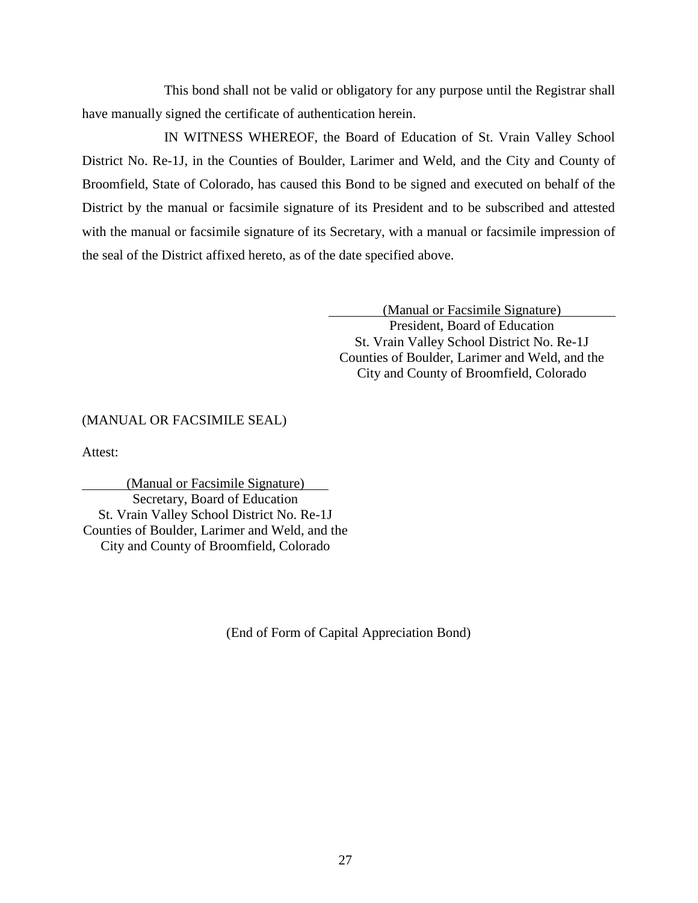This bond shall not be valid or obligatory for any purpose until the Registrar shall have manually signed the certificate of authentication herein.

IN WITNESS WHEREOF, the Board of Education of St. Vrain Valley School District No. Re-1J, in the Counties of Boulder, Larimer and Weld, and the City and County of Broomfield, State of Colorado, has caused this Bond to be signed and executed on behalf of the District by the manual or facsimile signature of its President and to be subscribed and attested with the manual or facsimile signature of its Secretary, with a manual or facsimile impression of the seal of the District affixed hereto, as of the date specified above.

(Manual or Facsimile Signature)
President, Board of Education
St. Vrain Valley School District No. Re-1J
Counties of Boulder, Larimer and Weld, and the
City and County of Broomfield, Colorado

(MANUAL OR FACSIMILE SEAL)

Attest:

(Manual or Facsimile Signature)
Secretary, Board of Education
St. Vrain Valley School District No. Re-1J
Counties of Boulder, Larimer and Weld, and the
City and County of Broomfield, Colorado

(End of Form of Capital Appreciation Bond)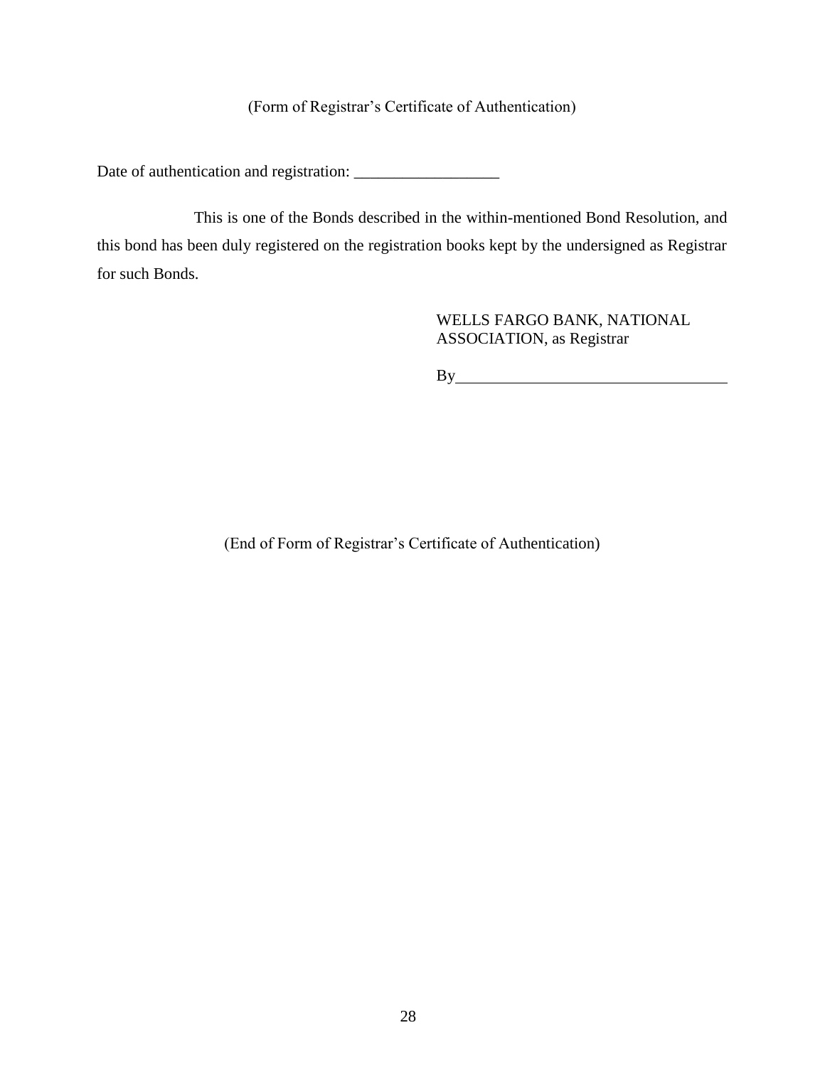(Form of Registrar's Certificate of Authentication)

Date of authentication and registration: ___________________

This is one of the Bonds described in the within-mentioned Bond Resolution, and this bond has been duly registered on the registration books kept by the undersigned as Registrar for such Bonds.

WELLS FARGO BANK, NATIONAL ASSOCIATION, as Registrar

By___________________________________

(End of Form of Registrar's Certificate of Authentication)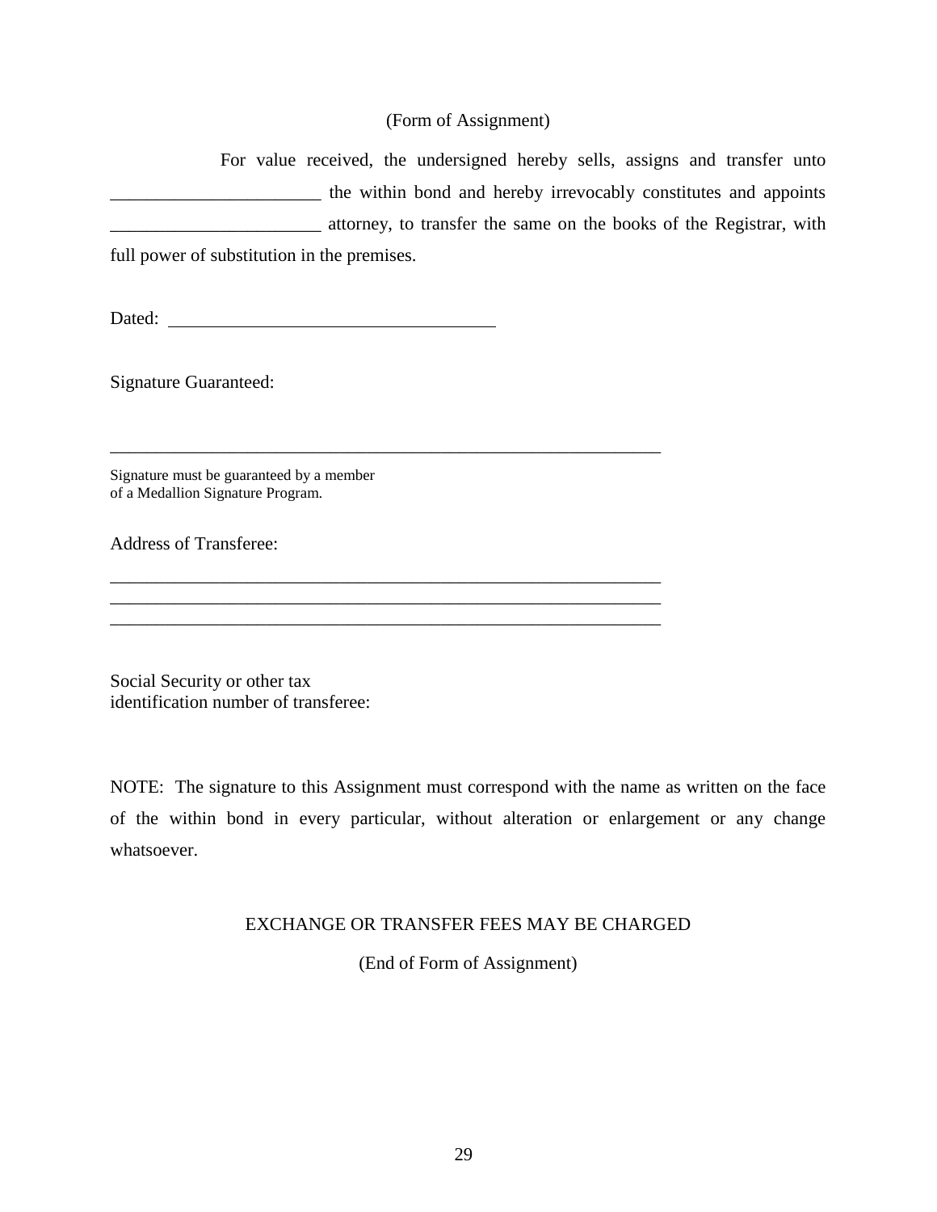(Form of Assignment)

For value received, the undersigned hereby sells, assigns and transfer unto _______________________ the within bond and hereby irrevocably constitutes and appoints _______________________ attorney, to transfer the same on the books of the Registrar, with full power of substitution in the premises.

Dated: ___________________________________

Signature Guaranteed:

_____________________________________________________________

Signature must be guaranteed by a member
of a Medallion Signature Program.

Address of Transferee:

_____________________________________________________________
_____________________________________________________________
_____________________________________________________________

Social Security or other tax
identification number of transferee:

NOTE: The signature to this Assignment must correspond with the name as written on the face of the within bond in every particular, without alteration or enlargement or any change whatsoever.

EXCHANGE OR TRANSFER FEES MAY BE CHARGED

(End of Form of Assignment)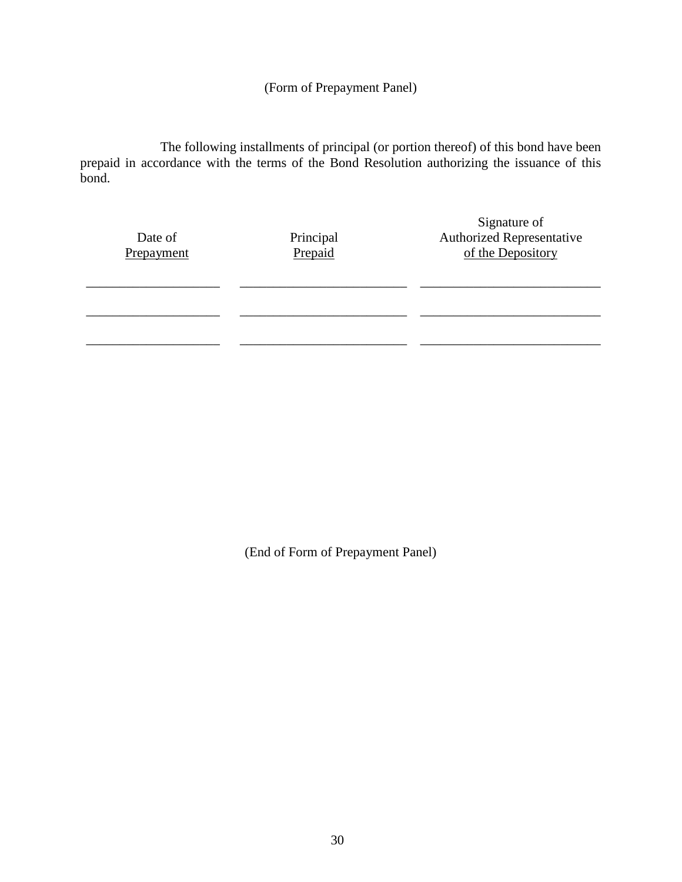(Form of Prepayment Panel)

The following installments of principal (or portion thereof) of this bond have been prepaid in accordance with the terms of the Bond Resolution authorizing the issuance of this bond.

| Date of Prepayment | Principal Prepaid | Signature of Authorized Representative of the Depository |
|---|---|---|
| ____________________ | _________________________ | ___________________________ |
| ____________________ | _________________________ | ___________________________ |
| ____________________ | _________________________ | ___________________________ |

(End of Form of Prepayment Panel)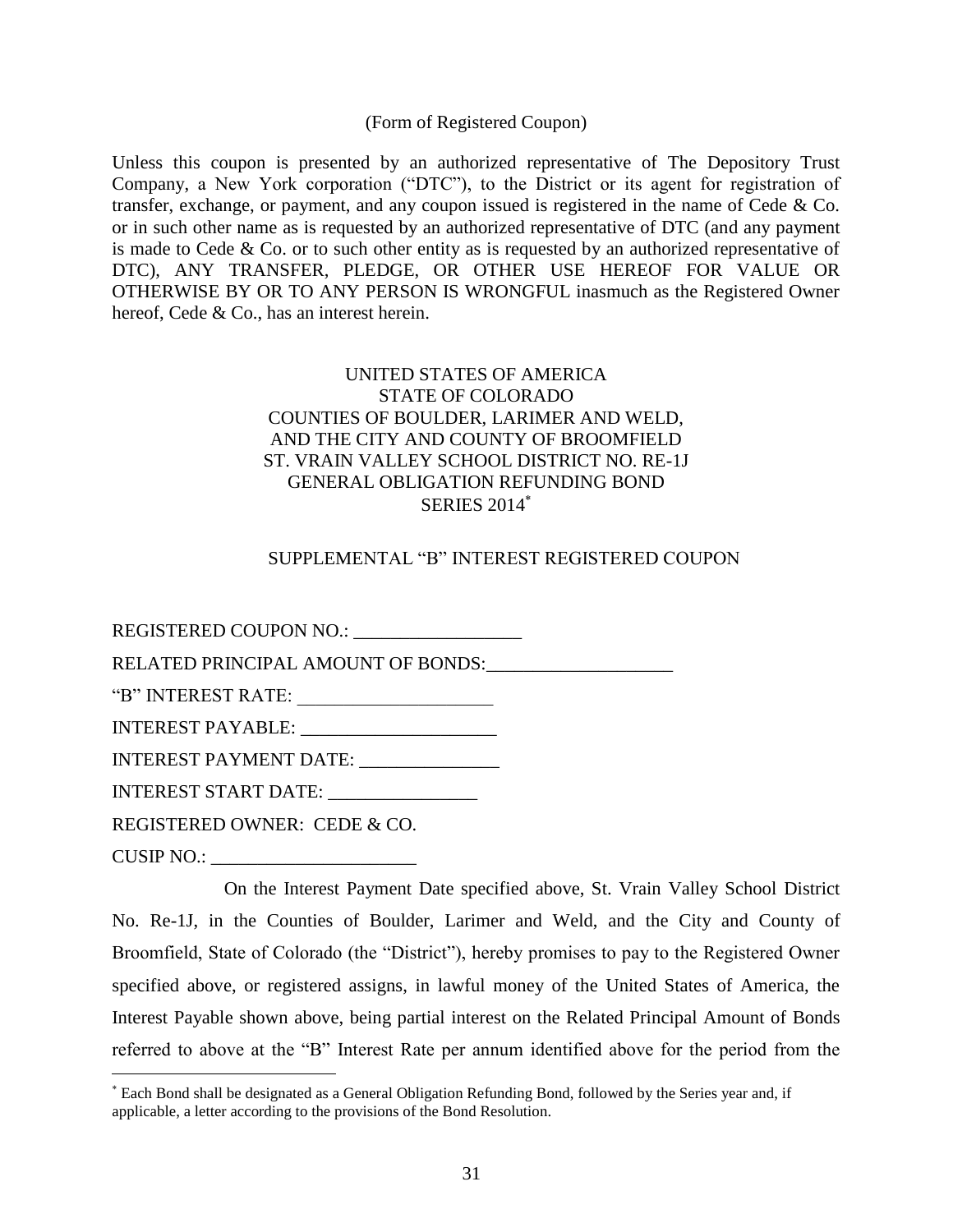(Form of Registered Coupon)

Unless this coupon is presented by an authorized representative of The Depository Trust Company, a New York corporation ("DTC"), to the District or its agent for registration of transfer, exchange, or payment, and any coupon issued is registered in the name of Cede & Co. or in such other name as is requested by an authorized representative of DTC (and any payment is made to Cede & Co. or to such other entity as is requested by an authorized representative of DTC), ANY TRANSFER, PLEDGE, OR OTHER USE HEREOF FOR VALUE OR OTHERWISE BY OR TO ANY PERSON IS WRONGFUL inasmuch as the Registered Owner hereof, Cede & Co., has an interest herein.

UNITED STATES OF AMERICA
STATE OF COLORADO
COUNTIES OF BOULDER, LARIMER AND WELD,
AND THE CITY AND COUNTY OF BROOMFIELD
ST. VRAIN VALLEY SCHOOL DISTRICT NO. RE-1J
GENERAL OBLIGATION REFUNDING BOND
SERIES 2014*

SUPPLEMENTAL "B" INTEREST REGISTERED COUPON

REGISTERED COUPON NO.: __________________

RELATED PRINCIPAL AMOUNT OF BONDS:____________________

"B" INTEREST RATE: _____________________

INTEREST PAYABLE: _____________________

INTEREST PAYMENT DATE: _______________

INTEREST START DATE: ________________

REGISTERED OWNER: CEDE & CO.

CUSIP NO.: ______________________

On the Interest Payment Date specified above, St. Vrain Valley School District No. Re-1J, in the Counties of Boulder, Larimer and Weld, and the City and County of Broomfield, State of Colorado (the "District"), hereby promises to pay to the Registered Owner specified above, or registered assigns, in lawful money of the United States of America, the Interest Payable shown above, being partial interest on the Related Principal Amount of Bonds referred to above at the "B" Interest Rate per annum identified above for the period from the

---

* Each Bond shall be designated as a General Obligation Refunding Bond, followed by the Series year and, if applicable, a letter according to the provisions of the Bond Resolution.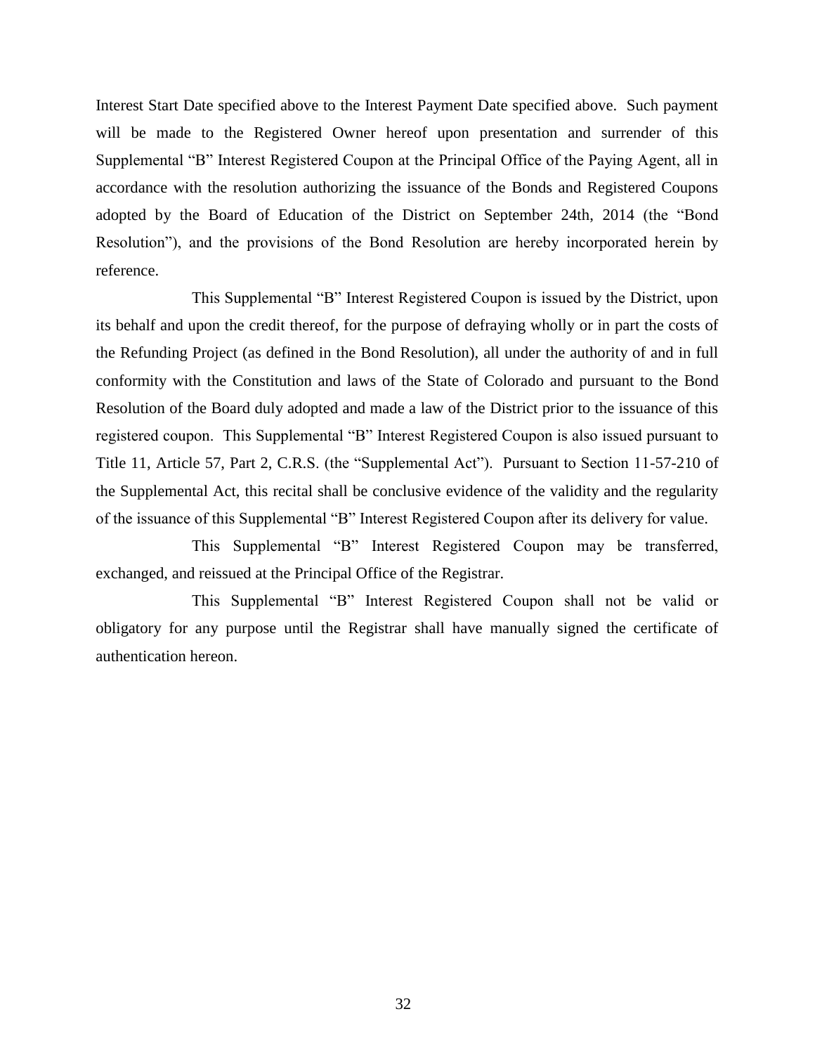Interest Start Date specified above to the Interest Payment Date specified above. Such payment will be made to the Registered Owner hereof upon presentation and surrender of this Supplemental "B" Interest Registered Coupon at the Principal Office of the Paying Agent, all in accordance with the resolution authorizing the issuance of the Bonds and Registered Coupons adopted by the Board of Education of the District on September 24th, 2014 (the "Bond Resolution"), and the provisions of the Bond Resolution are hereby incorporated herein by reference.

This Supplemental "B" Interest Registered Coupon is issued by the District, upon its behalf and upon the credit thereof, for the purpose of defraying wholly or in part the costs of the Refunding Project (as defined in the Bond Resolution), all under the authority of and in full conformity with the Constitution and laws of the State of Colorado and pursuant to the Bond Resolution of the Board duly adopted and made a law of the District prior to the issuance of this registered coupon. This Supplemental "B" Interest Registered Coupon is also issued pursuant to Title 11, Article 57, Part 2, C.R.S. (the "Supplemental Act"). Pursuant to Section 11-57-210 of the Supplemental Act, this recital shall be conclusive evidence of the validity and the regularity of the issuance of this Supplemental "B" Interest Registered Coupon after its delivery for value.

This Supplemental "B" Interest Registered Coupon may be transferred, exchanged, and reissued at the Principal Office of the Registrar.

This Supplemental "B" Interest Registered Coupon shall not be valid or obligatory for any purpose until the Registrar shall have manually signed the certificate of authentication hereon.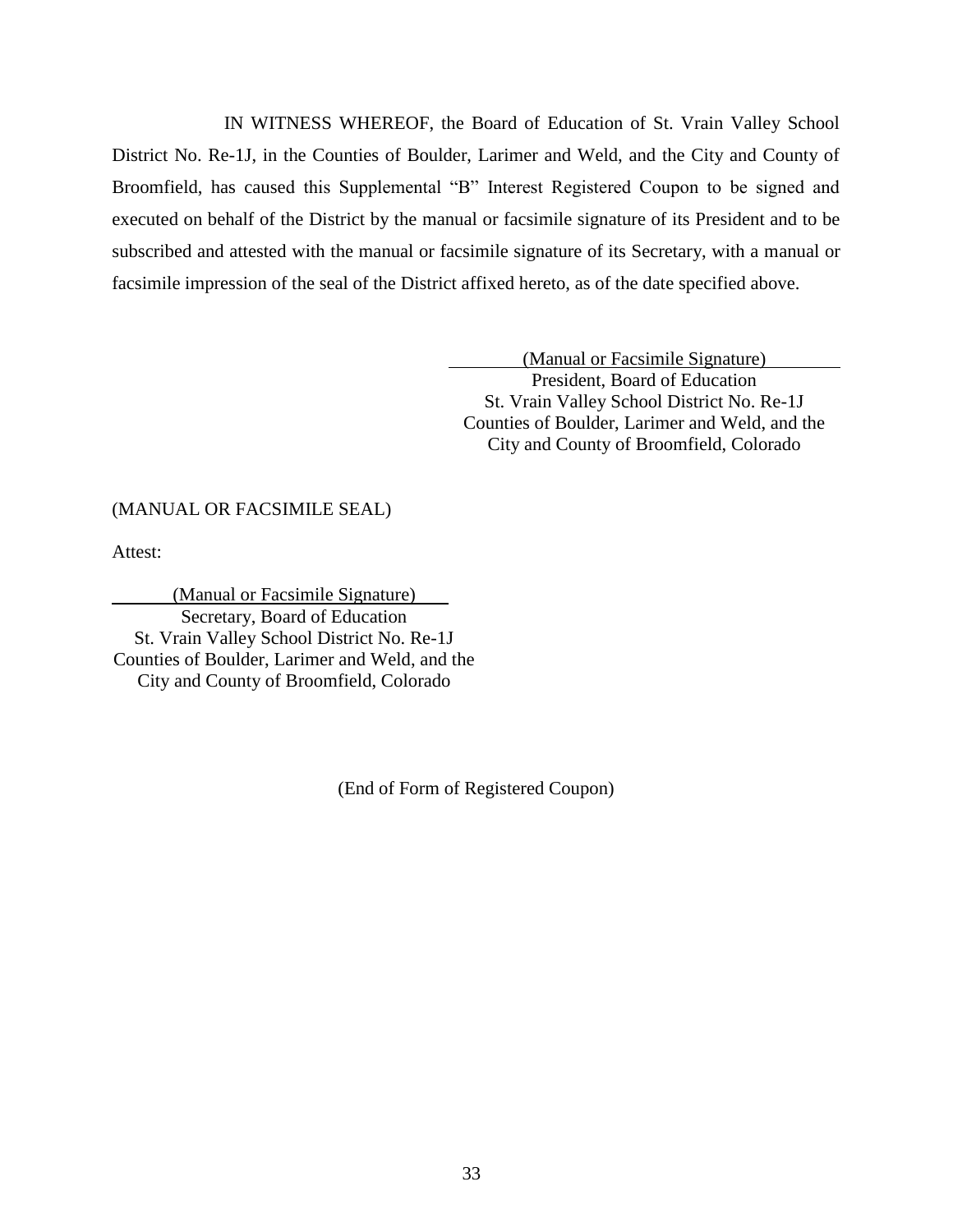IN WITNESS WHEREOF, the Board of Education of St. Vrain Valley School District No. Re-1J, in the Counties of Boulder, Larimer and Weld, and the City and County of Broomfield, has caused this Supplemental "B" Interest Registered Coupon to be signed and executed on behalf of the District by the manual or facsimile signature of its President and to be subscribed and attested with the manual or facsimile signature of its Secretary, with a manual or facsimile impression of the seal of the District affixed hereto, as of the date specified above.

(Manual or Facsimile Signature)
President, Board of Education
St. Vrain Valley School District No. Re-1J
Counties of Boulder, Larimer and Weld, and the
City and County of Broomfield, Colorado

(MANUAL OR FACSIMILE SEAL)

Attest:

(Manual or Facsimile Signature)
Secretary, Board of Education
St. Vrain Valley School District No. Re-1J
Counties of Boulder, Larimer and Weld, and the
City and County of Broomfield, Colorado

(End of Form of Registered Coupon)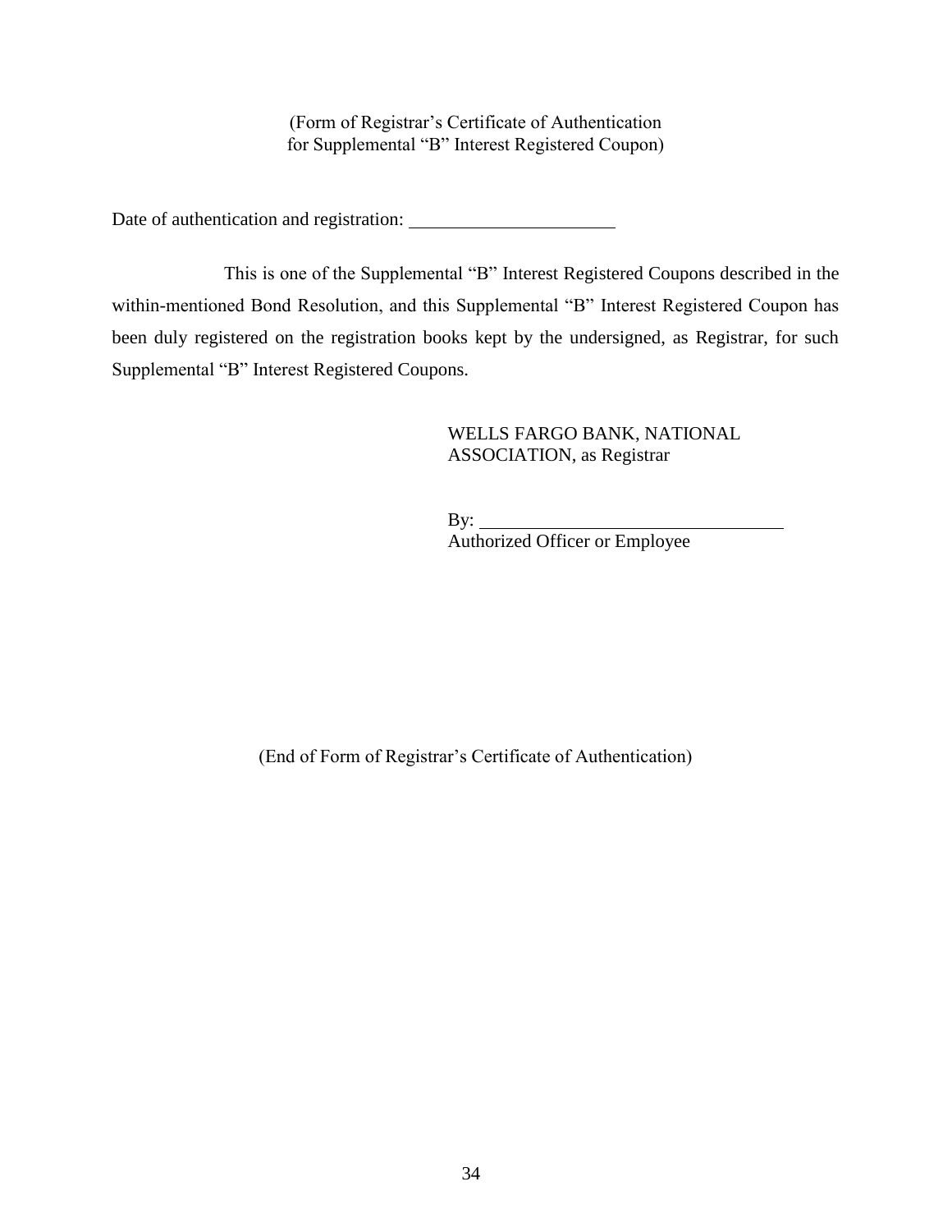(Form of Registrar's Certificate of Authentication
for Supplemental "B" Interest Registered Coupon)

Date of authentication and registration: ______________________

This is one of the Supplemental "B" Interest Registered Coupons described in the within-mentioned Bond Resolution, and this Supplemental "B" Interest Registered Coupon has been duly registered on the registration books kept by the undersigned, as Registrar, for such Supplemental "B" Interest Registered Coupons.

WELLS FARGO BANK, NATIONAL
ASSOCIATION, as Registrar

By: _________________________________
Authorized Officer or Employee

(End of Form of Registrar's Certificate of Authentication)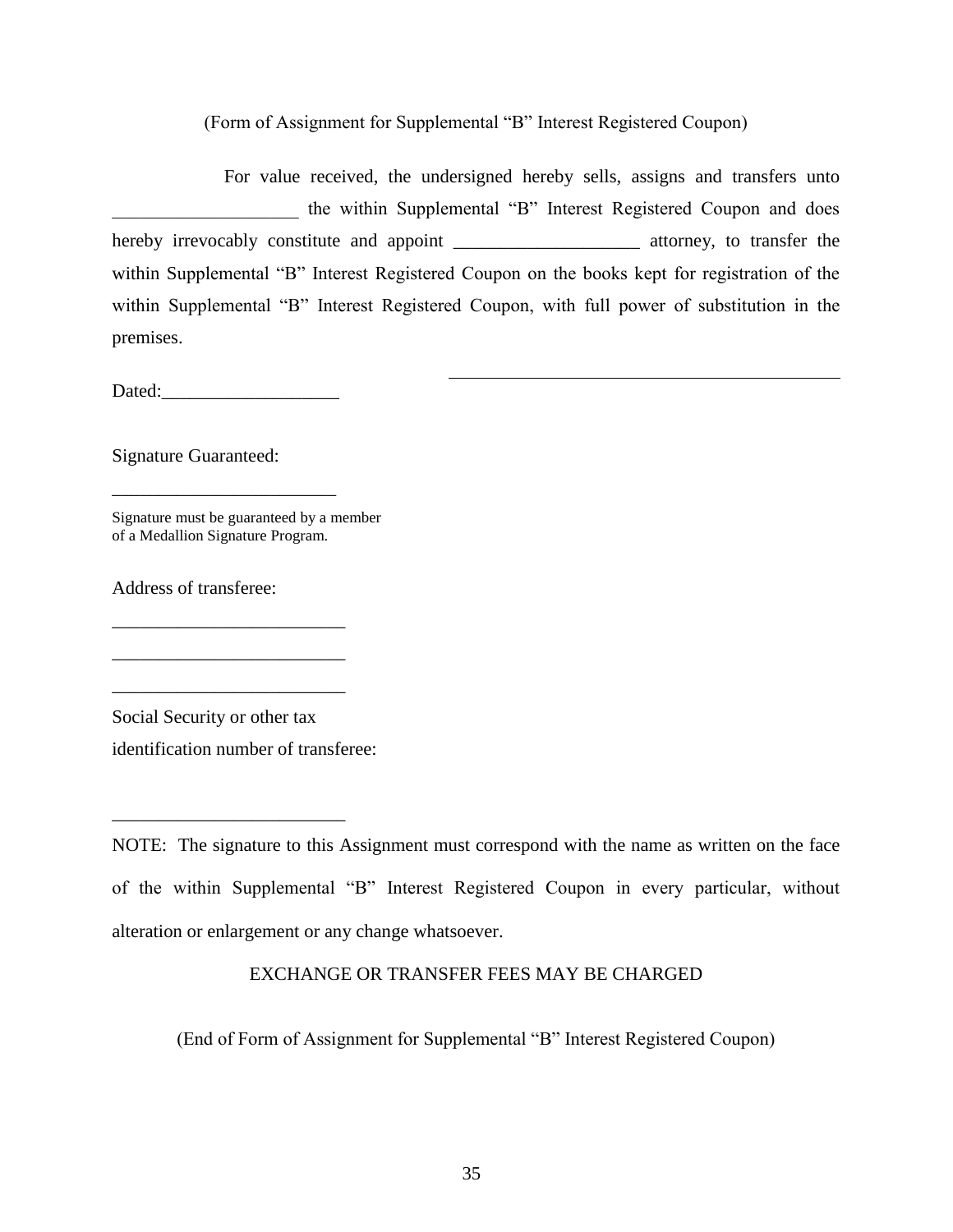(Form of Assignment for Supplemental "B" Interest Registered Coupon)

For value received, the undersigned hereby sells, assigns and transfers unto ____________________ the within Supplemental "B" Interest Registered Coupon and does hereby irrevocably constitute and appoint ____________________ attorney, to transfer the within Supplemental "B" Interest Registered Coupon on the books kept for registration of the within Supplemental "B" Interest Registered Coupon, with full power of substitution in the premises.

____________________________________________

Dated:___________________

Signature Guaranteed:

________________________

Signature must be guaranteed by a member of a Medallion Signature Program.

Address of transferee:

_________________________

_________________________

_________________________

Social Security or other tax identification number of transferee:

_________________________

NOTE: The signature to this Assignment must correspond with the name as written on the face of the within Supplemental "B" Interest Registered Coupon in every particular, without alteration or enlargement or any change whatsoever.

EXCHANGE OR TRANSFER FEES MAY BE CHARGED

(End of Form of Assignment for Supplemental "B" Interest Registered Coupon)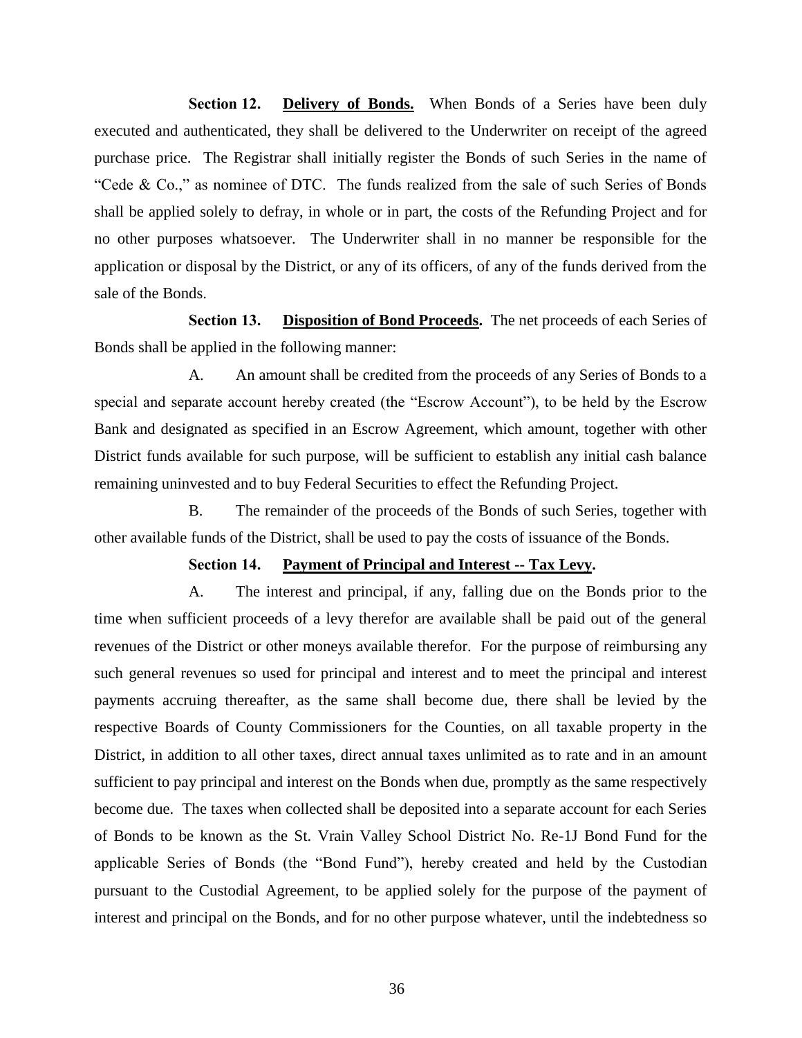**Section 12.** **<u>Delivery of Bonds.</u>** When Bonds of a Series have been duly executed and authenticated, they shall be delivered to the Underwriter on receipt of the agreed purchase price. The Registrar shall initially register the Bonds of such Series in the name of "Cede & Co.," as nominee of DTC. The funds realized from the sale of such Series of Bonds shall be applied solely to defray, in whole or in part, the costs of the Refunding Project and for no other purposes whatsoever. The Underwriter shall in no manner be responsible for the application or disposal by the District, or any of its officers, of any of the funds derived from the sale of the Bonds.

**Section 13.** **<u>Disposition of Bond Proceeds</u>.** The net proceeds of each Series of Bonds shall be applied in the following manner:

A. An amount shall be credited from the proceeds of any Series of Bonds to a special and separate account hereby created (the "Escrow Account"), to be held by the Escrow Bank and designated as specified in an Escrow Agreement, which amount, together with other District funds available for such purpose, will be sufficient to establish any initial cash balance remaining uninvested and to buy Federal Securities to effect the Refunding Project.

B. The remainder of the proceeds of the Bonds of such Series, together with other available funds of the District, shall be used to pay the costs of issuance of the Bonds.

**Section 14.** **<u>Payment of Principal and Interest -- Tax Levy</u>.**

A. The interest and principal, if any, falling due on the Bonds prior to the time when sufficient proceeds of a levy therefor are available shall be paid out of the general revenues of the District or other moneys available therefor. For the purpose of reimbursing any such general revenues so used for principal and interest and to meet the principal and interest payments accruing thereafter, as the same shall become due, there shall be levied by the respective Boards of County Commissioners for the Counties, on all taxable property in the District, in addition to all other taxes, direct annual taxes unlimited as to rate and in an amount sufficient to pay principal and interest on the Bonds when due, promptly as the same respectively become due. The taxes when collected shall be deposited into a separate account for each Series of Bonds to be known as the St. Vrain Valley School District No. Re-1J Bond Fund for the applicable Series of Bonds (the "Bond Fund"), hereby created and held by the Custodian pursuant to the Custodial Agreement, to be applied solely for the purpose of the payment of interest and principal on the Bonds, and for no other purpose whatever, until the indebtedness so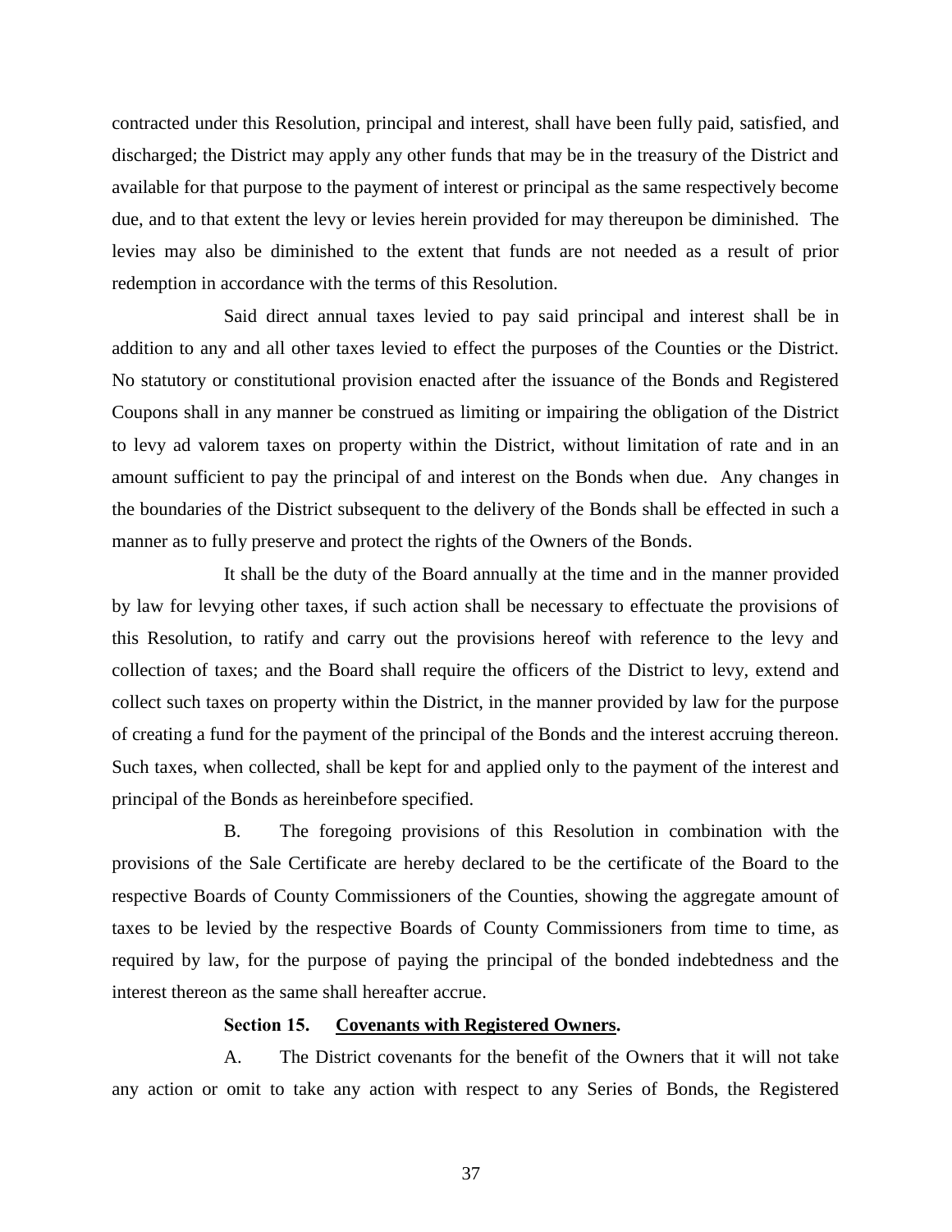contracted under this Resolution, principal and interest, shall have been fully paid, satisfied, and discharged; the District may apply any other funds that may be in the treasury of the District and available for that purpose to the payment of interest or principal as the same respectively become due, and to that extent the levy or levies herein provided for may thereupon be diminished. The levies may also be diminished to the extent that funds are not needed as a result of prior redemption in accordance with the terms of this Resolution.

Said direct annual taxes levied to pay said principal and interest shall be in addition to any and all other taxes levied to effect the purposes of the Counties or the District. No statutory or constitutional provision enacted after the issuance of the Bonds and Registered Coupons shall in any manner be construed as limiting or impairing the obligation of the District to levy ad valorem taxes on property within the District, without limitation of rate and in an amount sufficient to pay the principal of and interest on the Bonds when due. Any changes in the boundaries of the District subsequent to the delivery of the Bonds shall be effected in such a manner as to fully preserve and protect the rights of the Owners of the Bonds.

It shall be the duty of the Board annually at the time and in the manner provided by law for levying other taxes, if such action shall be necessary to effectuate the provisions of this Resolution, to ratify and carry out the provisions hereof with reference to the levy and collection of taxes; and the Board shall require the officers of the District to levy, extend and collect such taxes on property within the District, in the manner provided by law for the purpose of creating a fund for the payment of the principal of the Bonds and the interest accruing thereon. Such taxes, when collected, shall be kept for and applied only to the payment of the interest and principal of the Bonds as hereinbefore specified.

B. The foregoing provisions of this Resolution in combination with the provisions of the Sale Certificate are hereby declared to be the certificate of the Board to the respective Boards of County Commissioners of the Counties, showing the aggregate amount of taxes to be levied by the respective Boards of County Commissioners from time to time, as required by law, for the purpose of paying the principal of the bonded indebtedness and the interest thereon as the same shall hereafter accrue.

**Section 15. Covenants with Registered Owners.**

A. The District covenants for the benefit of the Owners that it will not take any action or omit to take any action with respect to any Series of Bonds, the Registered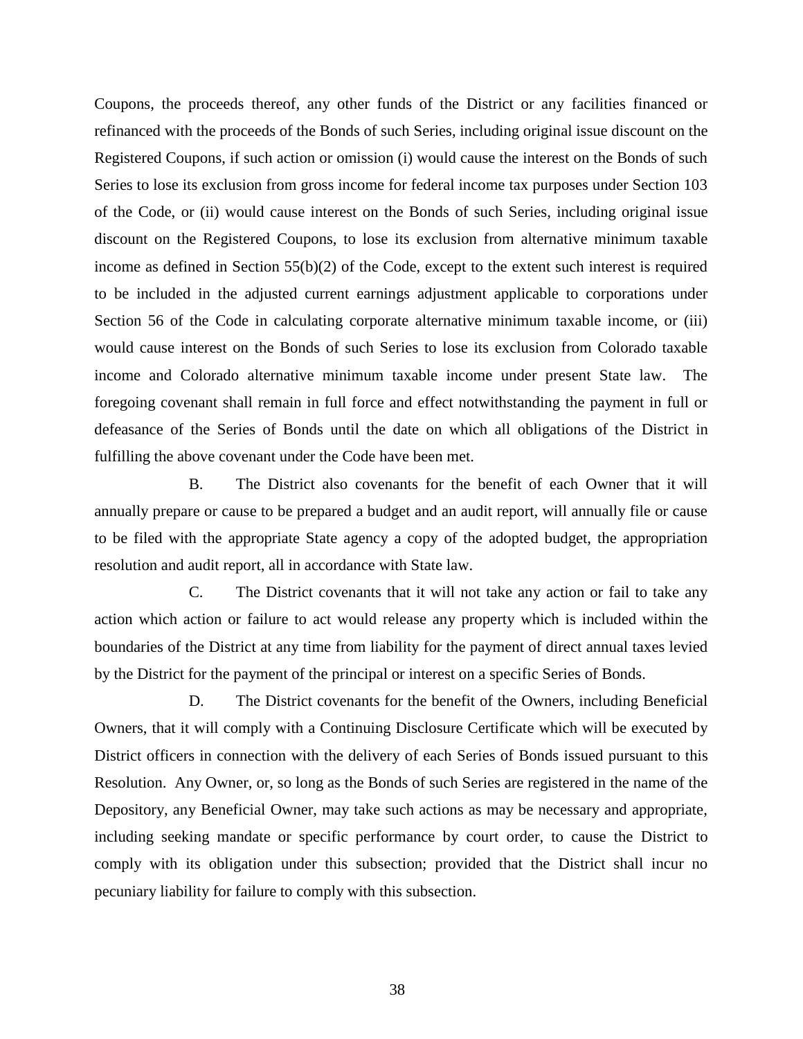Coupons, the proceeds thereof, any other funds of the District or any facilities financed or refinanced with the proceeds of the Bonds of such Series, including original issue discount on the Registered Coupons, if such action or omission (i) would cause the interest on the Bonds of such Series to lose its exclusion from gross income for federal income tax purposes under Section 103 of the Code, or (ii) would cause interest on the Bonds of such Series, including original issue discount on the Registered Coupons, to lose its exclusion from alternative minimum taxable income as defined in Section 55(b)(2) of the Code, except to the extent such interest is required to be included in the adjusted current earnings adjustment applicable to corporations under Section 56 of the Code in calculating corporate alternative minimum taxable income, or (iii) would cause interest on the Bonds of such Series to lose its exclusion from Colorado taxable income and Colorado alternative minimum taxable income under present State law. The foregoing covenant shall remain in full force and effect notwithstanding the payment in full or defeasance of the Series of Bonds until the date on which all obligations of the District in fulfilling the above covenant under the Code have been met.

B. The District also covenants for the benefit of each Owner that it will annually prepare or cause to be prepared a budget and an audit report, will annually file or cause to be filed with the appropriate State agency a copy of the adopted budget, the appropriation resolution and audit report, all in accordance with State law.

C. The District covenants that it will not take any action or fail to take any action which action or failure to act would release any property which is included within the boundaries of the District at any time from liability for the payment of direct annual taxes levied by the District for the payment of the principal or interest on a specific Series of Bonds.

D. The District covenants for the benefit of the Owners, including Beneficial Owners, that it will comply with a Continuing Disclosure Certificate which will be executed by District officers in connection with the delivery of each Series of Bonds issued pursuant to this Resolution. Any Owner, or, so long as the Bonds of such Series are registered in the name of the Depository, any Beneficial Owner, may take such actions as may be necessary and appropriate, including seeking mandate or specific performance by court order, to cause the District to comply with its obligation under this subsection; provided that the District shall incur no pecuniary liability for failure to comply with this subsection.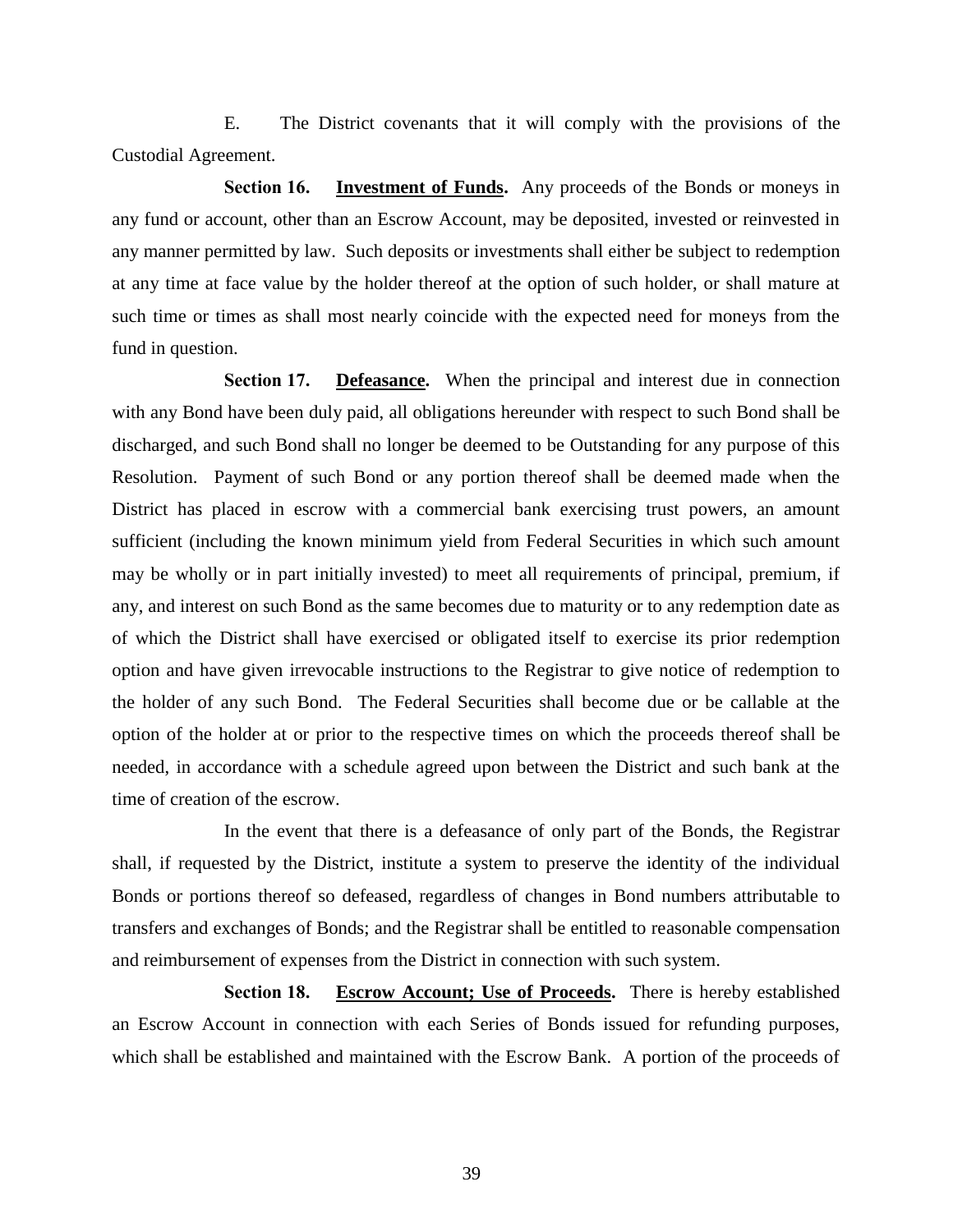E. The District covenants that it will comply with the provisions of the Custodial Agreement.

**Section 16. Investment of Funds.** Any proceeds of the Bonds or moneys in any fund or account, other than an Escrow Account, may be deposited, invested or reinvested in any manner permitted by law. Such deposits or investments shall either be subject to redemption at any time at face value by the holder thereof at the option of such holder, or shall mature at such time or times as shall most nearly coincide with the expected need for moneys from the fund in question.

**Section 17. Defeasance.** When the principal and interest due in connection with any Bond have been duly paid, all obligations hereunder with respect to such Bond shall be discharged, and such Bond shall no longer be deemed to be Outstanding for any purpose of this Resolution. Payment of such Bond or any portion thereof shall be deemed made when the District has placed in escrow with a commercial bank exercising trust powers, an amount sufficient (including the known minimum yield from Federal Securities in which such amount may be wholly or in part initially invested) to meet all requirements of principal, premium, if any, and interest on such Bond as the same becomes due to maturity or to any redemption date as of which the District shall have exercised or obligated itself to exercise its prior redemption option and have given irrevocable instructions to the Registrar to give notice of redemption to the holder of any such Bond. The Federal Securities shall become due or be callable at the option of the holder at or prior to the respective times on which the proceeds thereof shall be needed, in accordance with a schedule agreed upon between the District and such bank at the time of creation of the escrow.

In the event that there is a defeasance of only part of the Bonds, the Registrar shall, if requested by the District, institute a system to preserve the identity of the individual Bonds or portions thereof so defeased, regardless of changes in Bond numbers attributable to transfers and exchanges of Bonds; and the Registrar shall be entitled to reasonable compensation and reimbursement of expenses from the District in connection with such system.

**Section 18. Escrow Account; Use of Proceeds.** There is hereby established an Escrow Account in connection with each Series of Bonds issued for refunding purposes, which shall be established and maintained with the Escrow Bank. A portion of the proceeds of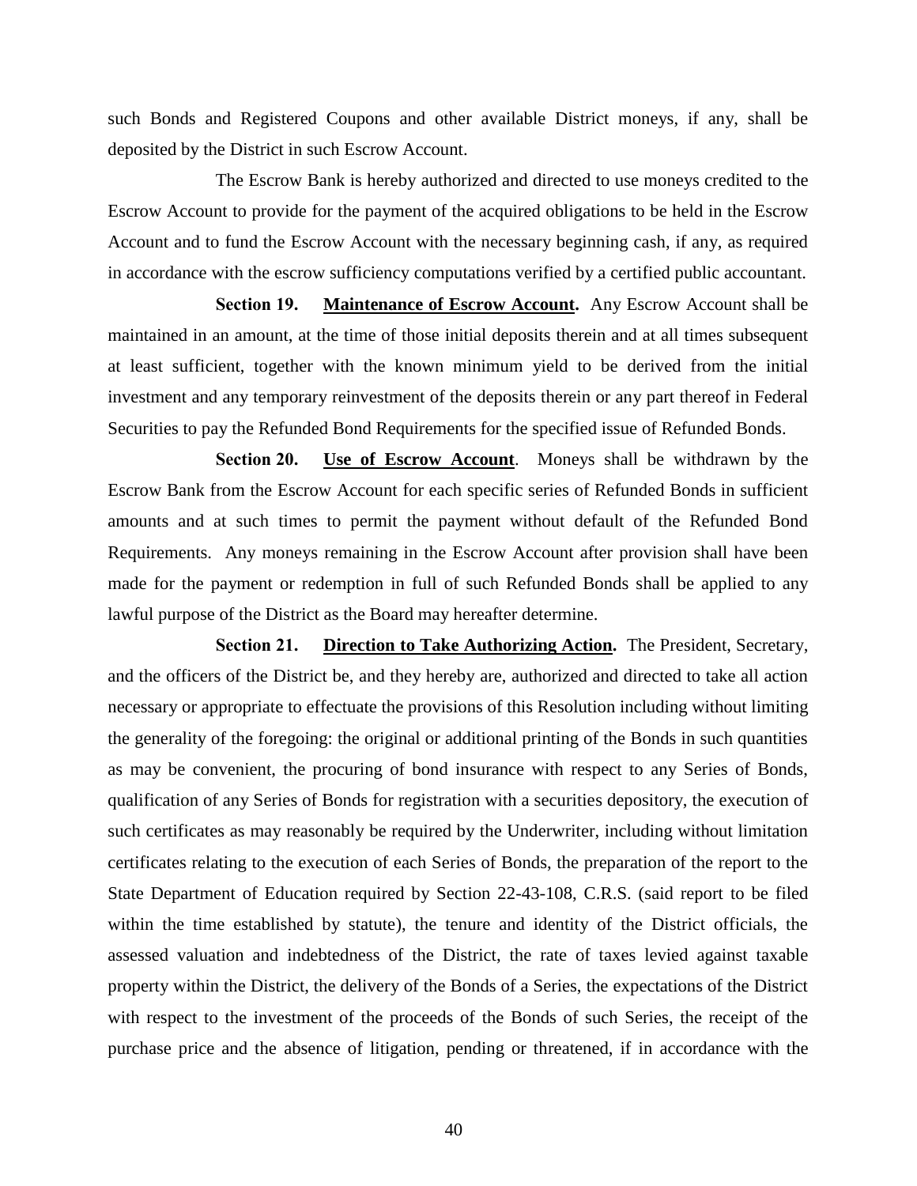such Bonds and Registered Coupons and other available District moneys, if any, shall be deposited by the District in such Escrow Account.

The Escrow Bank is hereby authorized and directed to use moneys credited to the Escrow Account to provide for the payment of the acquired obligations to be held in the Escrow Account and to fund the Escrow Account with the necessary beginning cash, if any, as required in accordance with the escrow sufficiency computations verified by a certified public accountant.

**Section 19.** **<u>Maintenance of Escrow Account</u>.** Any Escrow Account shall be maintained in an amount, at the time of those initial deposits therein and at all times subsequent at least sufficient, together with the known minimum yield to be derived from the initial investment and any temporary reinvestment of the deposits therein or any part thereof in Federal Securities to pay the Refunded Bond Requirements for the specified issue of Refunded Bonds.

**Section 20.** **<u>Use of Escrow Account</u>**. Moneys shall be withdrawn by the Escrow Bank from the Escrow Account for each specific series of Refunded Bonds in sufficient amounts and at such times to permit the payment without default of the Refunded Bond Requirements. Any moneys remaining in the Escrow Account after provision shall have been made for the payment or redemption in full of such Refunded Bonds shall be applied to any lawful purpose of the District as the Board may hereafter determine.

**Section 21.** **<u>Direction to Take Authorizing Action</u>.** The President, Secretary, and the officers of the District be, and they hereby are, authorized and directed to take all action necessary or appropriate to effectuate the provisions of this Resolution including without limiting the generality of the foregoing: the original or additional printing of the Bonds in such quantities as may be convenient, the procuring of bond insurance with respect to any Series of Bonds, qualification of any Series of Bonds for registration with a securities depository, the execution of such certificates as may reasonably be required by the Underwriter, including without limitation certificates relating to the execution of each Series of Bonds, the preparation of the report to the State Department of Education required by Section 22-43-108, C.R.S. (said report to be filed within the time established by statute), the tenure and identity of the District officials, the assessed valuation and indebtedness of the District, the rate of taxes levied against taxable property within the District, the delivery of the Bonds of a Series, the expectations of the District with respect to the investment of the proceeds of the Bonds of such Series, the receipt of the purchase price and the absence of litigation, pending or threatened, if in accordance with the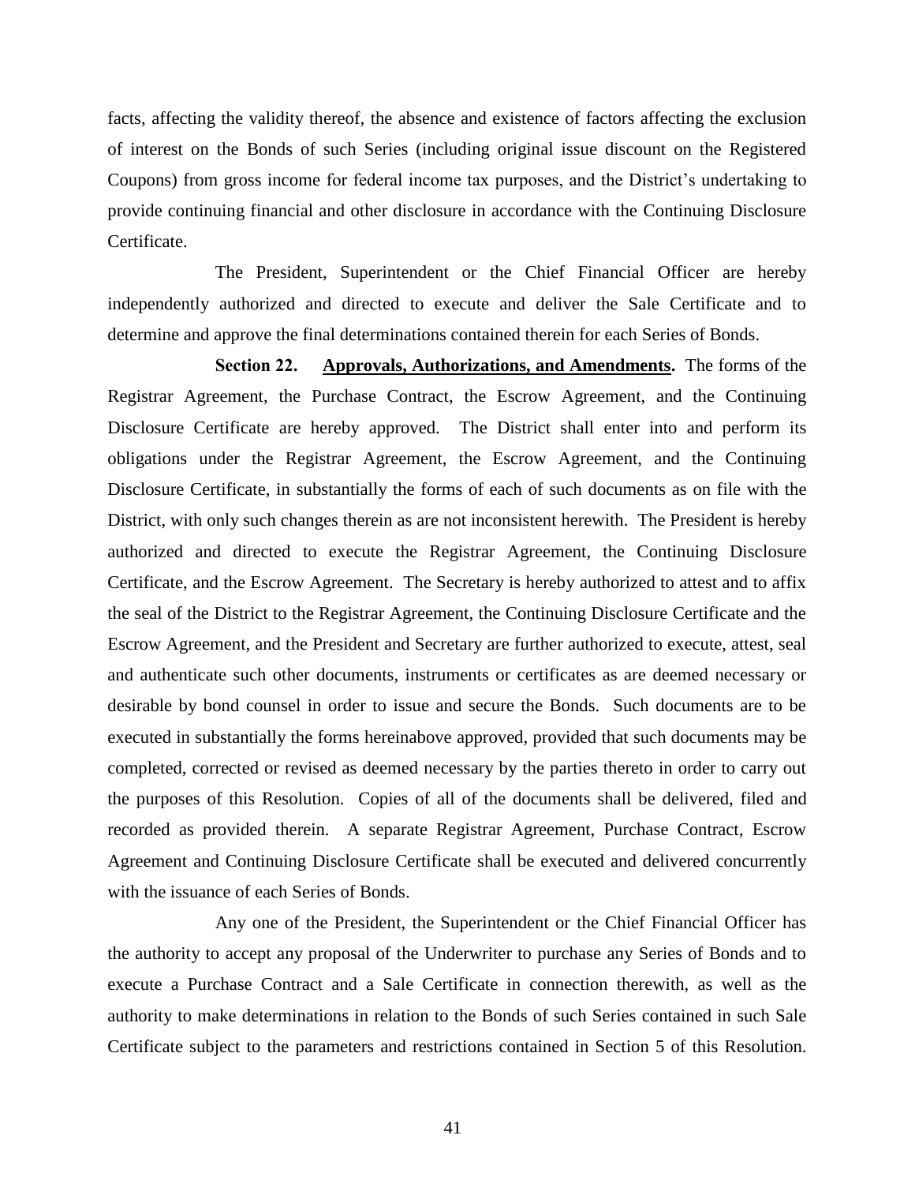facts, affecting the validity thereof, the absence and existence of factors affecting the exclusion of interest on the Bonds of such Series (including original issue discount on the Registered Coupons) from gross income for federal income tax purposes, and the District's undertaking to provide continuing financial and other disclosure in accordance with the Continuing Disclosure Certificate.

The President, Superintendent or the Chief Financial Officer are hereby independently authorized and directed to execute and deliver the Sale Certificate and to determine and approve the final determinations contained therein for each Series of Bonds.

**Section 22. Approvals, Authorizations, and Amendments.** The forms of the Registrar Agreement, the Purchase Contract, the Escrow Agreement, and the Continuing Disclosure Certificate are hereby approved. The District shall enter into and perform its obligations under the Registrar Agreement, the Escrow Agreement, and the Continuing Disclosure Certificate, in substantially the forms of each of such documents as on file with the District, with only such changes therein as are not inconsistent herewith. The President is hereby authorized and directed to execute the Registrar Agreement, the Continuing Disclosure Certificate, and the Escrow Agreement. The Secretary is hereby authorized to attest and to affix the seal of the District to the Registrar Agreement, the Continuing Disclosure Certificate and the Escrow Agreement, and the President and Secretary are further authorized to execute, attest, seal and authenticate such other documents, instruments or certificates as are deemed necessary or desirable by bond counsel in order to issue and secure the Bonds. Such documents are to be executed in substantially the forms hereinabove approved, provided that such documents may be completed, corrected or revised as deemed necessary by the parties thereto in order to carry out the purposes of this Resolution. Copies of all of the documents shall be delivered, filed and recorded as provided therein. A separate Registrar Agreement, Purchase Contract, Escrow Agreement and Continuing Disclosure Certificate shall be executed and delivered concurrently with the issuance of each Series of Bonds.

Any one of the President, the Superintendent or the Chief Financial Officer has the authority to accept any proposal of the Underwriter to purchase any Series of Bonds and to execute a Purchase Contract and a Sale Certificate in connection therewith, as well as the authority to make determinations in relation to the Bonds of such Series contained in such Sale Certificate subject to the parameters and restrictions contained in Section 5 of this Resolution.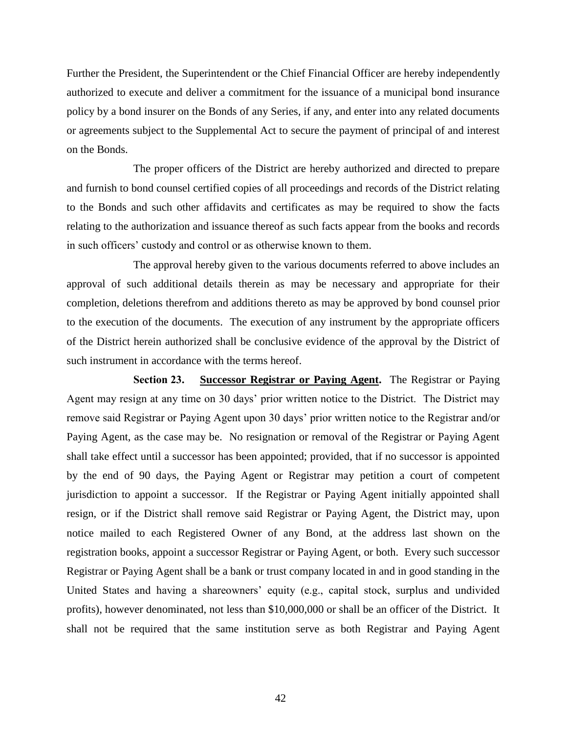Further the President, the Superintendent or the Chief Financial Officer are hereby independently authorized to execute and deliver a commitment for the issuance of a municipal bond insurance policy by a bond insurer on the Bonds of any Series, if any, and enter into any related documents or agreements subject to the Supplemental Act to secure the payment of principal of and interest on the Bonds.

The proper officers of the District are hereby authorized and directed to prepare and furnish to bond counsel certified copies of all proceedings and records of the District relating to the Bonds and such other affidavits and certificates as may be required to show the facts relating to the authorization and issuance thereof as such facts appear from the books and records in such officers' custody and control or as otherwise known to them.

The approval hereby given to the various documents referred to above includes an approval of such additional details therein as may be necessary and appropriate for their completion, deletions therefrom and additions thereto as may be approved by bond counsel prior to the execution of the documents. The execution of any instrument by the appropriate officers of the District herein authorized shall be conclusive evidence of the approval by the District of such instrument in accordance with the terms hereof.

**Section 23. Successor Registrar or Paying Agent.** The Registrar or Paying Agent may resign at any time on 30 days' prior written notice to the District. The District may remove said Registrar or Paying Agent upon 30 days' prior written notice to the Registrar and/or Paying Agent, as the case may be. No resignation or removal of the Registrar or Paying Agent shall take effect until a successor has been appointed; provided, that if no successor is appointed by the end of 90 days, the Paying Agent or Registrar may petition a court of competent jurisdiction to appoint a successor. If the Registrar or Paying Agent initially appointed shall resign, or if the District shall remove said Registrar or Paying Agent, the District may, upon notice mailed to each Registered Owner of any Bond, at the address last shown on the registration books, appoint a successor Registrar or Paying Agent, or both. Every such successor Registrar or Paying Agent shall be a bank or trust company located in and in good standing in the United States and having a shareowners' equity (e.g., capital stock, surplus and undivided profits), however denominated, not less than $10,000,000 or shall be an officer of the District. It shall not be required that the same institution serve as both Registrar and Paying Agent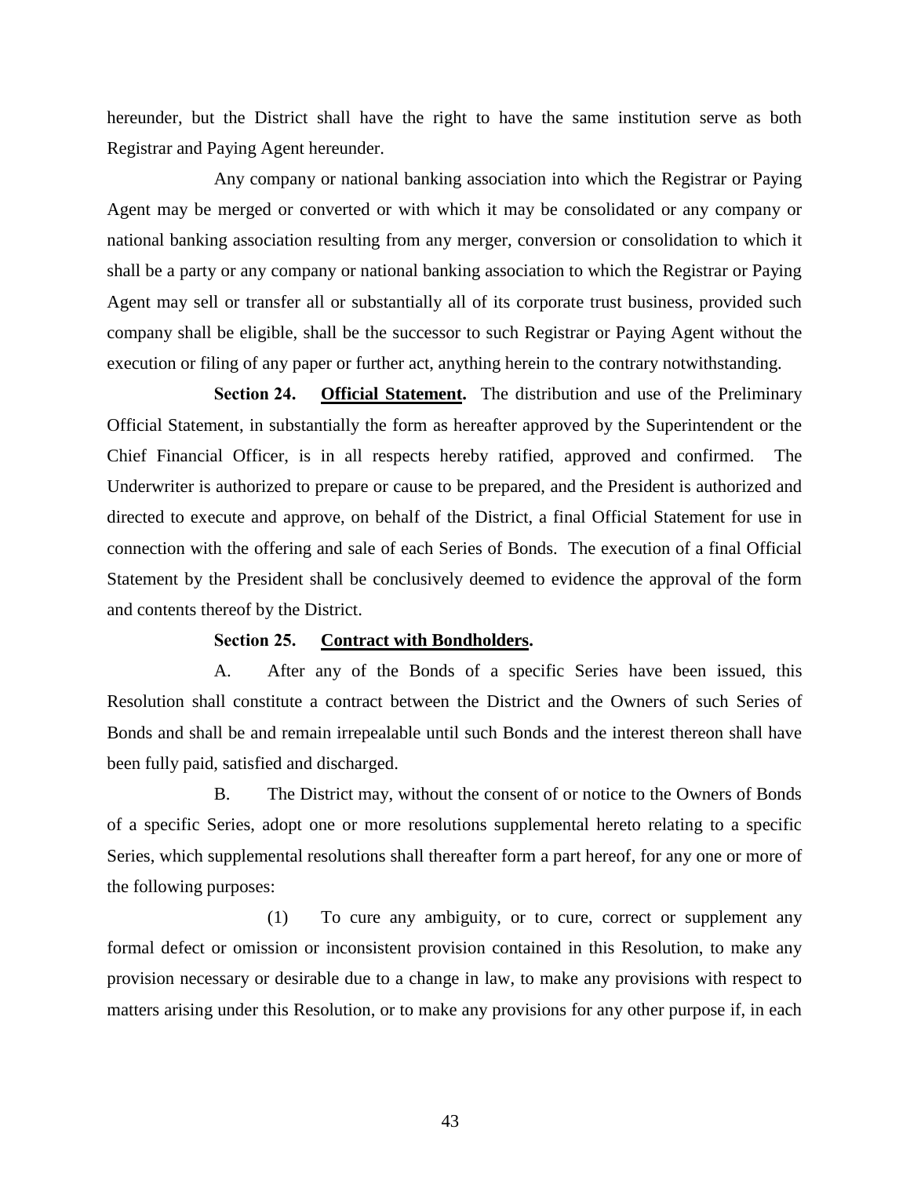hereunder, but the District shall have the right to have the same institution serve as both Registrar and Paying Agent hereunder.

Any company or national banking association into which the Registrar or Paying Agent may be merged or converted or with which it may be consolidated or any company or national banking association resulting from any merger, conversion or consolidation to which it shall be a party or any company or national banking association to which the Registrar or Paying Agent may sell or transfer all or substantially all of its corporate trust business, provided such company shall be eligible, shall be the successor to such Registrar or Paying Agent without the execution or filing of any paper or further act, anything herein to the contrary notwithstanding.

**Section 24. Official Statement.** The distribution and use of the Preliminary Official Statement, in substantially the form as hereafter approved by the Superintendent or the Chief Financial Officer, is in all respects hereby ratified, approved and confirmed. The Underwriter is authorized to prepare or cause to be prepared, and the President is authorized and directed to execute and approve, on behalf of the District, a final Official Statement for use in connection with the offering and sale of each Series of Bonds. The execution of a final Official Statement by the President shall be conclusively deemed to evidence the approval of the form and contents thereof by the District.

**Section 25. Contract with Bondholders.**

A. After any of the Bonds of a specific Series have been issued, this Resolution shall constitute a contract between the District and the Owners of such Series of Bonds and shall be and remain irrepealable until such Bonds and the interest thereon shall have been fully paid, satisfied and discharged.

B. The District may, without the consent of or notice to the Owners of Bonds of a specific Series, adopt one or more resolutions supplemental hereto relating to a specific Series, which supplemental resolutions shall thereafter form a part hereof, for any one or more of the following purposes:

(1) To cure any ambiguity, or to cure, correct or supplement any formal defect or omission or inconsistent provision contained in this Resolution, to make any provision necessary or desirable due to a change in law, to make any provisions with respect to matters arising under this Resolution, or to make any provisions for any other purpose if, in each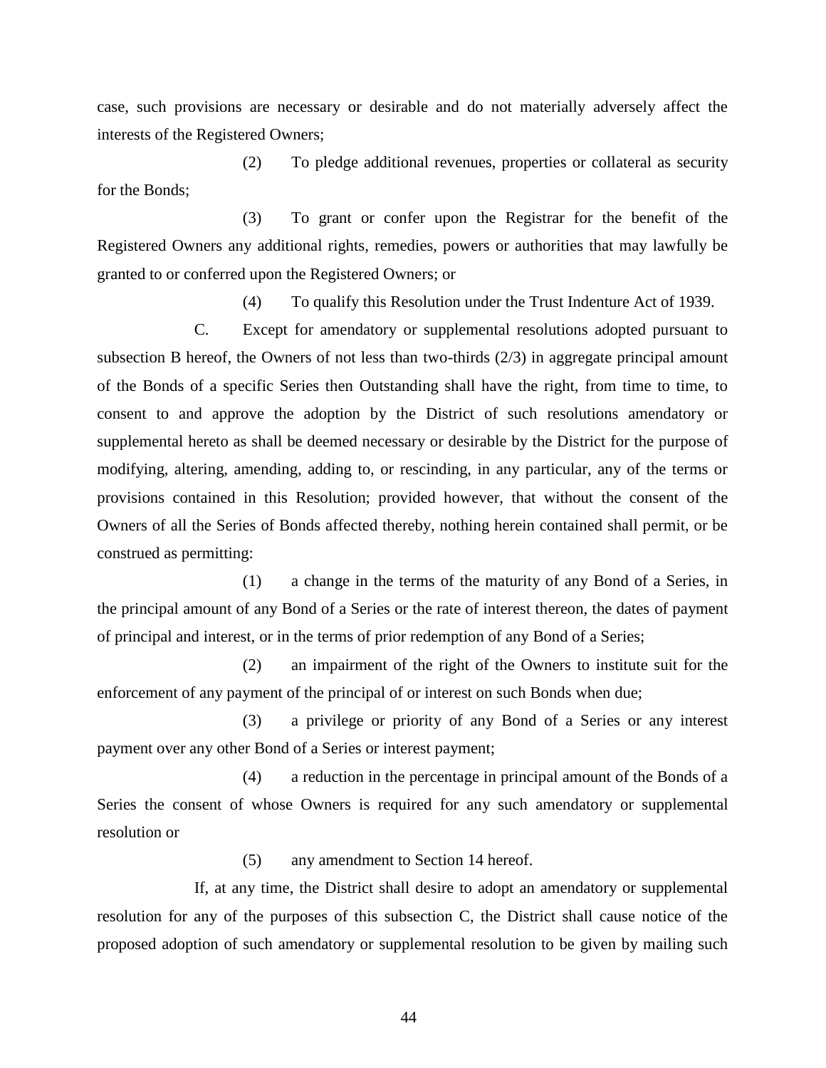case, such provisions are necessary or desirable and do not materially adversely affect the interests of the Registered Owners;

(2) To pledge additional revenues, properties or collateral as security for the Bonds;

(3) To grant or confer upon the Registrar for the benefit of the Registered Owners any additional rights, remedies, powers or authorities that may lawfully be granted to or conferred upon the Registered Owners; or

(4) To qualify this Resolution under the Trust Indenture Act of 1939.

C. Except for amendatory or supplemental resolutions adopted pursuant to subsection B hereof, the Owners of not less than two-thirds (2/3) in aggregate principal amount of the Bonds of a specific Series then Outstanding shall have the right, from time to time, to consent to and approve the adoption by the District of such resolutions amendatory or supplemental hereto as shall be deemed necessary or desirable by the District for the purpose of modifying, altering, amending, adding to, or rescinding, in any particular, any of the terms or provisions contained in this Resolution; provided however, that without the consent of the Owners of all the Series of Bonds affected thereby, nothing herein contained shall permit, or be construed as permitting:

(1) a change in the terms of the maturity of any Bond of a Series, in the principal amount of any Bond of a Series or the rate of interest thereon, the dates of payment of principal and interest, or in the terms of prior redemption of any Bond of a Series;

(2) an impairment of the right of the Owners to institute suit for the enforcement of any payment of the principal of or interest on such Bonds when due;

(3) a privilege or priority of any Bond of a Series or any interest payment over any other Bond of a Series or interest payment;

(4) a reduction in the percentage in principal amount of the Bonds of a Series the consent of whose Owners is required for any such amendatory or supplemental resolution or

(5) any amendment to Section 14 hereof.

If, at any time, the District shall desire to adopt an amendatory or supplemental resolution for any of the purposes of this subsection C, the District shall cause notice of the proposed adoption of such amendatory or supplemental resolution to be given by mailing such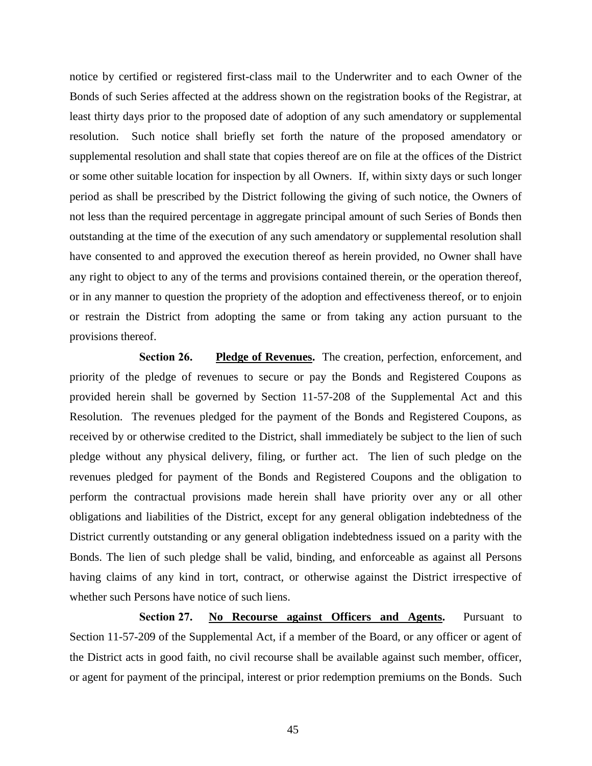notice by certified or registered first-class mail to the Underwriter and to each Owner of the Bonds of such Series affected at the address shown on the registration books of the Registrar, at least thirty days prior to the proposed date of adoption of any such amendatory or supplemental resolution. Such notice shall briefly set forth the nature of the proposed amendatory or supplemental resolution and shall state that copies thereof are on file at the offices of the District or some other suitable location for inspection by all Owners. If, within sixty days or such longer period as shall be prescribed by the District following the giving of such notice, the Owners of not less than the required percentage in aggregate principal amount of such Series of Bonds then outstanding at the time of the execution of any such amendatory or supplemental resolution shall have consented to and approved the execution thereof as herein provided, no Owner shall have any right to object to any of the terms and provisions contained therein, or the operation thereof, or in any manner to question the propriety of the adoption and effectiveness thereof, or to enjoin or restrain the District from adopting the same or from taking any action pursuant to the provisions thereof.

**Section 26.** **Pledge of Revenues.** The creation, perfection, enforcement, and priority of the pledge of revenues to secure or pay the Bonds and Registered Coupons as provided herein shall be governed by Section 11-57-208 of the Supplemental Act and this Resolution. The revenues pledged for the payment of the Bonds and Registered Coupons, as received by or otherwise credited to the District, shall immediately be subject to the lien of such pledge without any physical delivery, filing, or further act. The lien of such pledge on the revenues pledged for payment of the Bonds and Registered Coupons and the obligation to perform the contractual provisions made herein shall have priority over any or all other obligations and liabilities of the District, except for any general obligation indebtedness of the District currently outstanding or any general obligation indebtedness issued on a parity with the Bonds. The lien of such pledge shall be valid, binding, and enforceable as against all Persons having claims of any kind in tort, contract, or otherwise against the District irrespective of whether such Persons have notice of such liens.

**Section 27.** **No Recourse against Officers and Agents.** Pursuant to Section 11-57-209 of the Supplemental Act, if a member of the Board, or any officer or agent of the District acts in good faith, no civil recourse shall be available against such member, officer, or agent for payment of the principal, interest or prior redemption premiums on the Bonds. Such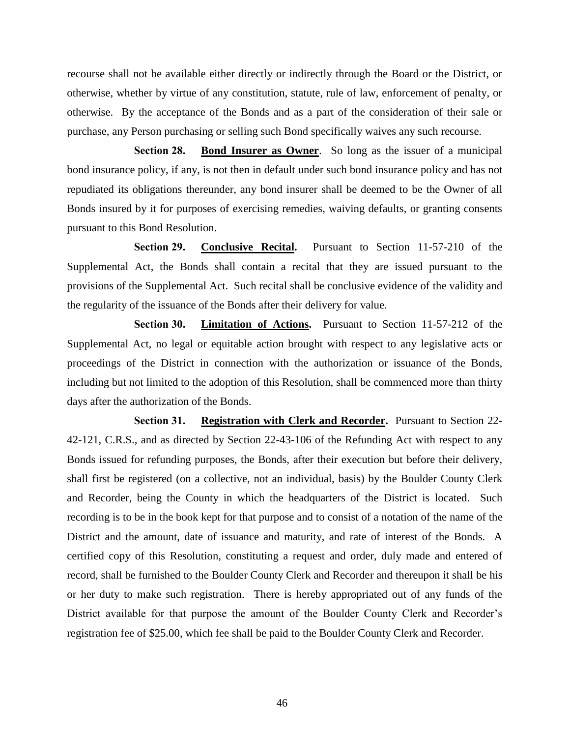recourse shall not be available either directly or indirectly through the Board or the District, or otherwise, whether by virtue of any constitution, statute, rule of law, enforcement of penalty, or otherwise. By the acceptance of the Bonds and as a part of the consideration of their sale or purchase, any Person purchasing or selling such Bond specifically waives any such recourse.

**Section 28. Bond Insurer as Owner**. So long as the issuer of a municipal bond insurance policy, if any, is not then in default under such bond insurance policy and has not repudiated its obligations thereunder, any bond insurer shall be deemed to be the Owner of all Bonds insured by it for purposes of exercising remedies, waiving defaults, or granting consents pursuant to this Bond Resolution.

**Section 29. Conclusive Recital.** Pursuant to Section 11-57-210 of the Supplemental Act, the Bonds shall contain a recital that they are issued pursuant to the provisions of the Supplemental Act. Such recital shall be conclusive evidence of the validity and the regularity of the issuance of the Bonds after their delivery for value.

**Section 30. Limitation of Actions.** Pursuant to Section 11-57-212 of the Supplemental Act, no legal or equitable action brought with respect to any legislative acts or proceedings of the District in connection with the authorization or issuance of the Bonds, including but not limited to the adoption of this Resolution, shall be commenced more than thirty days after the authorization of the Bonds.

**Section 31. Registration with Clerk and Recorder.** Pursuant to Section 22-42-121, C.R.S., and as directed by Section 22-43-106 of the Refunding Act with respect to any Bonds issued for refunding purposes, the Bonds, after their execution but before their delivery, shall first be registered (on a collective, not an individual, basis) by the Boulder County Clerk and Recorder, being the County in which the headquarters of the District is located. Such recording is to be in the book kept for that purpose and to consist of a notation of the name of the District and the amount, date of issuance and maturity, and rate of interest of the Bonds. A certified copy of this Resolution, constituting a request and order, duly made and entered of record, shall be furnished to the Boulder County Clerk and Recorder and thereupon it shall be his or her duty to make such registration. There is hereby appropriated out of any funds of the District available for that purpose the amount of the Boulder County Clerk and Recorder's registration fee of $25.00, which fee shall be paid to the Boulder County Clerk and Recorder.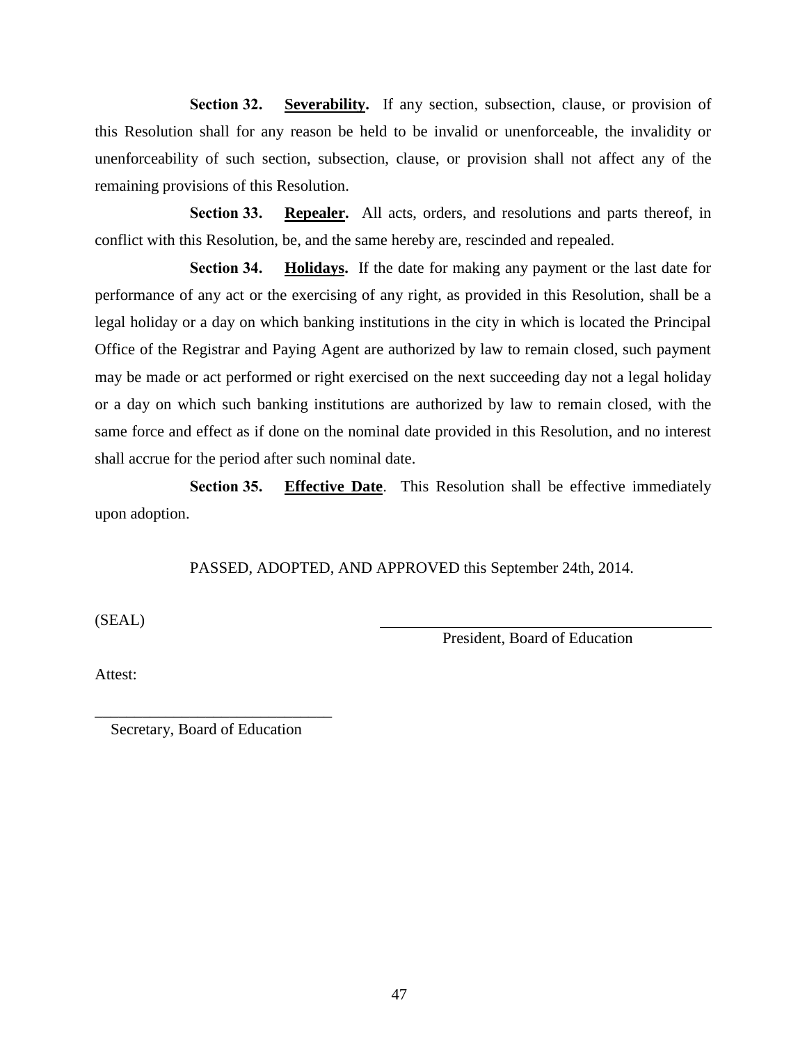**Section 32.** **Severability.** If any section, subsection, clause, or provision of this Resolution shall for any reason be held to be invalid or unenforceable, the invalidity or unenforceability of such section, subsection, clause, or provision shall not affect any of the remaining provisions of this Resolution.

**Section 33.** **Repealer.** All acts, orders, and resolutions and parts thereof, in conflict with this Resolution, be, and the same hereby are, rescinded and repealed.

**Section 34.** **Holidays.** If the date for making any payment or the last date for performance of any act or the exercising of any right, as provided in this Resolution, shall be a legal holiday or a day on which banking institutions in the city in which is located the Principal Office of the Registrar and Paying Agent are authorized by law to remain closed, such payment may be made or act performed or right exercised on the next succeeding day not a legal holiday or a day on which such banking institutions are authorized by law to remain closed, with the same force and effect as if done on the nominal date provided in this Resolution, and no interest shall accrue for the period after such nominal date.

**Section 35.** **Effective Date**. This Resolution shall be effective immediately upon adoption.

PASSED, ADOPTED, AND APPROVED this September 24th, 2014.

(SEAL)

\_\_\_\_\_\_\_\_\_\_\_\_\_\_\_\_\_\_\_\_\_\_\_\_\_\_\_\_\_\_\_\_\_\_\_\_\_\_\_\_\_\_\_\_
President, Board of Education

Attest:

\_\_\_\_\_\_\_\_\_\_\_\_\_\_\_\_\_\_\_\_\_\_\_\_\_\_\_\_\_\_
Secretary, Board of Education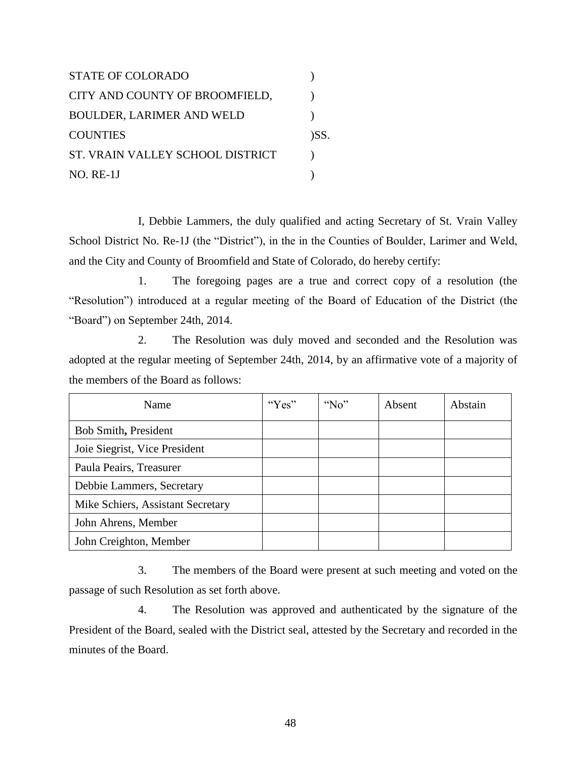STATE OF COLORADO )
CITY AND COUNTY OF BROOMFIELD, )
BOULDER, LARIMER AND WELD )
COUNTIES )SS.
ST. VRAIN VALLEY SCHOOL DISTRICT )
NO. RE-1J )

I, Debbie Lammers, the duly qualified and acting Secretary of St. Vrain Valley School District No. Re-1J (the "District"), in the in the Counties of Boulder, Larimer and Weld, and the City and County of Broomfield and State of Colorado, do hereby certify:

1. The foregoing pages are a true and correct copy of a resolution (the "Resolution") introduced at a regular meeting of the Board of Education of the District (the "Board") on September 24th, 2014.

2. The Resolution was duly moved and seconded and the Resolution was adopted at the regular meeting of September 24th, 2014, by an affirmative vote of a majority of the members of the Board as follows:

| Name | "Yes" | "No" | Absent | Abstain |
|---|---|---|---|---|
| Bob Smith, President | | | | |
| Joie Siegrist, Vice President | | | | |
| Paula Peairs, Treasurer | | | | |
| Debbie Lammers, Secretary | | | | |
| Mike Schiers, Assistant Secretary | | | | |
| John Ahrens, Member | | | | |
| John Creighton, Member | | | | |

3. The members of the Board were present at such meeting and voted on the passage of such Resolution as set forth above.

4. The Resolution was approved and authenticated by the signature of the President of the Board, sealed with the District seal, attested by the Secretary and recorded in the minutes of the Board.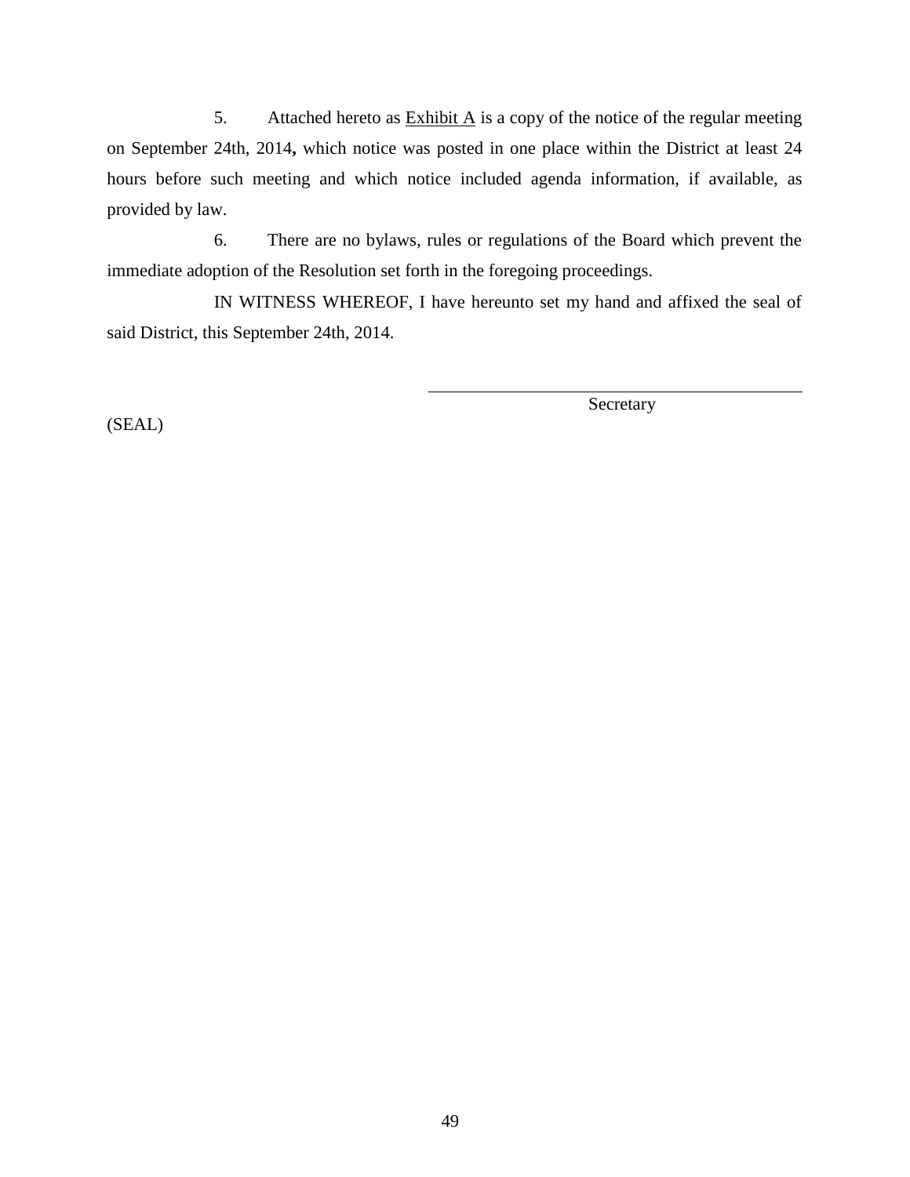5. Attached hereto as Exhibit A is a copy of the notice of the regular meeting on September 24th, 2014**,** which notice was posted in one place within the District at least 24 hours before such meeting and which notice included agenda information, if available, as provided by law.

6. There are no bylaws, rules or regulations of the Board which prevent the immediate adoption of the Resolution set forth in the foregoing proceedings.

IN WITNESS WHEREOF, I have hereunto set my hand and affixed the seal of said District, this September 24th, 2014.

\_\_\_\_\_\_\_\_\_\_\_\_\_\_\_\_\_\_\_\_\_\_\_\_\_\_\_\_\_\_\_\_\_\_\_\_

Secretary

(SEAL)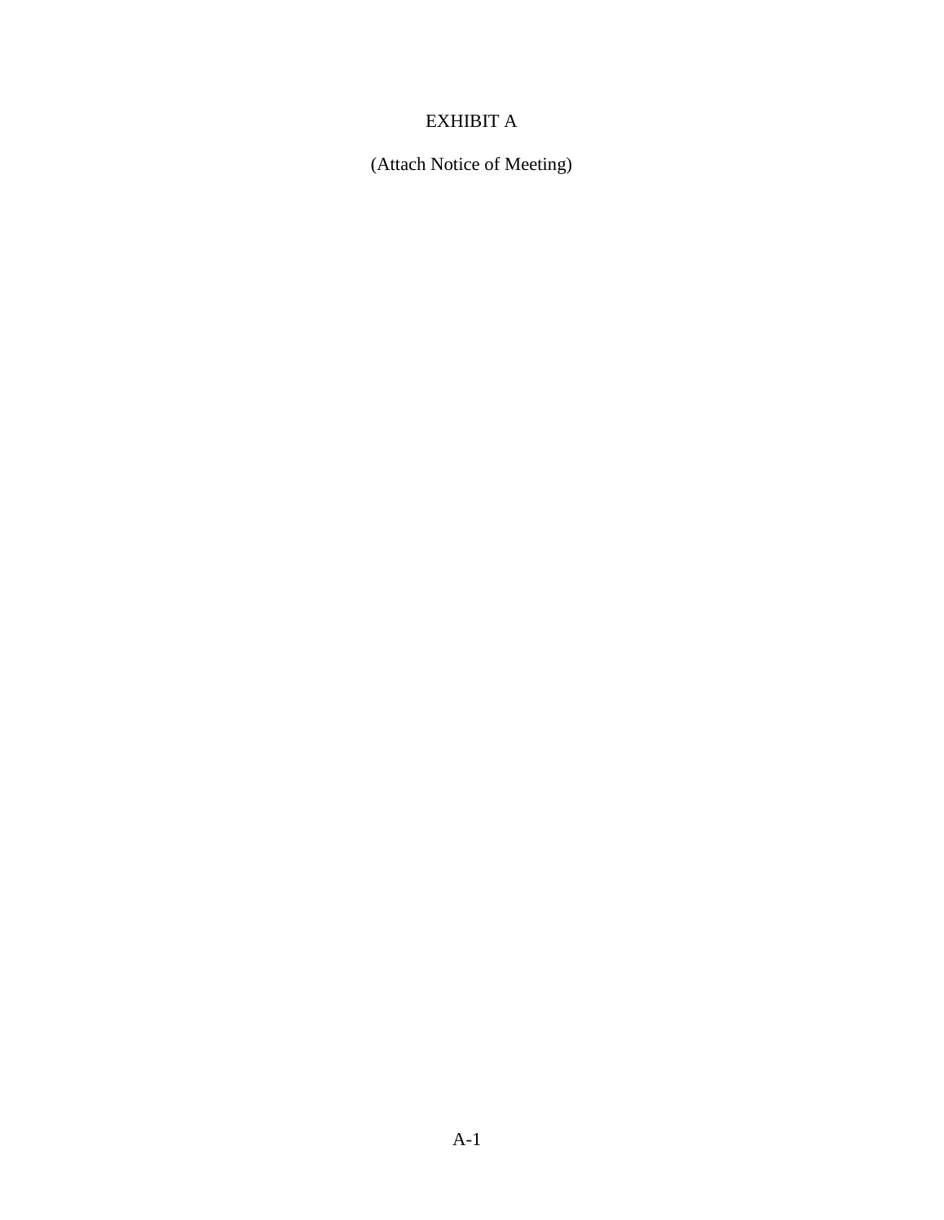# EXHIBIT A

(Attach Notice of Meeting)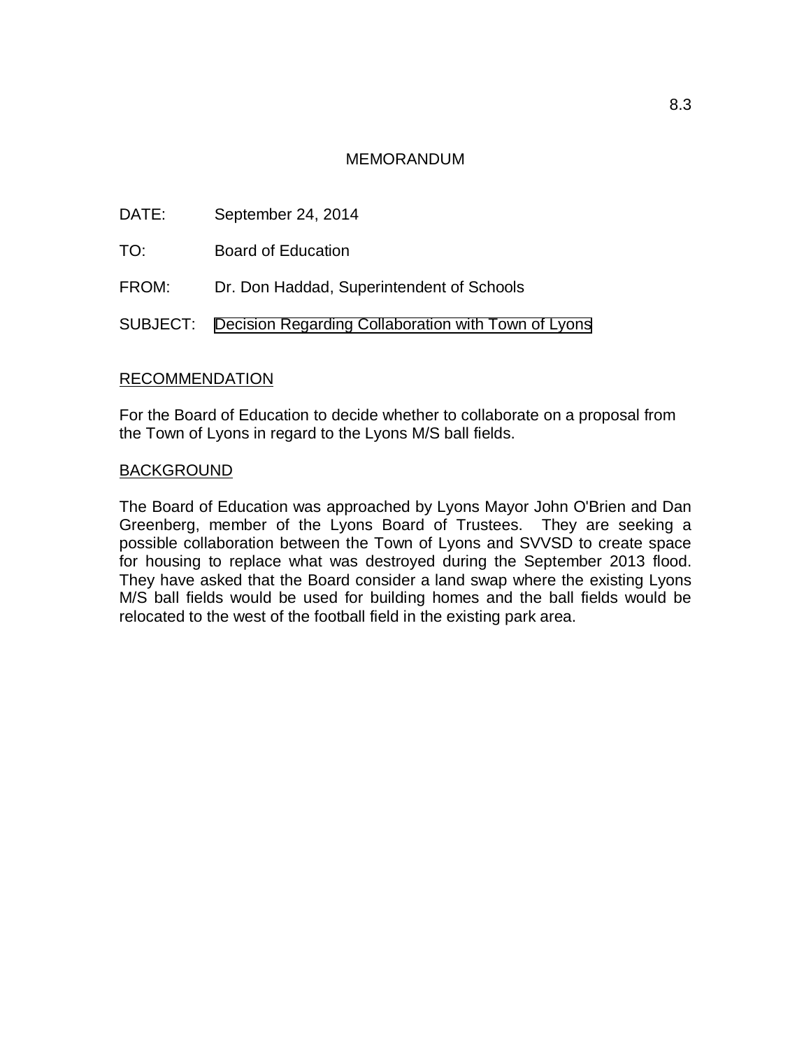# MEMORANDUM

DATE: September 24, 2014

TO: Board of Education

FROM: Dr. Don Haddad, Superintendent of Schools

SUBJECT: Decision Regarding Collaboration with Town of Lyons

## RECOMMENDATION

For the Board of Education to decide whether to collaborate on a proposal from the Town of Lyons in regard to the Lyons M/S ball fields.

## BACKGROUND

The Board of Education was approached by Lyons Mayor John O'Brien and Dan Greenberg, member of the Lyons Board of Trustees. They are seeking a possible collaboration between the Town of Lyons and SVVSD to create space for housing to replace what was destroyed during the September 2013 flood. They have asked that the Board consider a land swap where the existing Lyons M/S ball fields would be used for building homes and the ball fields would be relocated to the west of the football field in the existing park area.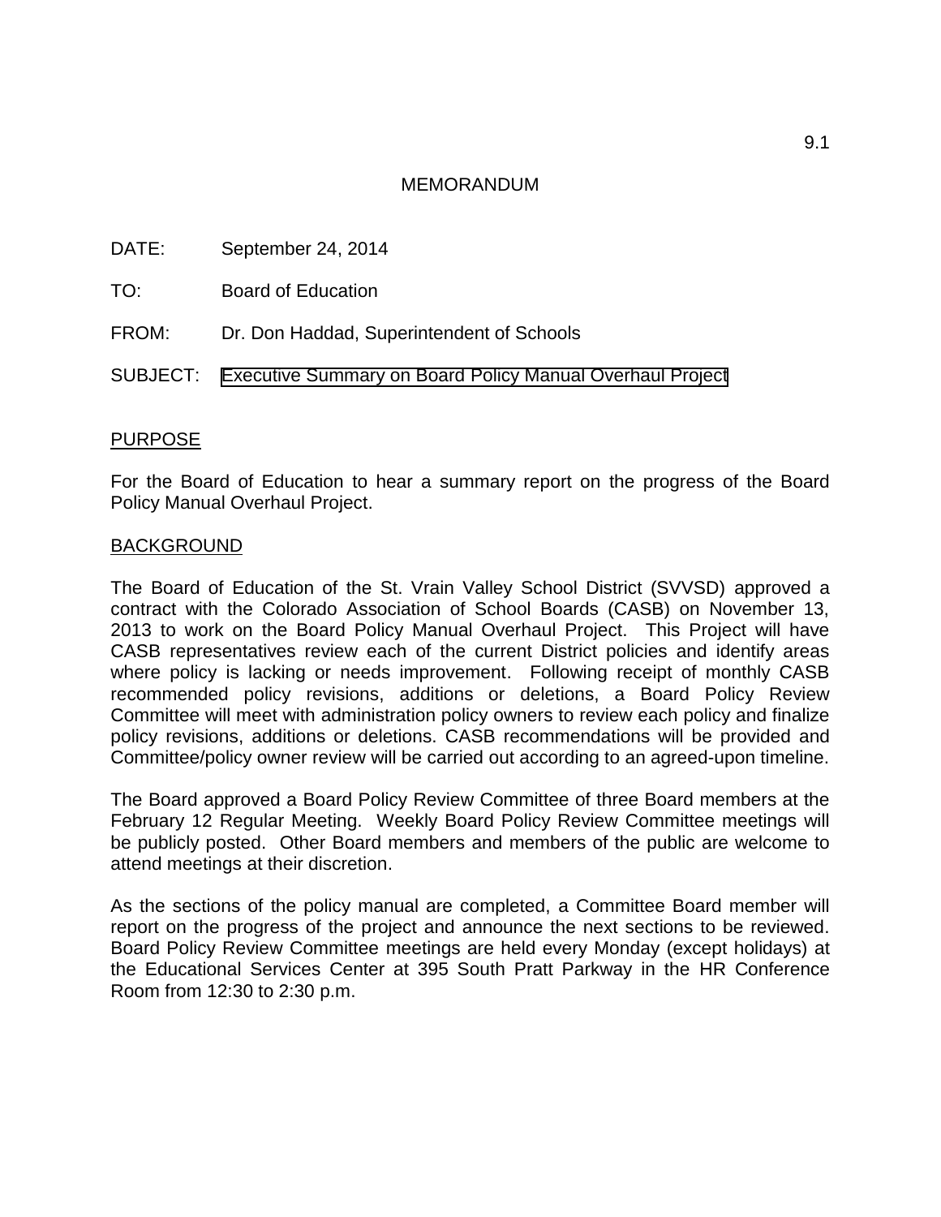9.1

# MEMORANDUM

DATE: September 24, 2014

TO: Board of Education

FROM: Dr. Don Haddad, Superintendent of Schools

SUBJECT: Executive Summary on Board Policy Manual Overhaul Project

## PURPOSE

For the Board of Education to hear a summary report on the progress of the Board Policy Manual Overhaul Project.

## BACKGROUND

The Board of Education of the St. Vrain Valley School District (SVVSD) approved a contract with the Colorado Association of School Boards (CASB) on November 13, 2013 to work on the Board Policy Manual Overhaul Project. This Project will have CASB representatives review each of the current District policies and identify areas where policy is lacking or needs improvement. Following receipt of monthly CASB recommended policy revisions, additions or deletions, a Board Policy Review Committee will meet with administration policy owners to review each policy and finalize policy revisions, additions or deletions. CASB recommendations will be provided and Committee/policy owner review will be carried out according to an agreed-upon timeline.

The Board approved a Board Policy Review Committee of three Board members at the February 12 Regular Meeting. Weekly Board Policy Review Committee meetings will be publicly posted. Other Board members and members of the public are welcome to attend meetings at their discretion.

As the sections of the policy manual are completed, a Committee Board member will report on the progress of the project and announce the next sections to be reviewed. Board Policy Review Committee meetings are held every Monday (except holidays) at the Educational Services Center at 395 South Pratt Parkway in the HR Conference Room from 12:30 to 2:30 p.m.